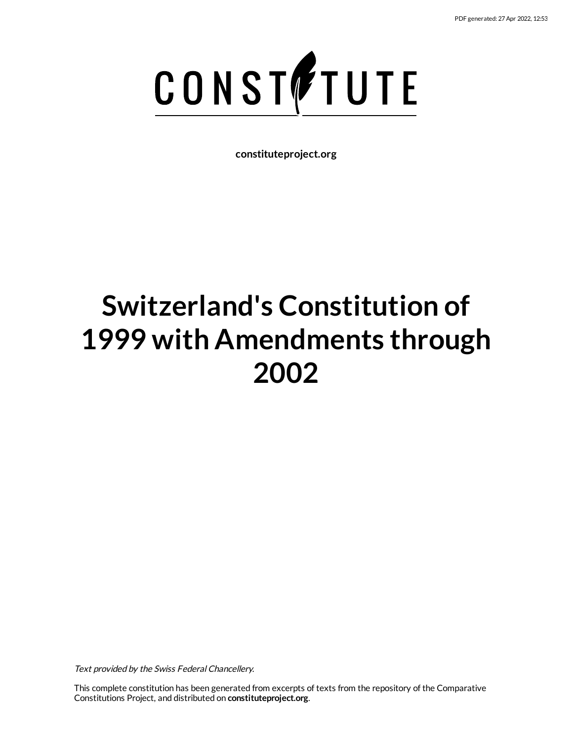PDF generated: 27 Apr 2022, 12:53

CONSTITUTE

**constituteproject.org**

# Switzerland's Constitution of 1999 with Amendments through 2002

*Text provided by the Swiss Federal Chancellery.*

This complete constitution has been generated from excerpts of texts from the repository of the Comparative Constitutions Project, and distributed on **constituteproject.org**.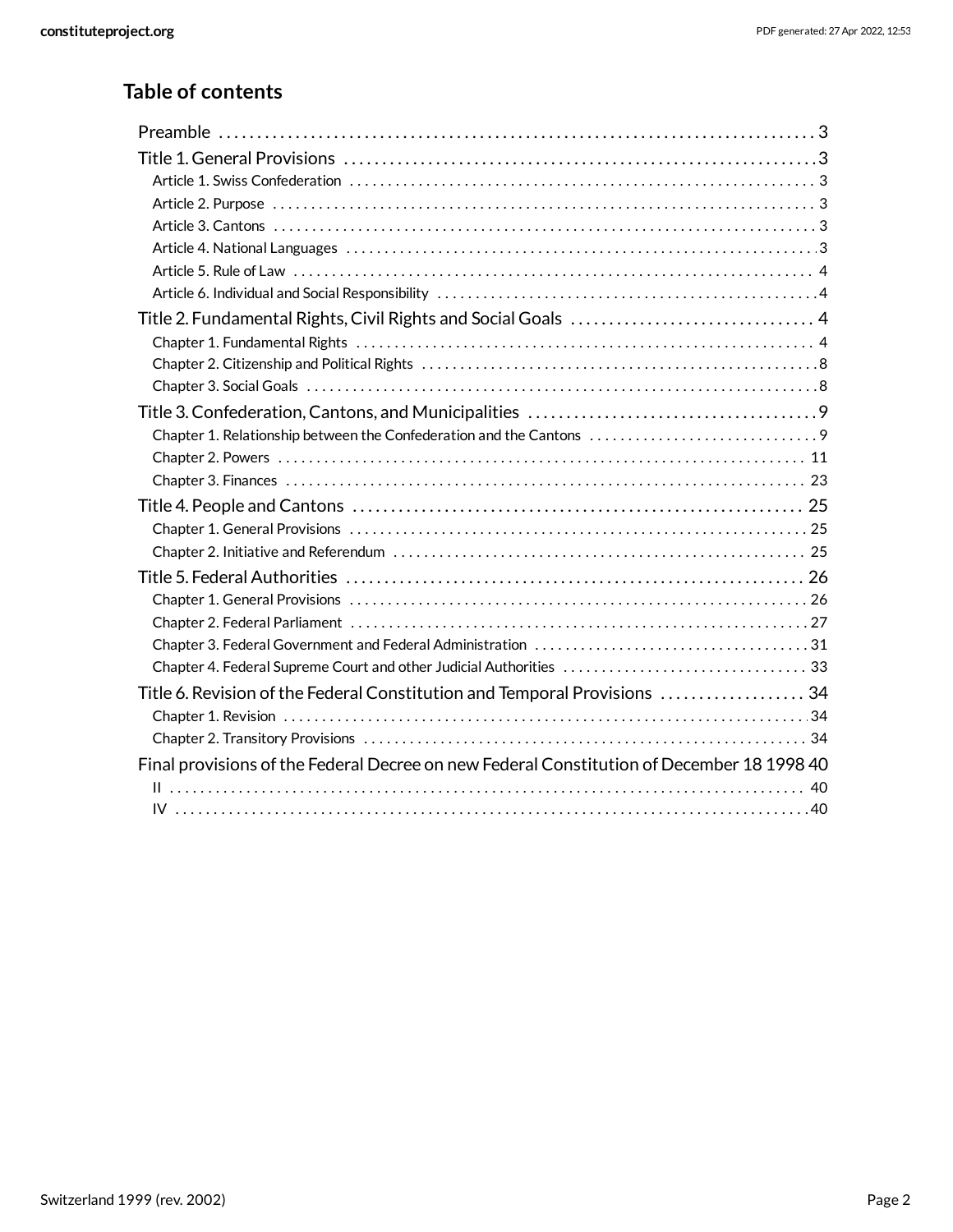## Table of contents

- Preamble . . . 3
- Title 1. General Provisions . . . 3
  - Article 1. Swiss Confederation . . . 3
  - Article 2. Purpose . . . 3
  - Article 3. Cantons . . . 3
  - Article 4. National Languages . . . 3
  - Article 5. Rule of Law . . . 4
  - Article 6. Individual and Social Responsibility . . . 4
- Title 2. Fundamental Rights, Civil Rights and Social Goals . . . 4
  - Chapter 1. Fundamental Rights . . . 4
  - Chapter 2. Citizenship and Political Rights . . . 8
  - Chapter 3. Social Goals . . . 8
- Title 3. Confederation, Cantons, and Municipalities . . . 9
  - Chapter 1. Relationship between the Confederation and the Cantons . . . 9
  - Chapter 2. Powers . . . 11
  - Chapter 3. Finances . . . 23
- Title 4. People and Cantons . . . 25
  - Chapter 1. General Provisions . . . 25
  - Chapter 2. Initiative and Referendum . . . 25
- Title 5. Federal Authorities . . . 26
  - Chapter 1. General Provisions . . . 26
  - Chapter 2. Federal Parliament . . . 27
  - Chapter 3. Federal Government and Federal Administration . . . 31
  - Chapter 4. Federal Supreme Court and other Judicial Authorities . . . 33
- Title 6. Revision of the Federal Constitution and Temporal Provisions . . . 34
  - Chapter 1. Revision . . . 34
  - Chapter 2. Transitory Provisions . . . 34
- Final provisions of the Federal Decree on new Federal Constitution of December 18 1998 40
  - II . . . 40
  - IV . . . 40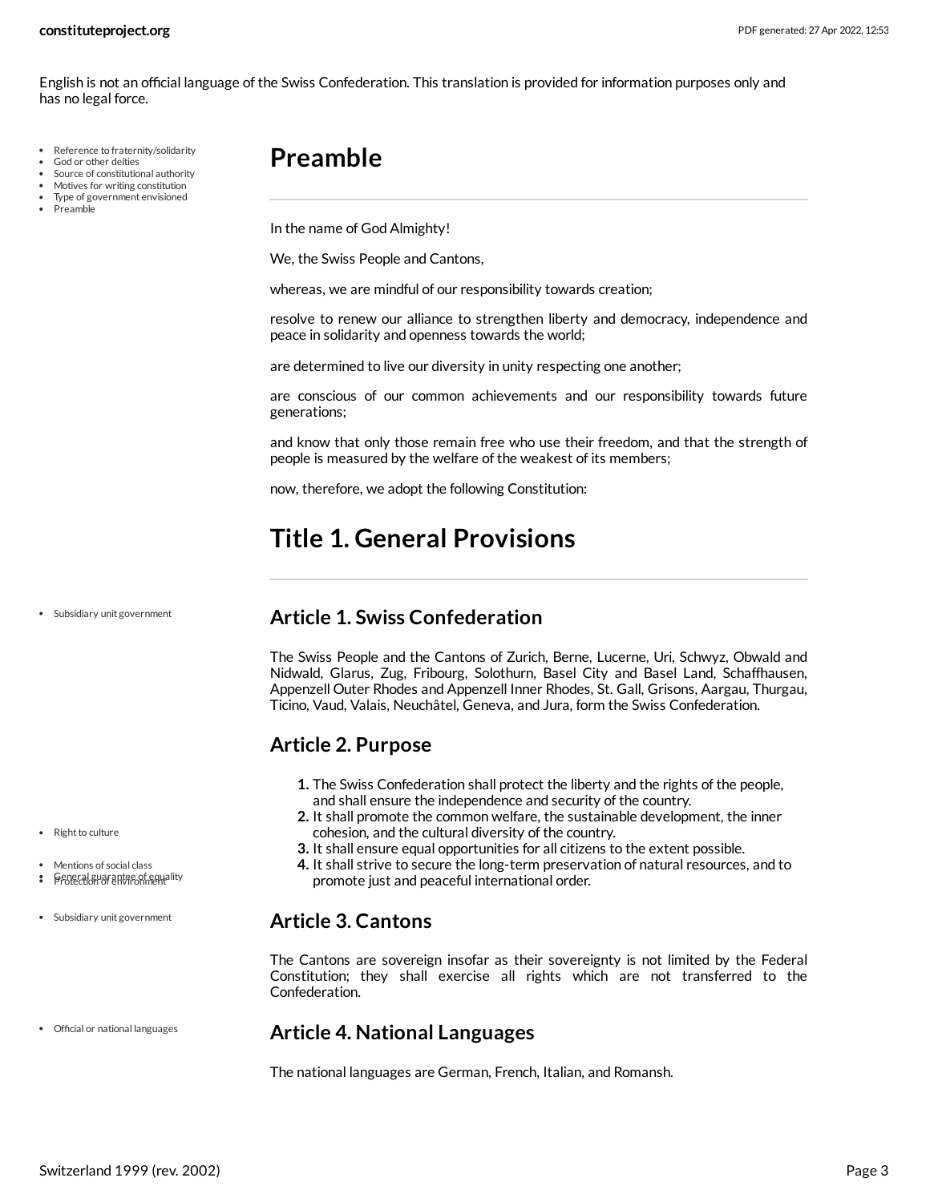English is not an official language of the Swiss Confederation. This translation is provided for information purposes only and has no legal force.

- Reference to fraternity/solidarity
- God or other deities
- Source of constitutional authority
- Motives for writing constitution
- Type of government envisioned
- Preamble

# Preamble

In the name of God Almighty!

We, the Swiss People and Cantons,

whereas, we are mindful of our responsibility towards creation;

resolve to renew our alliance to strengthen liberty and democracy, independence and peace in solidarity and openness towards the world;

are determined to live our diversity in unity respecting one another;

are conscious of our common achievements and our responsibility towards future generations;

and know that only those remain free who use their freedom, and that the strength of people is measured by the welfare of the weakest of its members;

now, therefore, we adopt the following Constitution:

# Title 1. General Provisions

- Subsidiary unit government

## Article 1. Swiss Confederation

The Swiss People and the Cantons of Zurich, Berne, Lucerne, Uri, Schwyz, Obwald and Nidwald, Glarus, Zug, Fribourg, Solothurn, Basel City and Basel Land, Schaffhausen, Appenzell Outer Rhodes and Appenzell Inner Rhodes, St. Gall, Grisons, Aargau, Thurgau, Ticino, Vaud, Valais, Neuchâtel, Geneva, and Jura, form the Swiss Confederation.

## Article 2. Purpose

- Right to culture
- Mentions of social class
- General guarantee of equality
- Protection of environment

1. The Swiss Confederation shall protect the liberty and the rights of the people, and shall ensure the independence and security of the country.
2. It shall promote the common welfare, the sustainable development, the inner cohesion, and the cultural diversity of the country.
3. It shall ensure equal opportunities for all citizens to the extent possible.
4. It shall strive to secure the long-term preservation of natural resources, and to promote just and peaceful international order.

- Subsidiary unit government

## Article 3. Cantons

The Cantons are sovereign insofar as their sovereignty is not limited by the Federal Constitution; they shall exercise all rights which are not transferred to the Confederation.

- Official or national languages

## Article 4. National Languages

The national languages are German, French, Italian, and Romansh.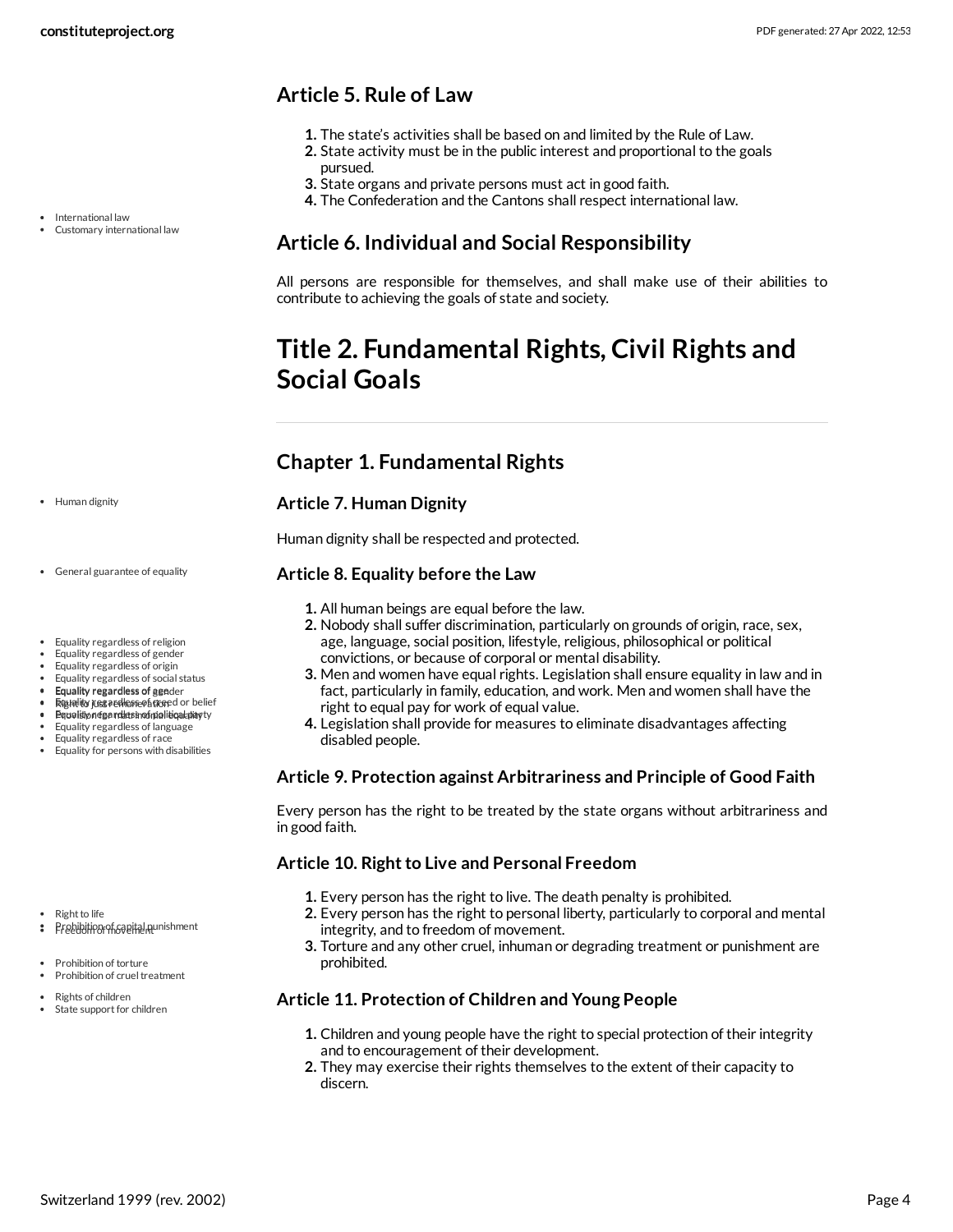## Article 5. Rule of Law

1. The state's activities shall be based on and limited by the Rule of Law.
2. State activity must be in the public interest and proportional to the goals pursued.
3. State organs and private persons must act in good faith.
4. The Confederation and the Cantons shall respect international law.

## Article 6. Individual and Social Responsibility

All persons are responsible for themselves, and shall make use of their abilities to contribute to achieving the goals of state and society.

# Title 2. Fundamental Rights, Civil Rights and Social Goals

## Chapter 1. Fundamental Rights

### Article 7. Human Dignity

Human dignity shall be respected and protected.

### Article 8. Equality before the Law

1. All human beings are equal before the law.
2. Nobody shall suffer discrimination, particularly on grounds of origin, race, sex, age, language, social position, lifestyle, religious, philosophical or political convictions, or because of corporal or mental disability.
3. Men and women have equal rights. Legislation shall ensure equality in law and in fact, particularly in family, education, and work. Men and women shall have the right to equal pay for work of equal value.
4. Legislation shall provide for measures to eliminate disadvantages affecting disabled people.

### Article 9. Protection against Arbitrariness and Principle of Good Faith

Every person has the right to be treated by the state organs without arbitrariness and in good faith.

### Article 10. Right to Live and Personal Freedom

1. Every person has the right to live. The death penalty is prohibited.
2. Every person has the right to personal liberty, particularly to corporal and mental integrity, and to freedom of movement.
3. Torture and any other cruel, inhuman or degrading treatment or punishment are prohibited.

### Article 11. Protection of Children and Young People

1. Children and young people have the right to special protection of their integrity and to encouragement of their development.
2. They may exercise their rights themselves to the extent of their capacity to discern.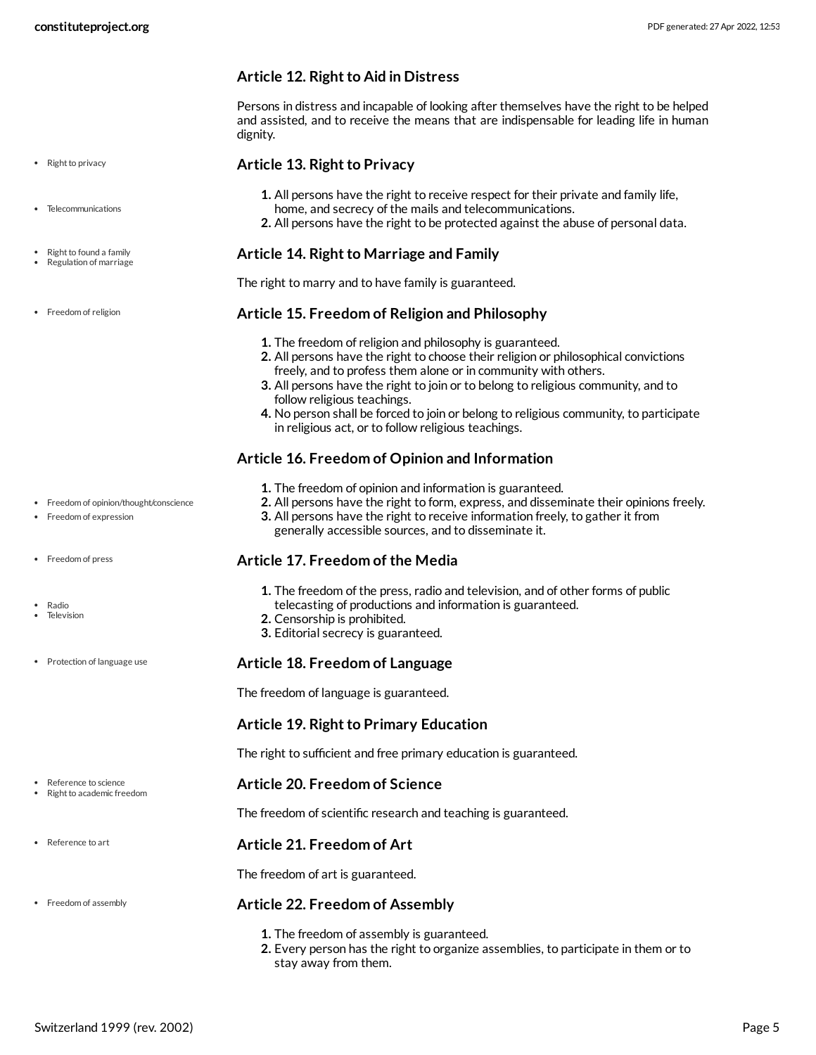### Article 12. Right to Aid in Distress

Persons in distress and incapable of looking after themselves have the right to be helped and assisted, and to receive the means that are indispensable for leading life in human dignity.

### Article 13. Right to Privacy

1. All persons have the right to receive respect for their private and family life, home, and secrecy of the mails and telecommunications.
2. All persons have the right to be protected against the abuse of personal data.

### Article 14. Right to Marriage and Family

The right to marry and to have family is guaranteed.

### Article 15. Freedom of Religion and Philosophy

1. The freedom of religion and philosophy is guaranteed.
2. All persons have the right to choose their religion or philosophical convictions freely, and to profess them alone or in community with others.
3. All persons have the right to join or to belong to religious community, and to follow religious teachings.
4. No person shall be forced to join or belong to religious community, to participate in religious act, or to follow religious teachings.

### Article 16. Freedom of Opinion and Information

1. The freedom of opinion and information is guaranteed.
2. All persons have the right to form, express, and disseminate their opinions freely.
3. All persons have the right to receive information freely, to gather it from generally accessible sources, and to disseminate it.

### Article 17. Freedom of the Media

1. The freedom of the press, radio and television, and of other forms of public telecasting of productions and information is guaranteed.
2. Censorship is prohibited.
3. Editorial secrecy is guaranteed.

### Article 18. Freedom of Language

The freedom of language is guaranteed.

### Article 19. Right to Primary Education

The right to sufficient and free primary education is guaranteed.

### Article 20. Freedom of Science

The freedom of scientific research and teaching is guaranteed.

### Article 21. Freedom of Art

The freedom of art is guaranteed.

### Article 22. Freedom of Assembly

1. The freedom of assembly is guaranteed.
2. Every person has the right to organize assemblies, to participate in them or to stay away from them.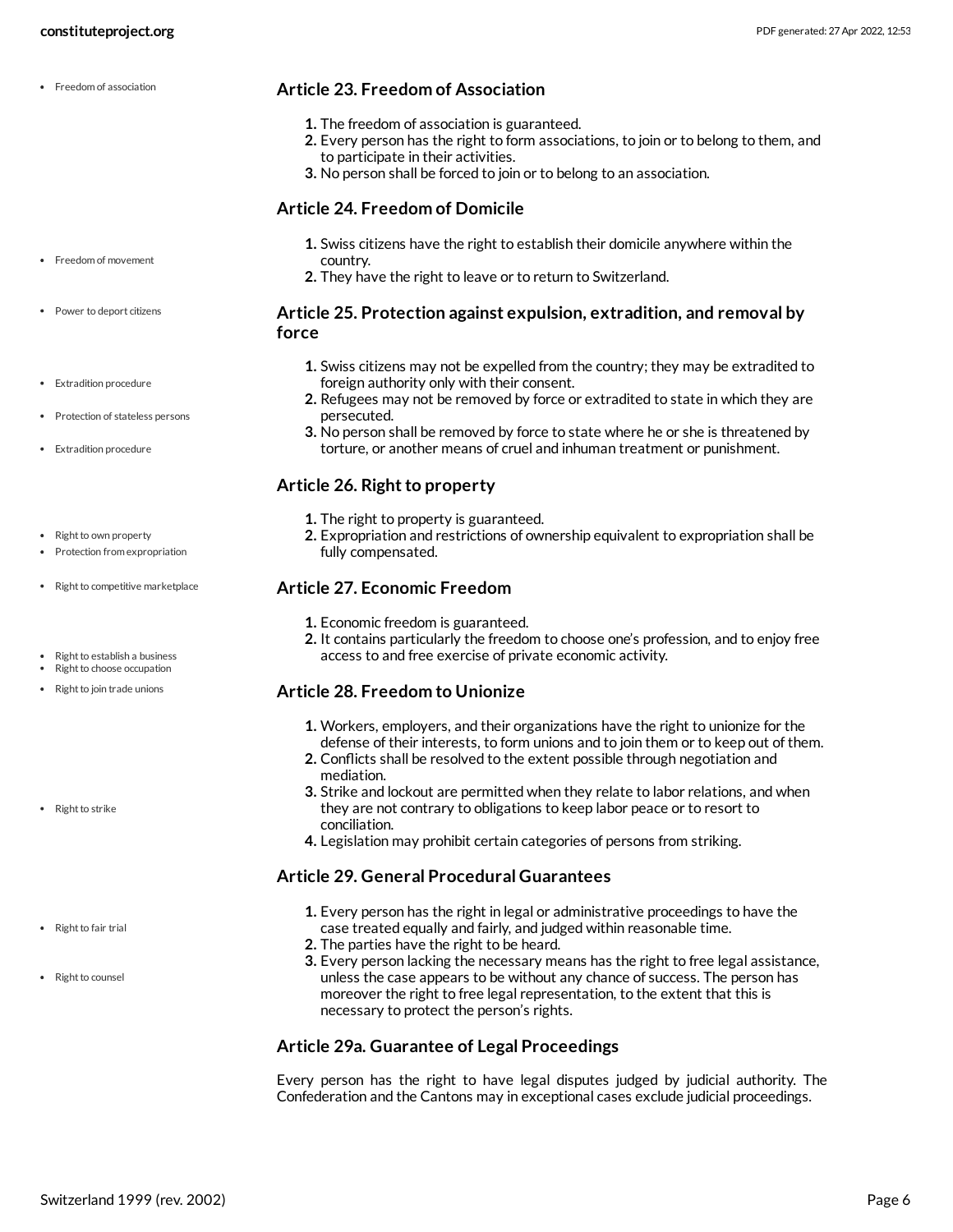### Article 23. Freedom of Association

1. The freedom of association is guaranteed.
2. Every person has the right to form associations, to join or to belong to them, and to participate in their activities.
3. No person shall be forced to join or to belong to an association.

### Article 24. Freedom of Domicile

1. Swiss citizens have the right to establish their domicile anywhere within the country.
2. They have the right to leave or to return to Switzerland.

### Article 25. Protection against expulsion, extradition, and removal by force

1. Swiss citizens may not be expelled from the country; they may be extradited to foreign authority only with their consent.
2. Refugees may not be removed by force or extradited to state in which they are persecuted.
3. No person shall be removed by force to state where he or she is threatened by torture, or another means of cruel and inhuman treatment or punishment.

### Article 26. Right to property

1. The right to property is guaranteed.
2. Expropriation and restrictions of ownership equivalent to expropriation shall be fully compensated.

### Article 27. Economic Freedom

1. Economic freedom is guaranteed.
2. It contains particularly the freedom to choose one's profession, and to enjoy free access to and free exercise of private economic activity.

### Article 28. Freedom to Unionize

1. Workers, employers, and their organizations have the right to unionize for the defense of their interests, to form unions and to join them or to keep out of them.
2. Conflicts shall be resolved to the extent possible through negotiation and mediation.
3. Strike and lockout are permitted when they relate to labor relations, and when they are not contrary to obligations to keep labor peace or to resort to conciliation.
4. Legislation may prohibit certain categories of persons from striking.

### Article 29. General Procedural Guarantees

1. Every person has the right in legal or administrative proceedings to have the case treated equally and fairly, and judged within reasonable time.
2. The parties have the right to be heard.
3. Every person lacking the necessary means has the right to free legal assistance, unless the case appears to be without any chance of success. The person has moreover the right to free legal representation, to the extent that this is necessary to protect the person's rights.

### Article 29a. Guarantee of Legal Proceedings

Every person has the right to have legal disputes judged by judicial authority. The Confederation and the Cantons may in exceptional cases exclude judicial proceedings.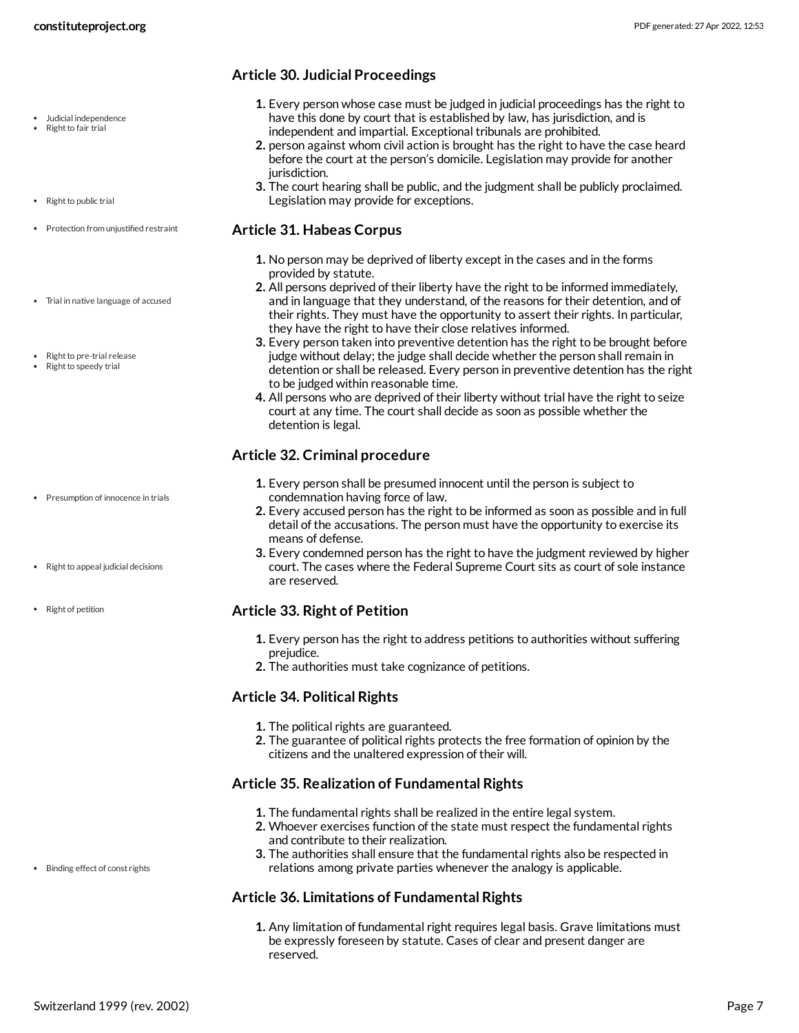## Article 30. Judicial Proceedings

- Judicial independence
- Right to fair trial

1. Every person whose case must be judged in judicial proceedings has the right to have this done by court that is established by law, has jurisdiction, and is independent and impartial. Exceptional tribunals are prohibited.
2. person against whom civil action is brought has the right to have the case heard before the court at the person's domicile. Legislation may provide for another jurisdiction.
3. The court hearing shall be public, and the judgment shall be publicly proclaimed. Legislation may provide for exceptions.

- Right to public trial

## Article 31. Habeas Corpus

- Protection from unjustified restraint

1. No person may be deprived of liberty except in the cases and in the forms provided by statute.
2. All persons deprived of their liberty have the right to be informed immediately, and in language that they understand, of the reasons for their detention, and of their rights. They must have the opportunity to assert their rights. In particular, they have the right to have their close relatives informed.
3. Every person taken into preventive detention has the right to be brought before judge without delay; the judge shall decide whether the person shall remain in detention or shall be released. Every person in preventive detention has the right to be judged within reasonable time.
4. All persons who are deprived of their liberty without trial have the right to seize court at any time. The court shall decide as soon as possible whether the detention is legal.

- Trial in native language of accused
- Right to pre-trial release
- Right to speedy trial

## Article 32. Criminal procedure

- Presumption of innocence in trials

1. Every person shall be presumed innocent until the person is subject to condemnation having force of law.
2. Every accused person has the right to be informed as soon as possible and in full detail of the accusations. The person must have the opportunity to exercise its means of defense.
3. Every condemned person has the right to have the judgment reviewed by higher court. The cases where the Federal Supreme Court sits as court of sole instance are reserved.

- Right to appeal judicial decisions

## Article 33. Right of Petition

- Right of petition

1. Every person has the right to address petitions to authorities without suffering prejudice.
2. The authorities must take cognizance of petitions.

## Article 34. Political Rights

1. The political rights are guaranteed.
2. The guarantee of political rights protects the free formation of opinion by the citizens and the unaltered expression of their will.

## Article 35. Realization of Fundamental Rights

1. The fundamental rights shall be realized in the entire legal system.
2. Whoever exercises function of the state must respect the fundamental rights and contribute to their realization.
3. The authorities shall ensure that the fundamental rights also be respected in relations among private parties whenever the analogy is applicable.

- Binding effect of const rights

## Article 36. Limitations of Fundamental Rights

1. Any limitation of fundamental right requires legal basis. Grave limitations must be expressly foreseen by statute. Cases of clear and present danger are reserved.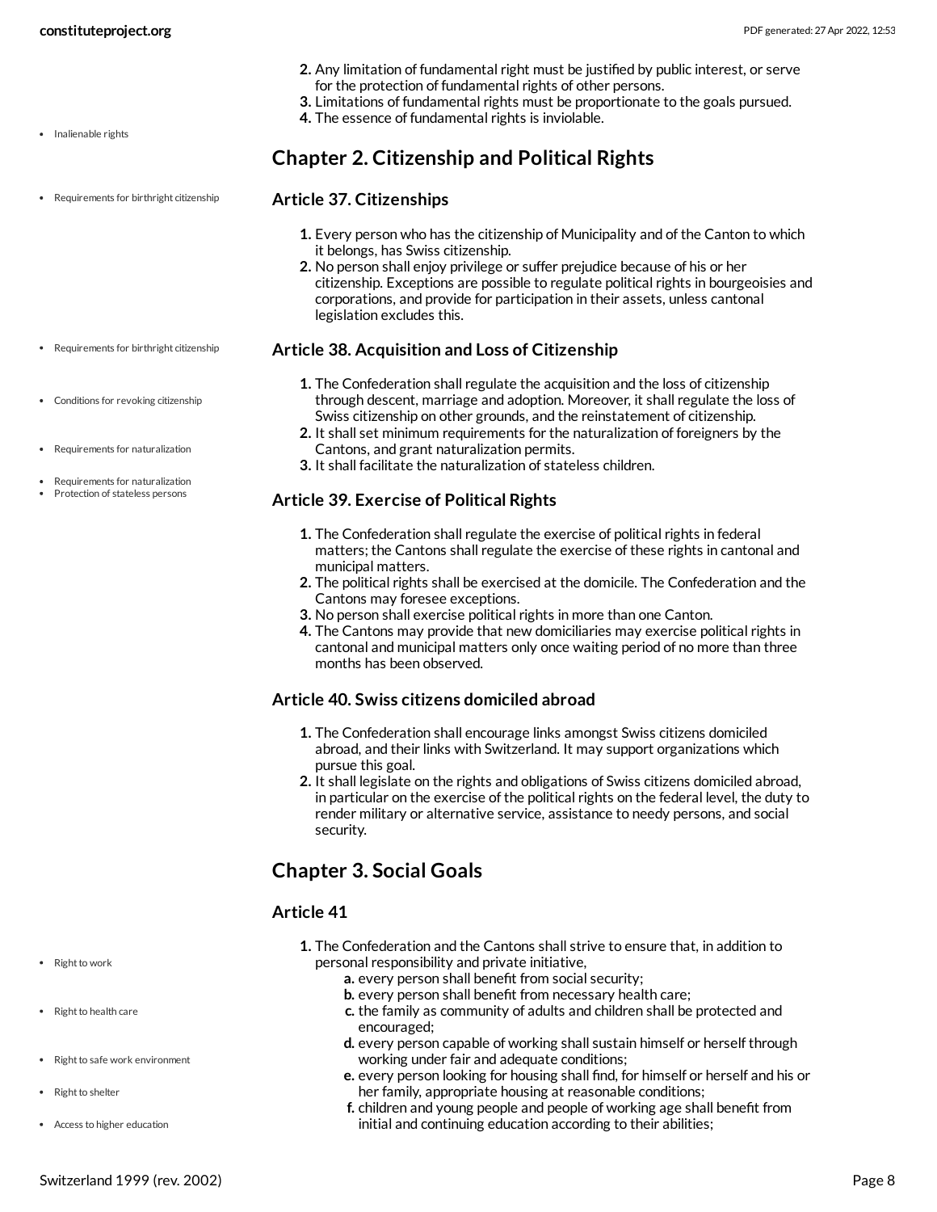2. Any limitation of fundamental right must be justified by public interest, or serve for the protection of fundamental rights of other persons.
3. Limitations of fundamental rights must be proportionate to the goals pursued.
4. The essence of fundamental rights is inviolable.

- Inalienable rights

## Chapter 2. Citizenship and Political Rights

- Requirements for birthright citizenship

### Article 37. Citizenships

1. Every person who has the citizenship of Municipality and of the Canton to which it belongs, has Swiss citizenship.
2. No person shall enjoy privilege or suffer prejudice because of his or her citizenship. Exceptions are possible to regulate political rights in bourgeoisies and corporations, and provide for participation in their assets, unless cantonal legislation excludes this.

- Requirements for birthright citizenship

### Article 38. Acquisition and Loss of Citizenship

- Conditions for revoking citizenship
- Requirements for naturalization
- Requirements for naturalization
- Protection of stateless persons

1. The Confederation shall regulate the acquisition and the loss of citizenship through descent, marriage and adoption. Moreover, it shall regulate the loss of Swiss citizenship on other grounds, and the reinstatement of citizenship.
2. It shall set minimum requirements for the naturalization of foreigners by the Cantons, and grant naturalization permits.
3. It shall facilitate the naturalization of stateless children.

### Article 39. Exercise of Political Rights

1. The Confederation shall regulate the exercise of political rights in federal matters; the Cantons shall regulate the exercise of these rights in cantonal and municipal matters.
2. The political rights shall be exercised at the domicile. The Confederation and the Cantons may foresee exceptions.
3. No person shall exercise political rights in more than one Canton.
4. The Cantons may provide that new domiciliaries may exercise political rights in cantonal and municipal matters only once waiting period of no more than three months has been observed.

### Article 40. Swiss citizens domiciled abroad

1. The Confederation shall encourage links amongst Swiss citizens domiciled abroad, and their links with Switzerland. It may support organizations which pursue this goal.
2. It shall legislate on the rights and obligations of Swiss citizens domiciled abroad, in particular on the exercise of the political rights on the federal level, the duty to render military or alternative service, assistance to needy persons, and social security.

## Chapter 3. Social Goals

### Article 41

- Right to work
- Right to health care
- Right to safe work environment
- Right to shelter
- Access to higher education

1. The Confederation and the Cantons shall strive to ensure that, in addition to personal responsibility and private initiative,
   a. every person shall benefit from social security;
   b. every person shall benefit from necessary health care;
   c. the family as community of adults and children shall be protected and encouraged;
   d. every person capable of working shall sustain himself or herself through working under fair and adequate conditions;
   e. every person looking for housing shall find, for himself or herself and his or her family, appropriate housing at reasonable conditions;
   f. children and young people and people of working age shall benefit from initial and continuing education according to their abilities;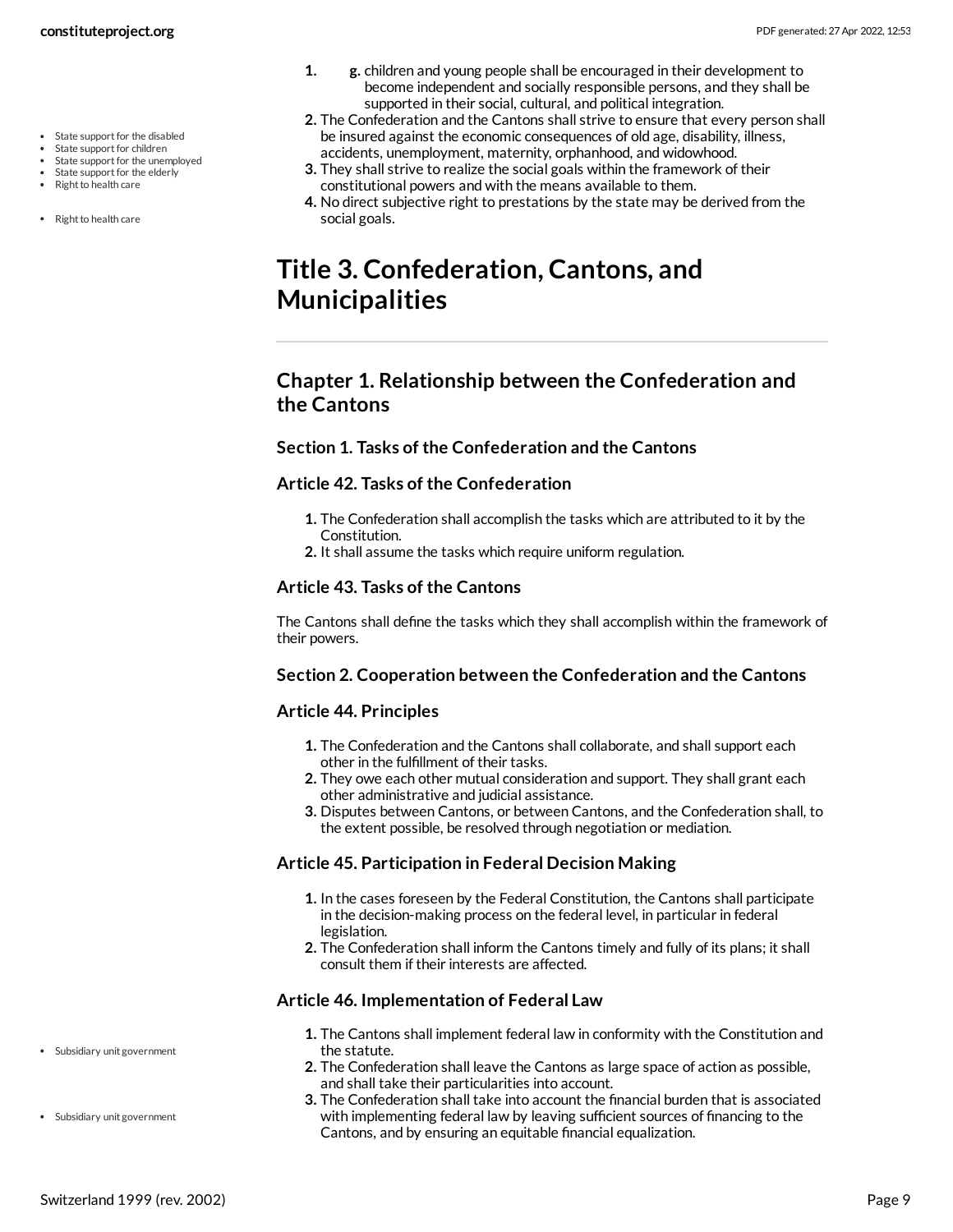1. g. children and young people shall be encouraged in their development to become independent and socially responsible persons, and they shall be supported in their social, cultural, and political integration.
2. The Confederation and the Cantons shall strive to ensure that every person shall be insured against the economic consequences of old age, disability, illness, accidents, unemployment, maternity, orphanhood, and widowhood.
3. They shall strive to realize the social goals within the framework of their constitutional powers and with the means available to them.
4. No direct subjective right to prestations by the state may be derived from the social goals.

- State support for the disabled
- State support for children
- State support for the unemployed
- State support for the elderly
- Right to health care

- Right to health care

# Title 3. Confederation, Cantons, and Municipalities

## Chapter 1. Relationship between the Confederation and the Cantons

### Section 1. Tasks of the Confederation and the Cantons

### Article 42. Tasks of the Confederation

1. The Confederation shall accomplish the tasks which are attributed to it by the Constitution.
2. It shall assume the tasks which require uniform regulation.

### Article 43. Tasks of the Cantons

The Cantons shall define the tasks which they shall accomplish within the framework of their powers.

### Section 2. Cooperation between the Confederation and the Cantons

### Article 44. Principles

1. The Confederation and the Cantons shall collaborate, and shall support each other in the fulfillment of their tasks.
2. They owe each other mutual consideration and support. They shall grant each other administrative and judicial assistance.
3. Disputes between Cantons, or between Cantons, and the Confederation shall, to the extent possible, be resolved through negotiation or mediation.

### Article 45. Participation in Federal Decision Making

1. In the cases foreseen by the Federal Constitution, the Cantons shall participate in the decision-making process on the federal level, in particular in federal legislation.
2. The Confederation shall inform the Cantons timely and fully of its plans; it shall consult them if their interests are affected.

### Article 46. Implementation of Federal Law

- Subsidiary unit government

1. The Cantons shall implement federal law in conformity with the Constitution and the statute.
2. The Confederation shall leave the Cantons as large space of action as possible, and shall take their particularities into account.

- Subsidiary unit government

3. The Confederation shall take into account the financial burden that is associated with implementing federal law by leaving sufficient sources of financing to the Cantons, and by ensuring an equitable financial equalization.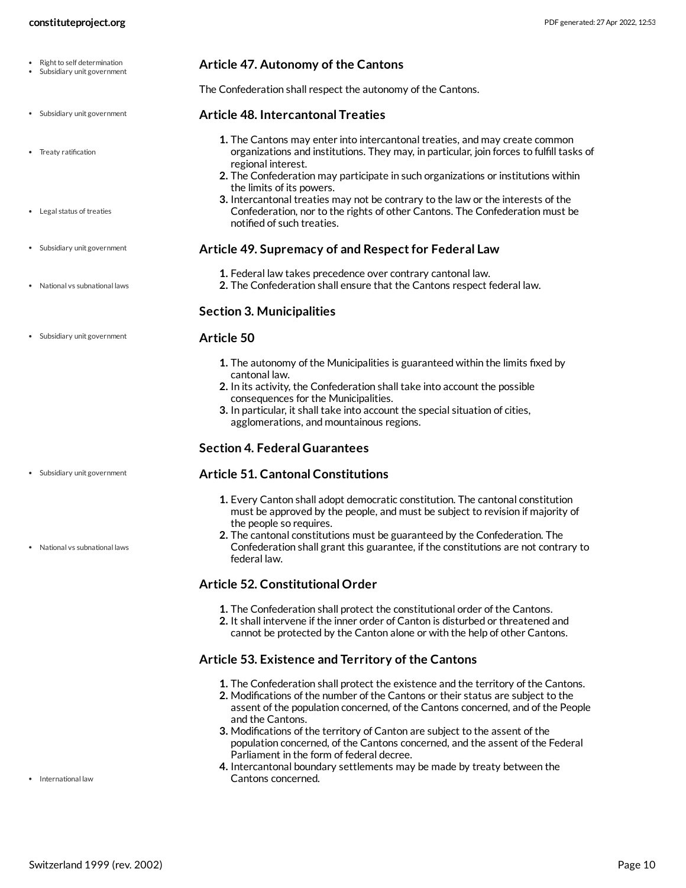### Article 47. Autonomy of the Cantons

The Confederation shall respect the autonomy of the Cantons.

### Article 48. Intercantonal Treaties

1. The Cantons may enter into intercantonal treaties, and may create common organizations and institutions. They may, in particular, join forces to fulfill tasks of regional interest.
2. The Confederation may participate in such organizations or institutions within the limits of its powers.
3. Intercantonal treaties may not be contrary to the law or the interests of the Confederation, nor to the rights of other Cantons. The Confederation must be notified of such treaties.

### Article 49. Supremacy of and Respect for Federal Law

1. Federal law takes precedence over contrary cantonal law.
2. The Confederation shall ensure that the Cantons respect federal law.

## Section 3. Municipalities

### Article 50

1. The autonomy of the Municipalities is guaranteed within the limits fixed by cantonal law.
2. In its activity, the Confederation shall take into account the possible consequences for the Municipalities.
3. In particular, it shall take into account the special situation of cities, agglomerations, and mountainous regions.

## Section 4. Federal Guarantees

### Article 51. Cantonal Constitutions

1. Every Canton shall adopt democratic constitution. The cantonal constitution must be approved by the people, and must be subject to revision if majority of the people so requires.
2. The cantonal constitutions must be guaranteed by the Confederation. The Confederation shall grant this guarantee, if the constitutions are not contrary to federal law.

### Article 52. Constitutional Order

1. The Confederation shall protect the constitutional order of the Cantons.
2. It shall intervene if the inner order of Canton is disturbed or threatened and cannot be protected by the Canton alone or with the help of other Cantons.

### Article 53. Existence and Territory of the Cantons

1. The Confederation shall protect the existence and the territory of the Cantons.
2. Modifications of the number of the Cantons or their status are subject to the assent of the population concerned, of the Cantons concerned, and of the People and the Cantons.
3. Modifications of the territory of Canton are subject to the assent of the population concerned, of the Cantons concerned, and the assent of the Federal Parliament in the form of federal decree.
4. Intercantonal boundary settlements may be made by treaty between the Cantons concerned.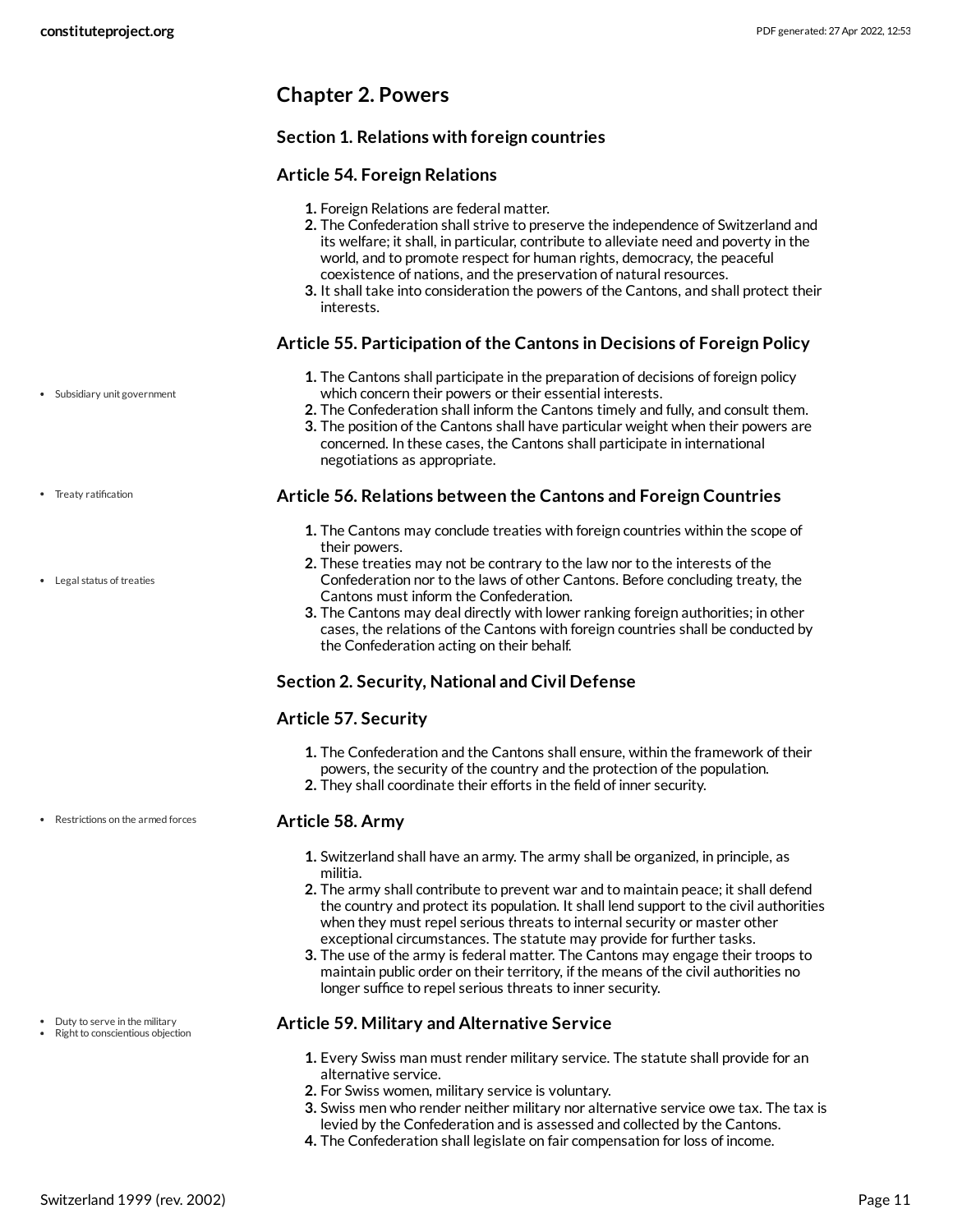## Chapter 2. Powers

### Section 1. Relations with foreign countries

### Article 54. Foreign Relations

1. Foreign Relations are federal matter.
2. The Confederation shall strive to preserve the independence of Switzerland and its welfare; it shall, in particular, contribute to alleviate need and poverty in the world, and to promote respect for human rights, democracy, the peaceful coexistence of nations, and the preservation of natural resources.
3. It shall take into consideration the powers of the Cantons, and shall protect their interests.

### Article 55. Participation of the Cantons in Decisions of Foreign Policy

- Subsidiary unit government

1. The Cantons shall participate in the preparation of decisions of foreign policy which concern their powers or their essential interests.
2. The Confederation shall inform the Cantons timely and fully, and consult them.
3. The position of the Cantons shall have particular weight when their powers are concerned. In these cases, the Cantons shall participate in international negotiations as appropriate.

### Article 56. Relations between the Cantons and Foreign Countries

- Treaty ratification
- Legal status of treaties

1. The Cantons may conclude treaties with foreign countries within the scope of their powers.
2. These treaties may not be contrary to the law nor to the interests of the Confederation nor to the laws of other Cantons. Before concluding treaty, the Cantons must inform the Confederation.
3. The Cantons may deal directly with lower ranking foreign authorities; in other cases, the relations of the Cantons with foreign countries shall be conducted by the Confederation acting on their behalf.

### Section 2. Security, National and Civil Defense

### Article 57. Security

1. The Confederation and the Cantons shall ensure, within the framework of their powers, the security of the country and the protection of the population.
2. They shall coordinate their efforts in the field of inner security.

### Article 58. Army

- Restrictions on the armed forces

1. Switzerland shall have an army. The army shall be organized, in principle, as militia.
2. The army shall contribute to prevent war and to maintain peace; it shall defend the country and protect its population. It shall lend support to the civil authorities when they must repel serious threats to internal security or master other exceptional circumstances. The statute may provide for further tasks.
3. The use of the army is federal matter. The Cantons may engage their troops to maintain public order on their territory, if the means of the civil authorities no longer suffice to repel serious threats to inner security.

### Article 59. Military and Alternative Service

- Duty to serve in the military
- Right to conscientious objection

1. Every Swiss man must render military service. The statute shall provide for an alternative service.
2. For Swiss women, military service is voluntary.
3. Swiss men who render neither military nor alternative service owe tax. The tax is levied by the Confederation and is assessed and collected by the Cantons.
4. The Confederation shall legislate on fair compensation for loss of income.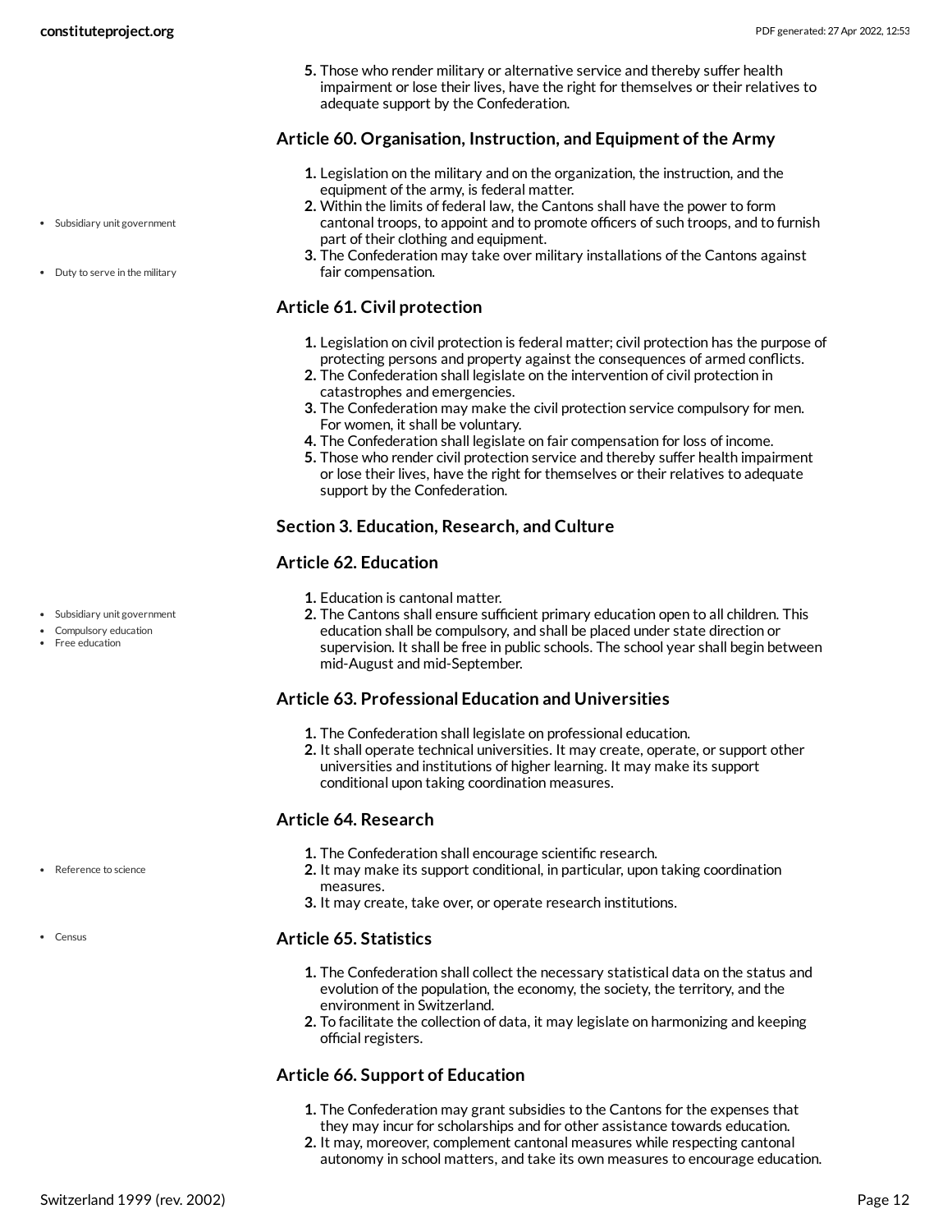5. Those who render military or alternative service and thereby suffer health impairment or lose their lives, have the right for themselves or their relatives to adequate support by the Confederation.

### Article 60. Organisation, Instruction, and Equipment of the Army

- Subsidiary unit government
- Duty to serve in the military

1. Legislation on the military and on the organization, the instruction, and the equipment of the army, is federal matter.
2. Within the limits of federal law, the Cantons shall have the power to form cantonal troops, to appoint and to promote officers of such troops, and to furnish part of their clothing and equipment.
3. The Confederation may take over military installations of the Cantons against fair compensation.

### Article 61. Civil protection

1. Legislation on civil protection is federal matter; civil protection has the purpose of protecting persons and property against the consequences of armed conflicts.
2. The Confederation shall legislate on the intervention of civil protection in catastrophes and emergencies.
3. The Confederation may make the civil protection service compulsory for men. For women, it shall be voluntary.
4. The Confederation shall legislate on fair compensation for loss of income.
5. Those who render civil protection service and thereby suffer health impairment or lose their lives, have the right for themselves or their relatives to adequate support by the Confederation.

## Section 3. Education, Research, and Culture

### Article 62. Education

- Subsidiary unit government
- Compulsory education
- Free education

1. Education is cantonal matter.
2. The Cantons shall ensure sufficient primary education open to all children. This education shall be compulsory, and shall be placed under state direction or supervision. It shall be free in public schools. The school year shall begin between mid-August and mid-September.

### Article 63. Professional Education and Universities

1. The Confederation shall legislate on professional education.
2. It shall operate technical universities. It may create, operate, or support other universities and institutions of higher learning. It may make its support conditional upon taking coordination measures.

### Article 64. Research

- Reference to science

1. The Confederation shall encourage scientific research.
2. It may make its support conditional, in particular, upon taking coordination measures.
3. It may create, take over, or operate research institutions.

### Article 65. Statistics

- Census

1. The Confederation shall collect the necessary statistical data on the status and evolution of the population, the economy, the society, the territory, and the environment in Switzerland.
2. To facilitate the collection of data, it may legislate on harmonizing and keeping official registers.

### Article 66. Support of Education

1. The Confederation may grant subsidies to the Cantons for the expenses that they may incur for scholarships and for other assistance towards education.
2. It may, moreover, complement cantonal measures while respecting cantonal autonomy in school matters, and take its own measures to encourage education.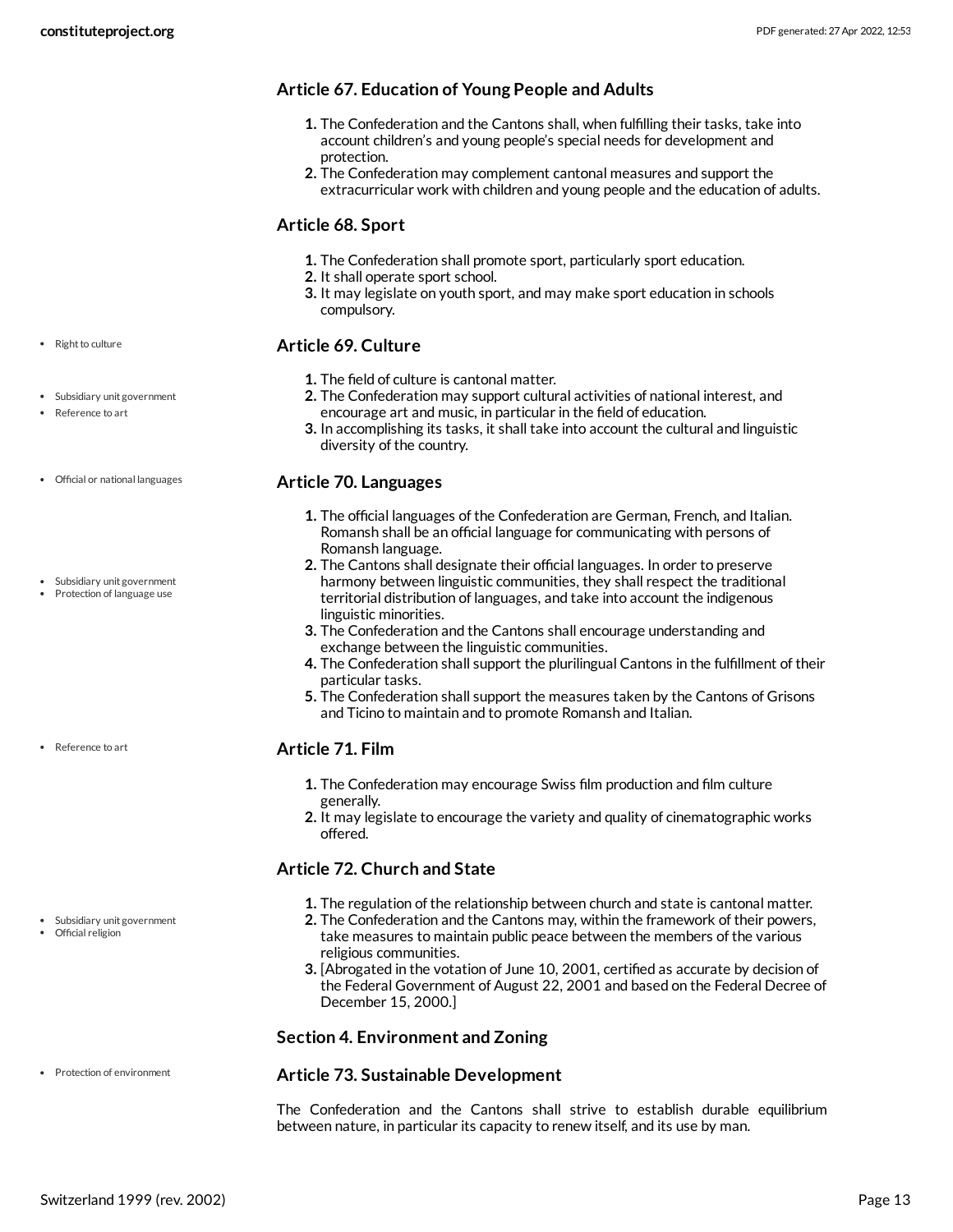### Article 67. Education of Young People and Adults

1. The Confederation and the Cantons shall, when fulfilling their tasks, take into account children's and young people's special needs for development and protection.
2. The Confederation may complement cantonal measures and support the extracurricular work with children and young people and the education of adults.

### Article 68. Sport

1. The Confederation shall promote sport, particularly sport education.
2. It shall operate sport school.
3. It may legislate on youth sport, and may make sport education in schools compulsory.

- Right to culture

### Article 69. Culture

- Subsidiary unit government
- Reference to art

1. The field of culture is cantonal matter.
2. The Confederation may support cultural activities of national interest, and encourage art and music, in particular in the field of education.
3. In accomplishing its tasks, it shall take into account the cultural and linguistic diversity of the country.

- Official or national languages

### Article 70. Languages

- Subsidiary unit government
- Protection of language use

1. The official languages of the Confederation are German, French, and Italian. Romansh shall be an official language for communicating with persons of Romansh language.
2. The Cantons shall designate their official languages. In order to preserve harmony between linguistic communities, they shall respect the traditional territorial distribution of languages, and take into account the indigenous linguistic minorities.
3. The Confederation and the Cantons shall encourage understanding and exchange between the linguistic communities.
4. The Confederation shall support the plurilingual Cantons in the fulfillment of their particular tasks.
5. The Confederation shall support the measures taken by the Cantons of Grisons and Ticino to maintain and to promote Romansh and Italian.

- Reference to art

### Article 71. Film

1. The Confederation may encourage Swiss film production and film culture generally.
2. It may legislate to encourage the variety and quality of cinematographic works offered.

### Article 72. Church and State

- Subsidiary unit government
- Official religion

1. The regulation of the relationship between church and state is cantonal matter.
2. The Confederation and the Cantons may, within the framework of their powers, take measures to maintain public peace between the members of the various religious communities.
3. [Abrogated in the votation of June 10, 2001, certified as accurate by decision of the Federal Government of August 22, 2001 and based on the Federal Decree of December 15, 2000.]

## Section 4. Environment and Zoning

- Protection of environment

### Article 73. Sustainable Development

The Confederation and the Cantons shall strive to establish durable equilibrium between nature, in particular its capacity to renew itself, and its use by man.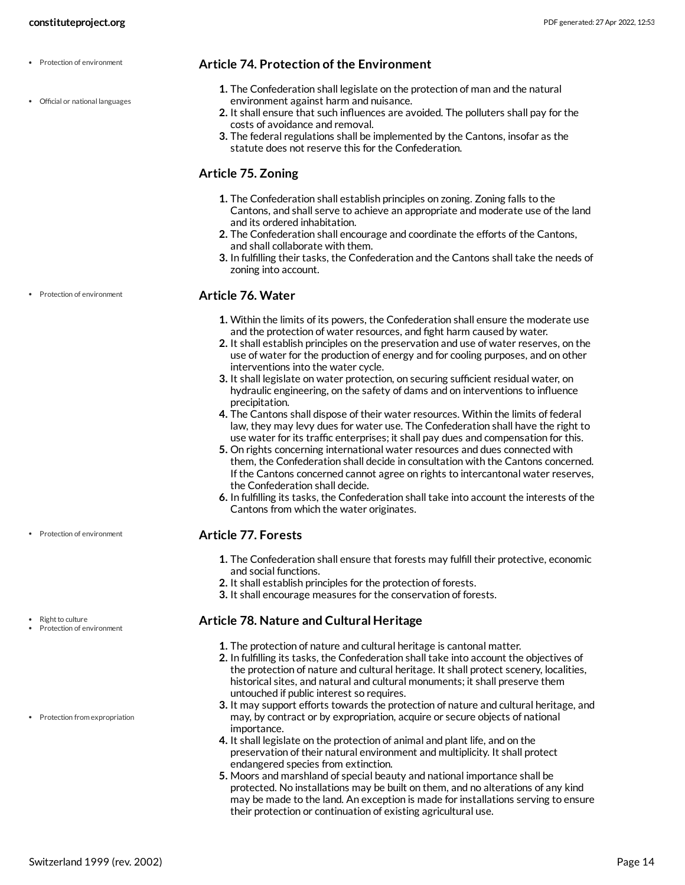- Protection of environment
- Official or national languages

## Article 74. Protection of the Environment

1. The Confederation shall legislate on the protection of man and the natural environment against harm and nuisance.
2. It shall ensure that such influences are avoided. The polluters shall pay for the costs of avoidance and removal.
3. The federal regulations shall be implemented by the Cantons, insofar as the statute does not reserve this for the Confederation.

## Article 75. Zoning

1. The Confederation shall establish principles on zoning. Zoning falls to the Cantons, and shall serve to achieve an appropriate and moderate use of the land and its ordered inhabitation.
2. The Confederation shall encourage and coordinate the efforts of the Cantons, and shall collaborate with them.
3. In fulfilling their tasks, the Confederation and the Cantons shall take the needs of zoning into account.

- Protection of environment

## Article 76. Water

1. Within the limits of its powers, the Confederation shall ensure the moderate use and the protection of water resources, and fight harm caused by water.
2. It shall establish principles on the preservation and use of water reserves, on the use of water for the production of energy and for cooling purposes, and on other interventions into the water cycle.
3. It shall legislate on water protection, on securing sufficient residual water, on hydraulic engineering, on the safety of dams and on interventions to influence precipitation.
4. The Cantons shall dispose of their water resources. Within the limits of federal law, they may levy dues for water use. The Confederation shall have the right to use water for its traffic enterprises; it shall pay dues and compensation for this.
5. On rights concerning international water resources and dues connected with them, the Confederation shall decide in consultation with the Cantons concerned. If the Cantons concerned cannot agree on rights to intercantonal water reserves, the Confederation shall decide.
6. In fulfilling its tasks, the Confederation shall take into account the interests of the Cantons from which the water originates.

- Protection of environment

## Article 77. Forests

1. The Confederation shall ensure that forests may fulfill their protective, economic and social functions.
2. It shall establish principles for the protection of forests.
3. It shall encourage measures for the conservation of forests.

- Right to culture
- Protection of environment

## Article 78. Nature and Cultural Heritage

1. The protection of nature and cultural heritage is cantonal matter.
2. In fulfilling its tasks, the Confederation shall take into account the objectives of the protection of nature and cultural heritage. It shall protect scenery, localities, historical sites, and natural and cultural monuments; it shall preserve them untouched if public interest so requires.
3. It may support efforts towards the protection of nature and cultural heritage, and may, by contract or by expropriation, acquire or secure objects of national importance.
4. It shall legislate on the protection of animal and plant life, and on the preservation of their natural environment and multiplicity. It shall protect endangered species from extinction.
5. Moors and marshland of special beauty and national importance shall be protected. No installations may be built on them, and no alterations of any kind may be made to the land. An exception is made for installations serving to ensure their protection or continuation of existing agricultural use.

- Protection from expropriation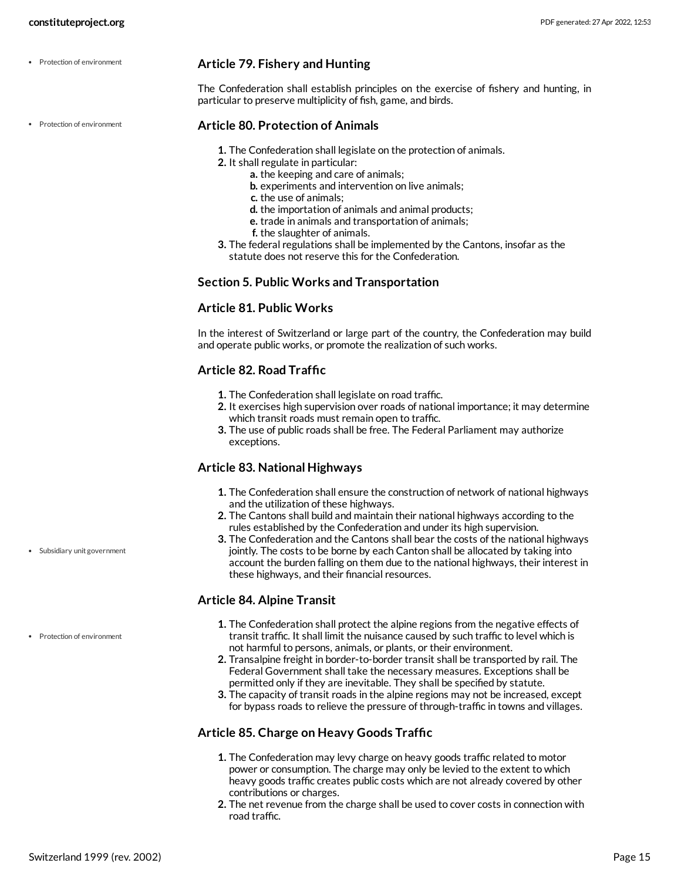- Protection of environment

### Article 79. Fishery and Hunting

The Confederation shall establish principles on the exercise of fishery and hunting, in particular to preserve multiplicity of fish, game, and birds.

- Protection of environment

### Article 80. Protection of Animals

1. The Confederation shall legislate on the protection of animals.
2. It shall regulate in particular:
   - a. the keeping and care of animals;
   - b. experiments and intervention on live animals;
   - c. the use of animals;
   - d. the importation of animals and animal products;
   - e. trade in animals and transportation of animals;
   - f. the slaughter of animals.
3. The federal regulations shall be implemented by the Cantons, insofar as the statute does not reserve this for the Confederation.

## Section 5. Public Works and Transportation

### Article 81. Public Works

In the interest of Switzerland or large part of the country, the Confederation may build and operate public works, or promote the realization of such works.

### Article 82. Road Traffic

1. The Confederation shall legislate on road traffic.
2. It exercises high supervision over roads of national importance; it may determine which transit roads must remain open to traffic.
3. The use of public roads shall be free. The Federal Parliament may authorize exceptions.

### Article 83. National Highways

1. The Confederation shall ensure the construction of network of national highways and the utilization of these highways.
2. The Cantons shall build and maintain their national highways according to the rules established by the Confederation and under its high supervision.
3. The Confederation and the Cantons shall bear the costs of the national highways jointly. The costs to be borne by each Canton shall be allocated by taking into account the burden falling on them due to the national highways, their interest in these highways, and their financial resources.

- Subsidiary unit government

### Article 84. Alpine Transit

1. The Confederation shall protect the alpine regions from the negative effects of transit traffic. It shall limit the nuisance caused by such traffic to level which is not harmful to persons, animals, or plants, or their environment.
2. Transalpine freight in border-to-border transit shall be transported by rail. The Federal Government shall take the necessary measures. Exceptions shall be permitted only if they are inevitable. They shall be specified by statute.
3. The capacity of transit roads in the alpine regions may not be increased, except for bypass roads to relieve the pressure of through-traffic in towns and villages.

- Protection of environment

### Article 85. Charge on Heavy Goods Traffic

1. The Confederation may levy charge on heavy goods traffic related to motor power or consumption. The charge may only be levied to the extent to which heavy goods traffic creates public costs which are not already covered by other contributions or charges.
2. The net revenue from the charge shall be used to cover costs in connection with road traffic.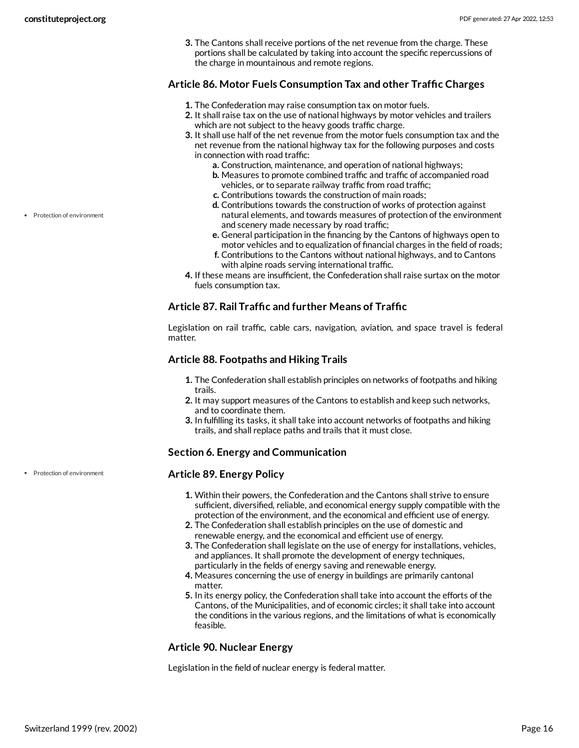3. The Cantons shall receive portions of the net revenue from the charge. These portions shall be calculated by taking into account the specific repercussions of the charge in mountainous and remote regions.

### Article 86. Motor Fuels Consumption Tax and other Traffic Charges

1. The Confederation may raise consumption tax on motor fuels.
2. It shall raise tax on the use of national highways by motor vehicles and trailers which are not subject to the heavy goods traffic charge.
3. It shall use half of the net revenue from the motor fuels consumption tax and the net revenue from the national highway tax for the following purposes and costs in connection with road traffic:
   - a. Construction, maintenance, and operation of national highways;
   - b. Measures to promote combined traffic and traffic of accompanied road vehicles, or to separate railway traffic from road traffic;
   - c. Contributions towards the construction of main roads;
   - d. Contributions towards the construction of works of protection against natural elements, and towards measures of protection of the environment and scenery made necessary by road traffic;
   - e. General participation in the financing by the Cantons of highways open to motor vehicles and to equalization of financial charges in the field of roads;
   - f. Contributions to the Cantons without national highways, and to Cantons with alpine roads serving international traffic.
4. If these means are insufficient, the Confederation shall raise surtax on the motor fuels consumption tax.

- Protection of environment

### Article 87. Rail Traffic and further Means of Traffic

Legislation on rail traffic, cable cars, navigation, aviation, and space travel is federal matter.

### Article 88. Footpaths and Hiking Trails

1. The Confederation shall establish principles on networks of footpaths and hiking trails.
2. It may support measures of the Cantons to establish and keep such networks, and to coordinate them.
3. In fulfilling its tasks, it shall take into account networks of footpaths and hiking trails, and shall replace paths and trails that it must close.

### Section 6. Energy and Communication

- Protection of environment

### Article 89. Energy Policy

1. Within their powers, the Confederation and the Cantons shall strive to ensure sufficient, diversified, reliable, and economical energy supply compatible with the protection of the environment, and the economical and efficient use of energy.
2. The Confederation shall establish principles on the use of domestic and renewable energy, and the economical and efficient use of energy.
3. The Confederation shall legislate on the use of energy for installations, vehicles, and appliances. It shall promote the development of energy techniques, particularly in the fields of energy saving and renewable energy.
4. Measures concerning the use of energy in buildings are primarily cantonal matter.
5. In its energy policy, the Confederation shall take into account the efforts of the Cantons, of the Municipalities, and of economic circles; it shall take into account the conditions in the various regions, and the limitations of what is economically feasible.

### Article 90. Nuclear Energy

Legislation in the field of nuclear energy is federal matter.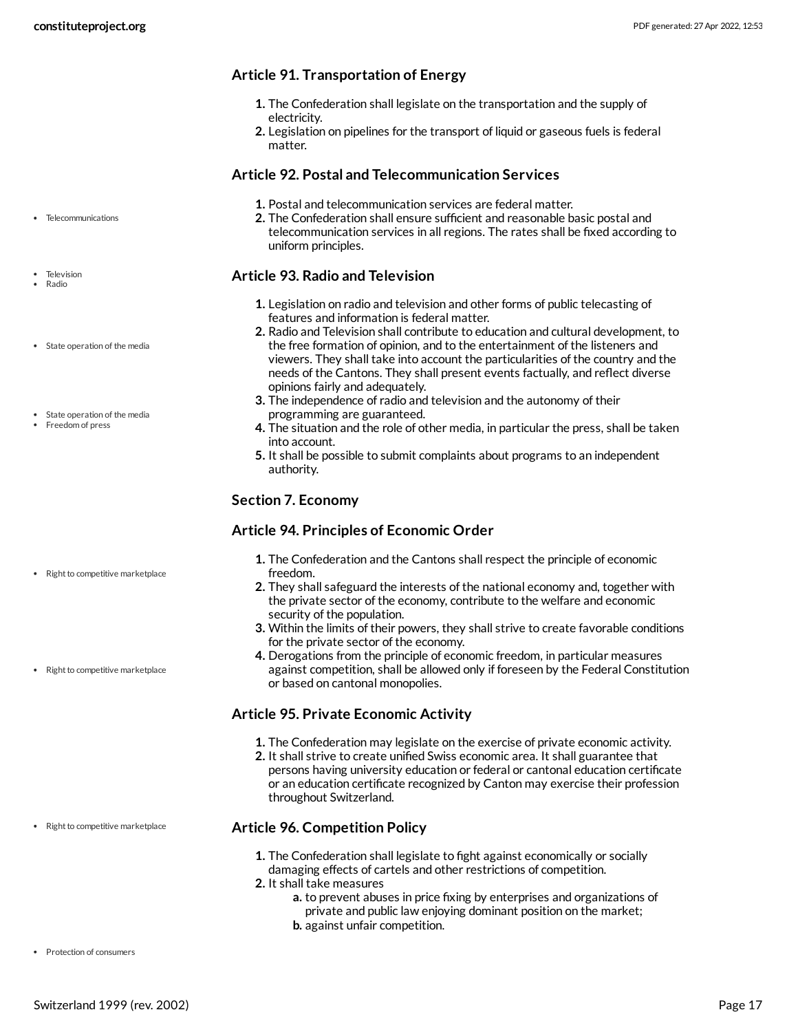### Article 91. Transportation of Energy

1. The Confederation shall legislate on the transportation and the supply of electricity.
2. Legislation on pipelines for the transport of liquid or gaseous fuels is federal matter.

### Article 92. Postal and Telecommunication Services

- Telecommunications

1. Postal and telecommunication services are federal matter.
2. The Confederation shall ensure sufficient and reasonable basic postal and telecommunication services in all regions. The rates shall be fixed according to uniform principles.

### Article 93. Radio and Television

- Television
- Radio
- State operation of the media
- Freedom of press

1. Legislation on radio and television and other forms of public telecasting of features and information is federal matter.
2. Radio and Television shall contribute to education and cultural development, to the free formation of opinion, and to the entertainment of the listeners and viewers. They shall take into account the particularities of the country and the needs of the Cantons. They shall present events factually, and reflect diverse opinions fairly and adequately.
3. The independence of radio and television and the autonomy of their programming are guaranteed.
4. The situation and the role of other media, in particular the press, shall be taken into account.
5. It shall be possible to submit complaints about programs to an independent authority.

## Section 7. Economy

### Article 94. Principles of Economic Order

- Right to competitive marketplace

1. The Confederation and the Cantons shall respect the principle of economic freedom.
2. They shall safeguard the interests of the national economy and, together with the private sector of the economy, contribute to the welfare and economic security of the population.
3. Within the limits of their powers, they shall strive to create favorable conditions for the private sector of the economy.
4. Derogations from the principle of economic freedom, in particular measures against competition, shall be allowed only if foreseen by the Federal Constitution or based on cantonal monopolies.

### Article 95. Private Economic Activity

1. The Confederation may legislate on the exercise of private economic activity.
2. It shall strive to create unified Swiss economic area. It shall guarantee that persons having university education or federal or cantonal education certificate or an education certificate recognized by Canton may exercise their profession throughout Switzerland.

### Article 96. Competition Policy

- Right to competitive marketplace
- Protection of consumers

1. The Confederation shall legislate to fight against economically or socially damaging effects of cartels and other restrictions of competition.
2. It shall take measures
   a. to prevent abuses in price fixing by enterprises and organizations of private and public law enjoying dominant position on the market;
   b. against unfair competition.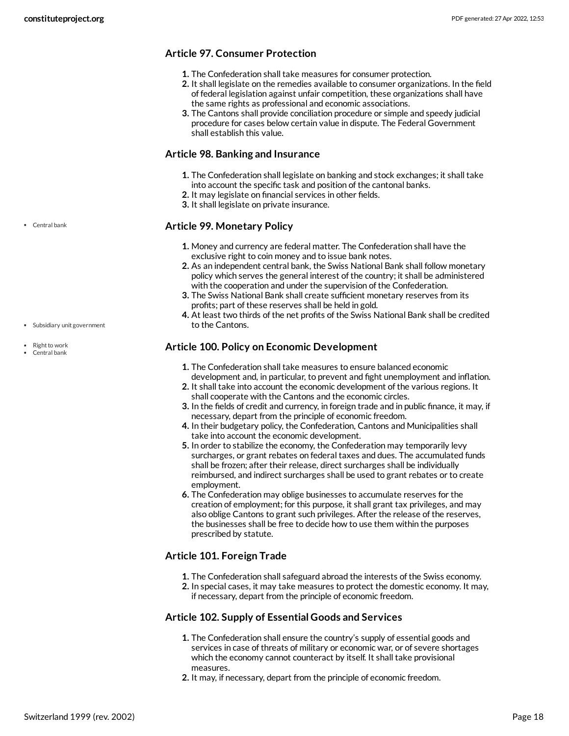### Article 97. Consumer Protection

1. The Confederation shall take measures for consumer protection.
2. It shall legislate on the remedies available to consumer organizations. In the field of federal legislation against unfair competition, these organizations shall have the same rights as professional and economic associations.
3. The Cantons shall provide conciliation procedure or simple and speedy judicial procedure for cases below certain value in dispute. The Federal Government shall establish this value.

### Article 98. Banking and Insurance

1. The Confederation shall legislate on banking and stock exchanges; it shall take into account the specific task and position of the cantonal banks.
2. It may legislate on financial services in other fields.
3. It shall legislate on private insurance.

- Central bank

### Article 99. Monetary Policy

1. Money and currency are federal matter. The Confederation shall have the exclusive right to coin money and to issue bank notes.
2. As an independent central bank, the Swiss National Bank shall follow monetary policy which serves the general interest of the country; it shall be administered with the cooperation and under the supervision of the Confederation.
3. The Swiss National Bank shall create sufficient monetary reserves from its profits; part of these reserves shall be held in gold.
4. At least two thirds of the net profits of the Swiss National Bank shall be credited to the Cantons.

- Subsidiary unit government

- Right to work
- Central bank

### Article 100. Policy on Economic Development

1. The Confederation shall take measures to ensure balanced economic development and, in particular, to prevent and fight unemployment and inflation.
2. It shall take into account the economic development of the various regions. It shall cooperate with the Cantons and the economic circles.
3. In the fields of credit and currency, in foreign trade and in public finance, it may, if necessary, depart from the principle of economic freedom.
4. In their budgetary policy, the Confederation, Cantons and Municipalities shall take into account the economic development.
5. In order to stabilize the economy, the Confederation may temporarily levy surcharges, or grant rebates on federal taxes and dues. The accumulated funds shall be frozen; after their release, direct surcharges shall be individually reimbursed, and indirect surcharges shall be used to grant rebates or to create employment.
6. The Confederation may oblige businesses to accumulate reserves for the creation of employment; for this purpose, it shall grant tax privileges, and may also oblige Cantons to grant such privileges. After the release of the reserves, the businesses shall be free to decide how to use them within the purposes prescribed by statute.

### Article 101. Foreign Trade

1. The Confederation shall safeguard abroad the interests of the Swiss economy.
2. In special cases, it may take measures to protect the domestic economy. It may, if necessary, depart from the principle of economic freedom.

### Article 102. Supply of Essential Goods and Services

1. The Confederation shall ensure the country's supply of essential goods and services in case of threats of military or economic war, or of severe shortages which the economy cannot counteract by itself. It shall take provisional measures.
2. It may, if necessary, depart from the principle of economic freedom.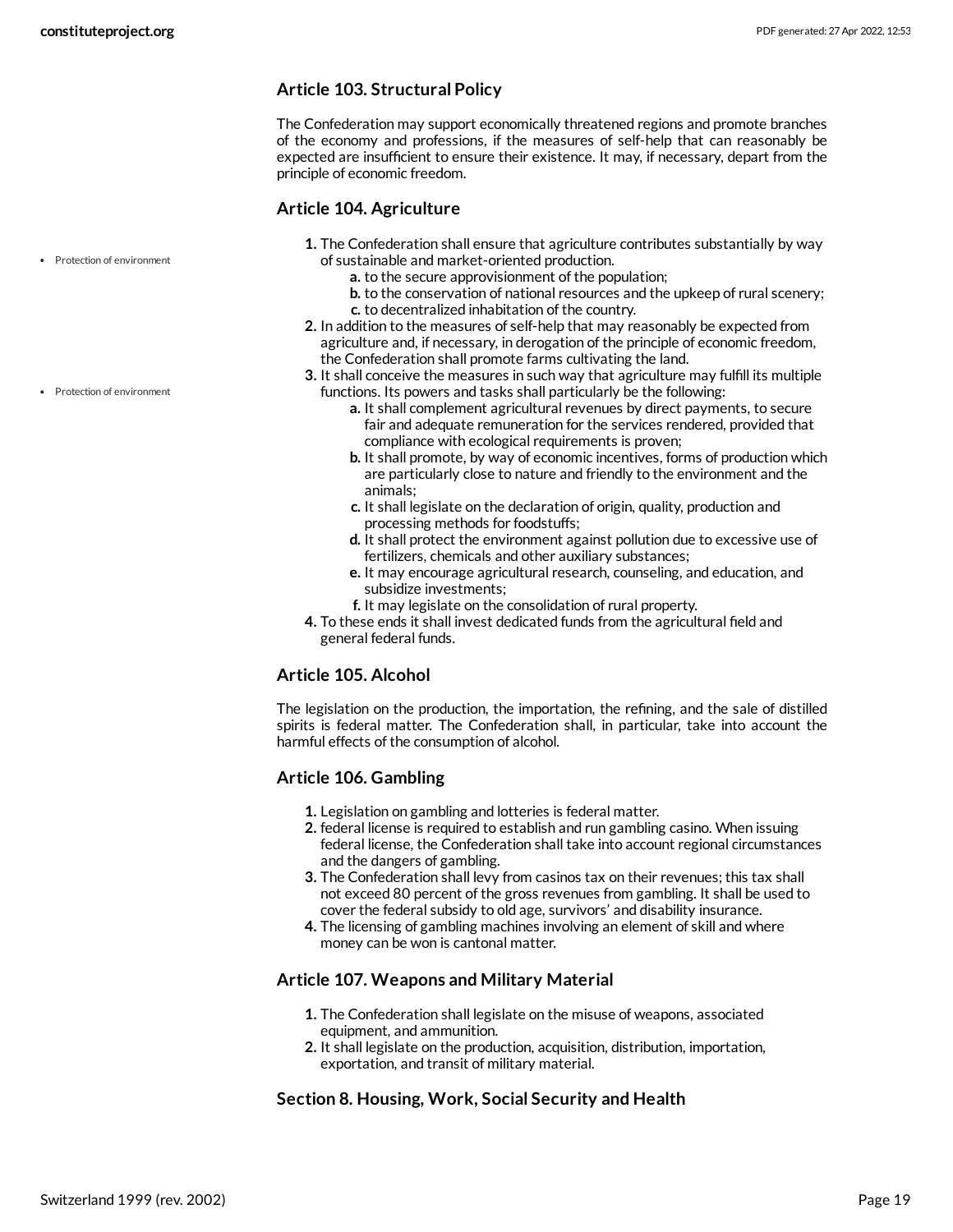### Article 103. Structural Policy

The Confederation may support economically threatened regions and promote branches of the economy and professions, if the measures of self-help that can reasonably be expected are insufficient to ensure their existence. It may, if necessary, depart from the principle of economic freedom.

### Article 104. Agriculture

- Protection of environment

1. The Confederation shall ensure that agriculture contributes substantially by way of sustainable and market-oriented production.
   a. to the secure approvisionment of the population;
   b. to the conservation of national resources and the upkeep of rural scenery;
   c. to decentralized inhabitation of the country.
2. In addition to the measures of self-help that may reasonably be expected from agriculture and, if necessary, in derogation of the principle of economic freedom, the Confederation shall promote farms cultivating the land.
3. It shall conceive the measures in such way that agriculture may fulfill its multiple functions. Its powers and tasks shall particularly be the following:
   a. It shall complement agricultural revenues by direct payments, to secure fair and adequate remuneration for the services rendered, provided that compliance with ecological requirements is proven;
   b. It shall promote, by way of economic incentives, forms of production which are particularly close to nature and friendly to the environment and the animals;
   c. It shall legislate on the declaration of origin, quality, production and processing methods for foodstuffs;
   d. It shall protect the environment against pollution due to excessive use of fertilizers, chemicals and other auxiliary substances;
   e. It may encourage agricultural research, counseling, and education, and subsidize investments;
   f. It may legislate on the consolidation of rural property.
4. To these ends it shall invest dedicated funds from the agricultural field and general federal funds.

- Protection of environment

### Article 105. Alcohol

The legislation on the production, the importation, the refining, and the sale of distilled spirits is federal matter. The Confederation shall, in particular, take into account the harmful effects of the consumption of alcohol.

### Article 106. Gambling

1. Legislation on gambling and lotteries is federal matter.
2. federal license is required to establish and run gambling casino. When issuing federal license, the Confederation shall take into account regional circumstances and the dangers of gambling.
3. The Confederation shall levy from casinos tax on their revenues; this tax shall not exceed 80 percent of the gross revenues from gambling. It shall be used to cover the federal subsidy to old age, survivors' and disability insurance.
4. The licensing of gambling machines involving an element of skill and where money can be won is cantonal matter.

### Article 107. Weapons and Military Material

1. The Confederation shall legislate on the misuse of weapons, associated equipment, and ammunition.
2. It shall legislate on the production, acquisition, distribution, importation, exportation, and transit of military material.

## Section 8. Housing, Work, Social Security and Health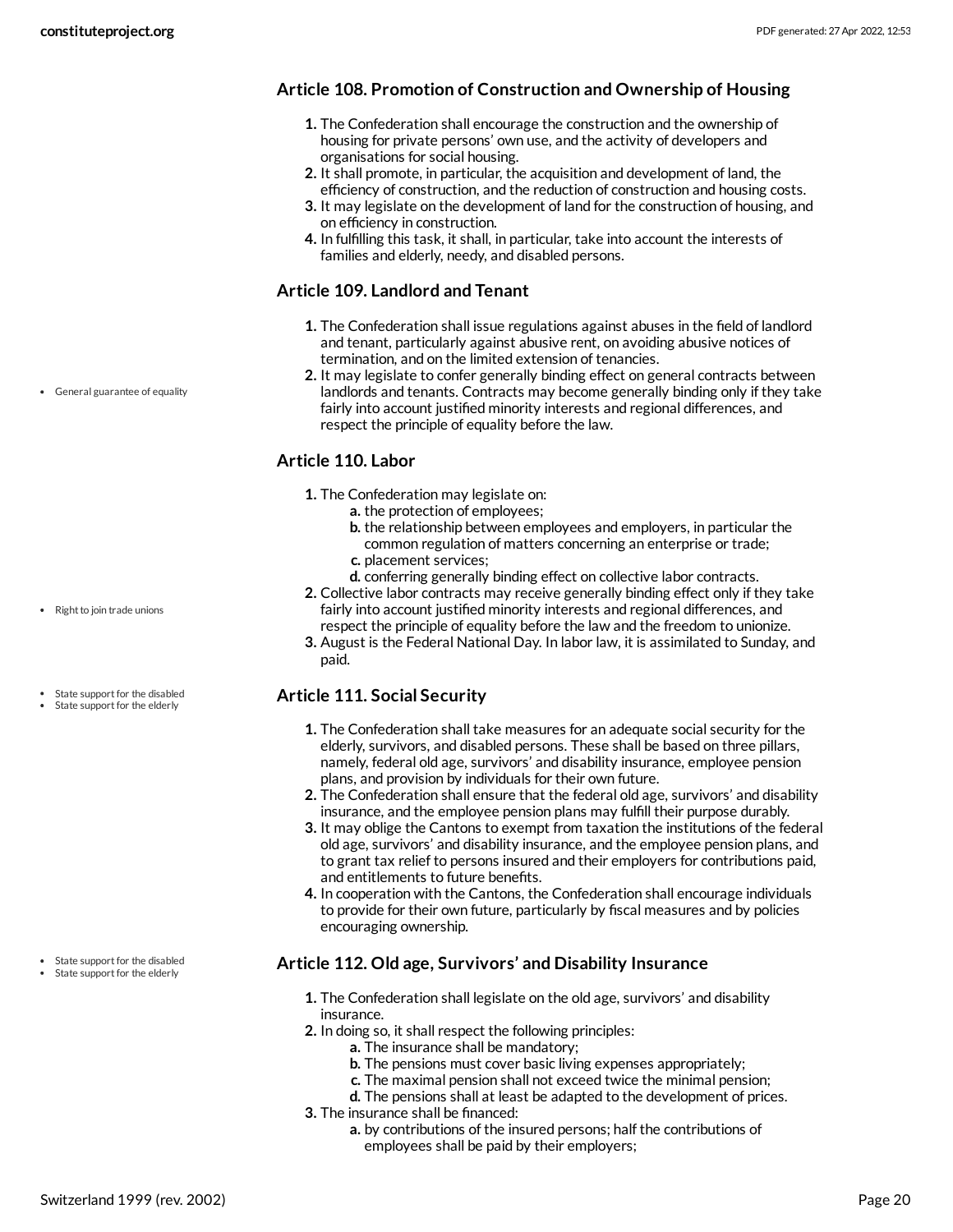### Article 108. Promotion of Construction and Ownership of Housing

1. The Confederation shall encourage the construction and the ownership of housing for private persons' own use, and the activity of developers and organisations for social housing.
2. It shall promote, in particular, the acquisition and development of land, the efficiency of construction, and the reduction of construction and housing costs.
3. It may legislate on the development of land for the construction of housing, and on efficiency in construction.
4. In fulfilling this task, it shall, in particular, take into account the interests of families and elderly, needy, and disabled persons.

### Article 109. Landlord and Tenant

- General guarantee of equality

1. The Confederation shall issue regulations against abuses in the field of landlord and tenant, particularly against abusive rent, on avoiding abusive notices of termination, and on the limited extension of tenancies.
2. It may legislate to confer generally binding effect on general contracts between landlords and tenants. Contracts may become generally binding only if they take fairly into account justified minority interests and regional differences, and respect the principle of equality before the law.

### Article 110. Labor

- Right to join trade unions

1. The Confederation may legislate on:
   a. the protection of employees;
   b. the relationship between employees and employers, in particular the common regulation of matters concerning an enterprise or trade;
   c. placement services;
   d. conferring generally binding effect on collective labor contracts.
2. Collective labor contracts may receive generally binding effect only if they take fairly into account justified minority interests and regional differences, and respect the principle of equality before the law and the freedom to unionize.
3. August is the Federal National Day. In labor law, it is assimilated to Sunday, and paid.

### Article 111. Social Security

- State support for the disabled
- State support for the elderly

1. The Confederation shall take measures for an adequate social security for the elderly, survivors, and disabled persons. These shall be based on three pillars, namely, federal old age, survivors' and disability insurance, employee pension plans, and provision by individuals for their own future.
2. The Confederation shall ensure that the federal old age, survivors' and disability insurance, and the employee pension plans may fulfill their purpose durably.
3. It may oblige the Cantons to exempt from taxation the institutions of the federal old age, survivors' and disability insurance, and the employee pension plans, and to grant tax relief to persons insured and their employers for contributions paid, and entitlements to future benefits.
4. In cooperation with the Cantons, the Confederation shall encourage individuals to provide for their own future, particularly by fiscal measures and by policies encouraging ownership.

### Article 112. Old age, Survivors' and Disability Insurance

- State support for the disabled
- State support for the elderly

1. The Confederation shall legislate on the old age, survivors' and disability insurance.
2. In doing so, it shall respect the following principles:
   a. The insurance shall be mandatory;
   b. The pensions must cover basic living expenses appropriately;
   c. The maximal pension shall not exceed twice the minimal pension;
   d. The pensions shall at least be adapted to the development of prices.
3. The insurance shall be financed:
   a. by contributions of the insured persons; half the contributions of employees shall be paid by their employers;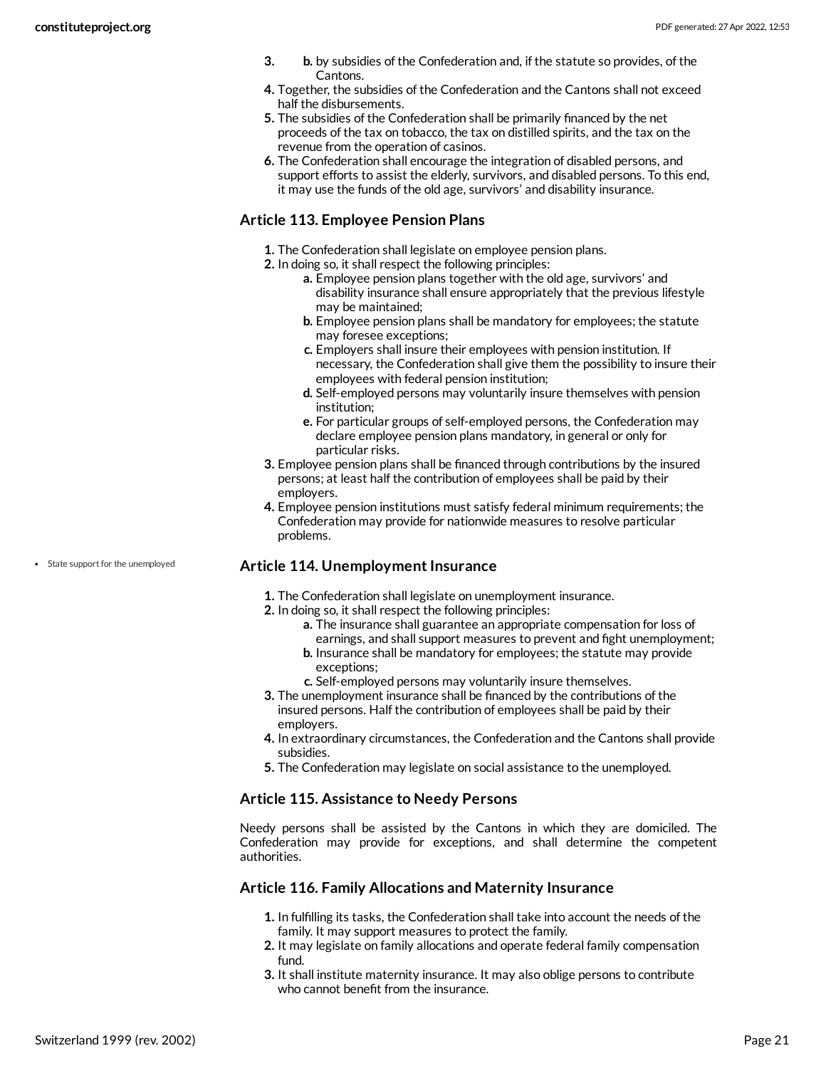3. b. by subsidies of the Confederation and, if the statute so provides, of the Cantons.
4. Together, the subsidies of the Confederation and the Cantons shall not exceed half the disbursements.
5. The subsidies of the Confederation shall be primarily financed by the net proceeds of the tax on tobacco, the tax on distilled spirits, and the tax on the revenue from the operation of casinos.
6. The Confederation shall encourage the integration of disabled persons, and support efforts to assist the elderly, survivors, and disabled persons. To this end, it may use the funds of the old age, survivors' and disability insurance.

### Article 113. Employee Pension Plans

1. The Confederation shall legislate on employee pension plans.
2. In doing so, it shall respect the following principles:
   - a. Employee pension plans together with the old age, survivors' and disability insurance shall ensure appropriately that the previous lifestyle may be maintained;
   - b. Employee pension plans shall be mandatory for employees; the statute may foresee exceptions;
   - c. Employers shall insure their employees with pension institution. If necessary, the Confederation shall give them the possibility to insure their employees with federal pension institution;
   - d. Self-employed persons may voluntarily insure themselves with pension institution;
   - e. For particular groups of self-employed persons, the Confederation may declare employee pension plans mandatory, in general or only for particular risks.
3. Employee pension plans shall be financed through contributions by the insured persons; at least half the contribution of employees shall be paid by their employers.
4. Employee pension institutions must satisfy federal minimum requirements; the Confederation may provide for nationwide measures to resolve particular problems.

- State support for the unemployed

### Article 114. Unemployment Insurance

1. The Confederation shall legislate on unemployment insurance.
2. In doing so, it shall respect the following principles:
   - a. The insurance shall guarantee an appropriate compensation for loss of earnings, and shall support measures to prevent and fight unemployment;
   - b. Insurance shall be mandatory for employees; the statute may provide exceptions;
   - c. Self-employed persons may voluntarily insure themselves.
3. The unemployment insurance shall be financed by the contributions of the insured persons. Half the contribution of employees shall be paid by their employers.
4. In extraordinary circumstances, the Confederation and the Cantons shall provide subsidies.
5. The Confederation may legislate on social assistance to the unemployed.

### Article 115. Assistance to Needy Persons

Needy persons shall be assisted by the Cantons in which they are domiciled. The Confederation may provide for exceptions, and shall determine the competent authorities.

### Article 116. Family Allocations and Maternity Insurance

1. In fulfilling its tasks, the Confederation shall take into account the needs of the family. It may support measures to protect the family.
2. It may legislate on family allocations and operate federal family compensation fund.
3. It shall institute maternity insurance. It may also oblige persons to contribute who cannot benefit from the insurance.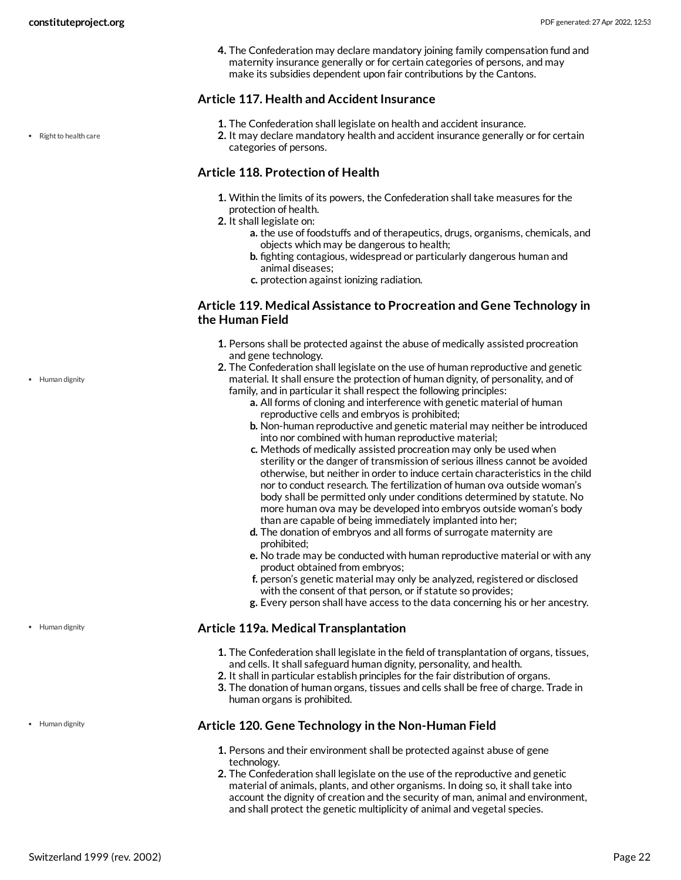4. The Confederation may declare mandatory joining family compensation fund and maternity insurance generally or for certain categories of persons, and may make its subsidies dependent upon fair contributions by the Cantons.

### Article 117. Health and Accident Insurance

- Right to health care

1. The Confederation shall legislate on health and accident insurance.
2. It may declare mandatory health and accident insurance generally or for certain categories of persons.

### Article 118. Protection of Health

1. Within the limits of its powers, the Confederation shall take measures for the protection of health.
2. It shall legislate on:
   a. the use of foodstuffs and of therapeutics, drugs, organisms, chemicals, and objects which may be dangerous to health;
   b. fighting contagious, widespread or particularly dangerous human and animal diseases;
   c. protection against ionizing radiation.

### Article 119. Medical Assistance to Procreation and Gene Technology in the Human Field

- Human dignity

1. Persons shall be protected against the abuse of medically assisted procreation and gene technology.
2. The Confederation shall legislate on the use of human reproductive and genetic material. It shall ensure the protection of human dignity, of personality, and of family, and in particular it shall respect the following principles:
   a. All forms of cloning and interference with genetic material of human reproductive cells and embryos is prohibited;
   b. Non-human reproductive and genetic material may neither be introduced into nor combined with human reproductive material;
   c. Methods of medically assisted procreation may only be used when sterility or the danger of transmission of serious illness cannot be avoided otherwise, but neither in order to induce certain characteristics in the child nor to conduct research. The fertilization of human ova outside woman's body shall be permitted only under conditions determined by statute. No more human ova may be developed into embryos outside woman's body than are capable of being immediately implanted into her;
   d. The donation of embryos and all forms of surrogate maternity are prohibited;
   e. No trade may be conducted with human reproductive material or with any product obtained from embryos;
   f. person's genetic material may only be analyzed, registered or disclosed with the consent of that person, or if statute so provides;
   g. Every person shall have access to the data concerning his or her ancestry.

### Article 119a. Medical Transplantation

- Human dignity

1. The Confederation shall legislate in the field of transplantation of organs, tissues, and cells. It shall safeguard human dignity, personality, and health.
2. It shall in particular establish principles for the fair distribution of organs.
3. The donation of human organs, tissues and cells shall be free of charge. Trade in human organs is prohibited.

### Article 120. Gene Technology in the Non-Human Field

- Human dignity

1. Persons and their environment shall be protected against abuse of gene technology.
2. The Confederation shall legislate on the use of the reproductive and genetic material of animals, plants, and other organisms. In doing so, it shall take into account the dignity of creation and the security of man, animal and environment, and shall protect the genetic multiplicity of animal and vegetal species.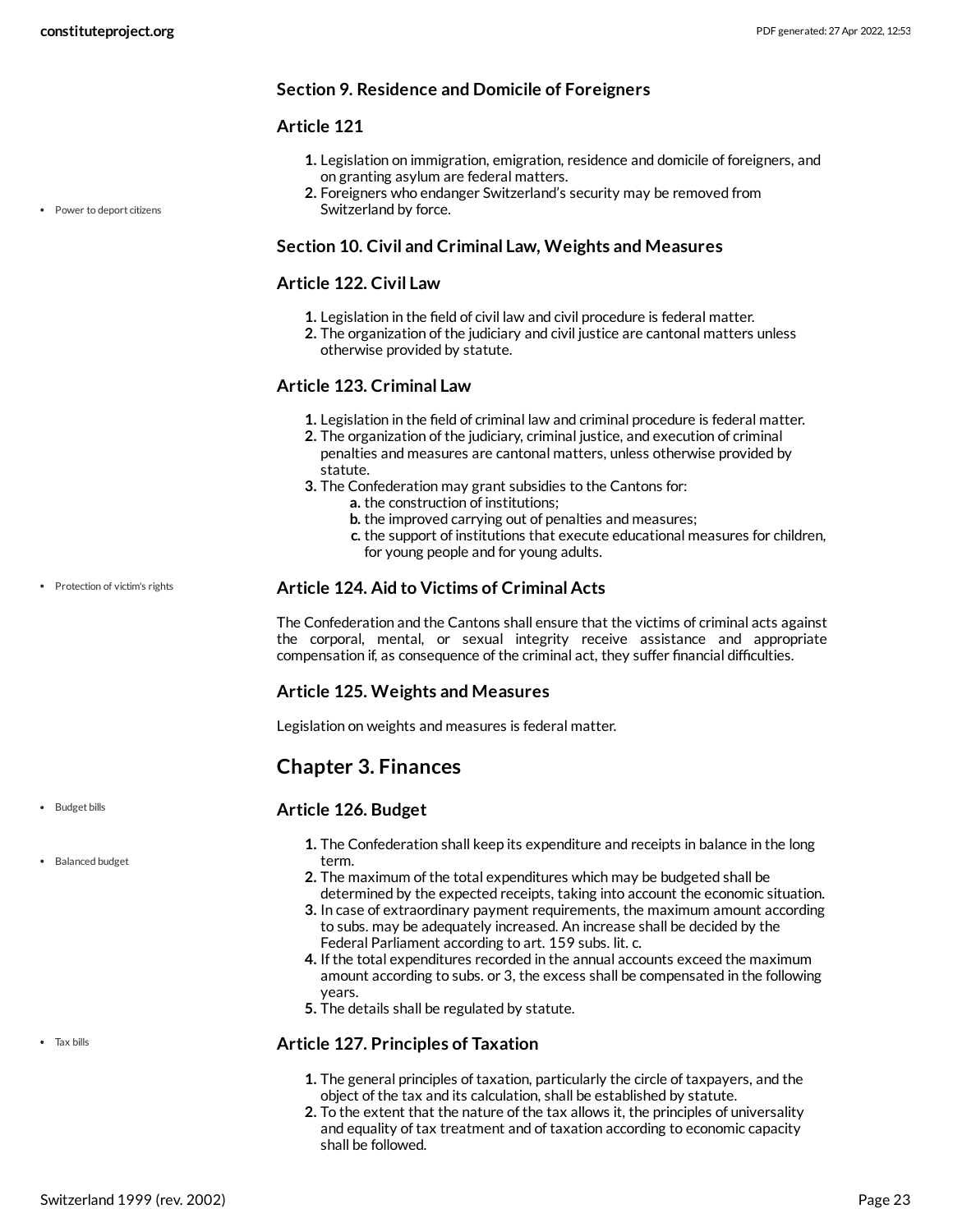### Section 9. Residence and Domicile of Foreigners

### Article 121

- Power to deport citizens

1. Legislation on immigration, emigration, residence and domicile of foreigners, and on granting asylum are federal matters.
2. Foreigners who endanger Switzerland's security may be removed from Switzerland by force.

### Section 10. Civil and Criminal Law, Weights and Measures

### Article 122. Civil Law

1. Legislation in the field of civil law and civil procedure is federal matter.
2. The organization of the judiciary and civil justice are cantonal matters unless otherwise provided by statute.

### Article 123. Criminal Law

1. Legislation in the field of criminal law and criminal procedure is federal matter.
2. The organization of the judiciary, criminal justice, and execution of criminal penalties and measures are cantonal matters, unless otherwise provided by statute.
3. The Confederation may grant subsidies to the Cantons for:
   a. the construction of institutions;
   b. the improved carrying out of penalties and measures;
   c. the support of institutions that execute educational measures for children, for young people and for young adults.

- Protection of victim's rights

### Article 124. Aid to Victims of Criminal Acts

The Confederation and the Cantons shall ensure that the victims of criminal acts against the corporal, mental, or sexual integrity receive assistance and appropriate compensation if, as consequence of the criminal act, they suffer financial difficulties.

### Article 125. Weights and Measures

Legislation on weights and measures is federal matter.

## Chapter 3. Finances

- Budget bills
- Balanced budget

### Article 126. Budget

1. The Confederation shall keep its expenditure and receipts in balance in the long term.
2. The maximum of the total expenditures which may be budgeted shall be determined by the expected receipts, taking into account the economic situation.
3. In case of extraordinary payment requirements, the maximum amount according to subs. may be adequately increased. An increase shall be decided by the Federal Parliament according to art. 159 subs. lit. c.
4. If the total expenditures recorded in the annual accounts exceed the maximum amount according to subs. or 3, the excess shall be compensated in the following years.
5. The details shall be regulated by statute.

- Tax bills

### Article 127. Principles of Taxation

1. The general principles of taxation, particularly the circle of taxpayers, and the object of the tax and its calculation, shall be established by statute.
2. To the extent that the nature of the tax allows it, the principles of universality and equality of tax treatment and of taxation according to economic capacity shall be followed.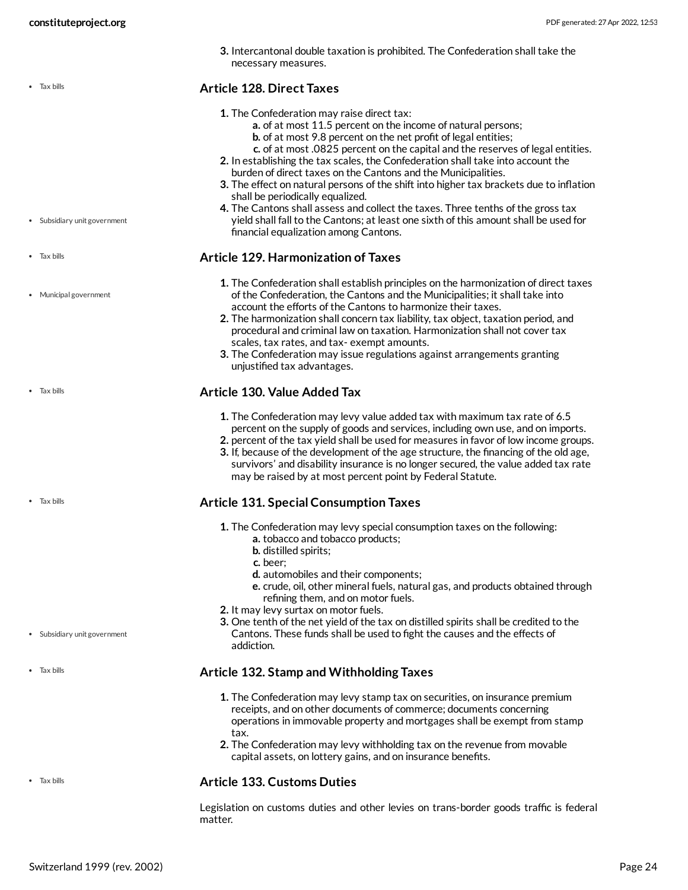3. Intercantonal double taxation is prohibited. The Confederation shall take the necessary measures.

- Tax bills

## Article 128. Direct Taxes

1. The Confederation may raise direct tax:
   a. of at most 11.5 percent on the income of natural persons;
   b. of at most 9.8 percent on the net profit of legal entities;
   c. of at most .0825 percent on the capital and the reserves of legal entities.
2. In establishing the tax scales, the Confederation shall take into account the burden of direct taxes on the Cantons and the Municipalities.
3. The effect on natural persons of the shift into higher tax brackets due to inflation shall be periodically equalized.
4. The Cantons shall assess and collect the taxes. Three tenths of the gross tax yield shall fall to the Cantons; at least one sixth of this amount shall be used for financial equalization among Cantons.

- Subsidiary unit government
- Tax bills

## Article 129. Harmonization of Taxes

- Municipal government

1. The Confederation shall establish principles on the harmonization of direct taxes of the Confederation, the Cantons and the Municipalities; it shall take into account the efforts of the Cantons to harmonize their taxes.
2. The harmonization shall concern tax liability, tax object, taxation period, and procedural and criminal law on taxation. Harmonization shall not cover tax scales, tax rates, and tax- exempt amounts.
3. The Confederation may issue regulations against arrangements granting unjustified tax advantages.

- Tax bills

## Article 130. Value Added Tax

1. The Confederation may levy value added tax with maximum tax rate of 6.5 percent on the supply of goods and services, including own use, and on imports.
2. percent of the tax yield shall be used for measures in favor of low income groups.
3. If, because of the development of the age structure, the financing of the old age, survivors' and disability insurance is no longer secured, the value added tax rate may be raised by at most percent point by Federal Statute.

- Tax bills

## Article 131. Special Consumption Taxes

1. The Confederation may levy special consumption taxes on the following:
   a. tobacco and tobacco products;
   b. distilled spirits;
   c. beer;
   d. automobiles and their components;
   e. crude, oil, other mineral fuels, natural gas, and products obtained through refining them, and on motor fuels.
2. It may levy surtax on motor fuels.
3. One tenth of the net yield of the tax on distilled spirits shall be credited to the Cantons. These funds shall be used to fight the causes and the effects of addiction.

- Subsidiary unit government
- Tax bills

## Article 132. Stamp and Withholding Taxes

1. The Confederation may levy stamp tax on securities, on insurance premium receipts, and on other documents of commerce; documents concerning operations in immovable property and mortgages shall be exempt from stamp tax.
2. The Confederation may levy withholding tax on the revenue from movable capital assets, on lottery gains, and on insurance benefits.

- Tax bills

## Article 133. Customs Duties

Legislation on customs duties and other levies on trans-border goods traffic is federal matter.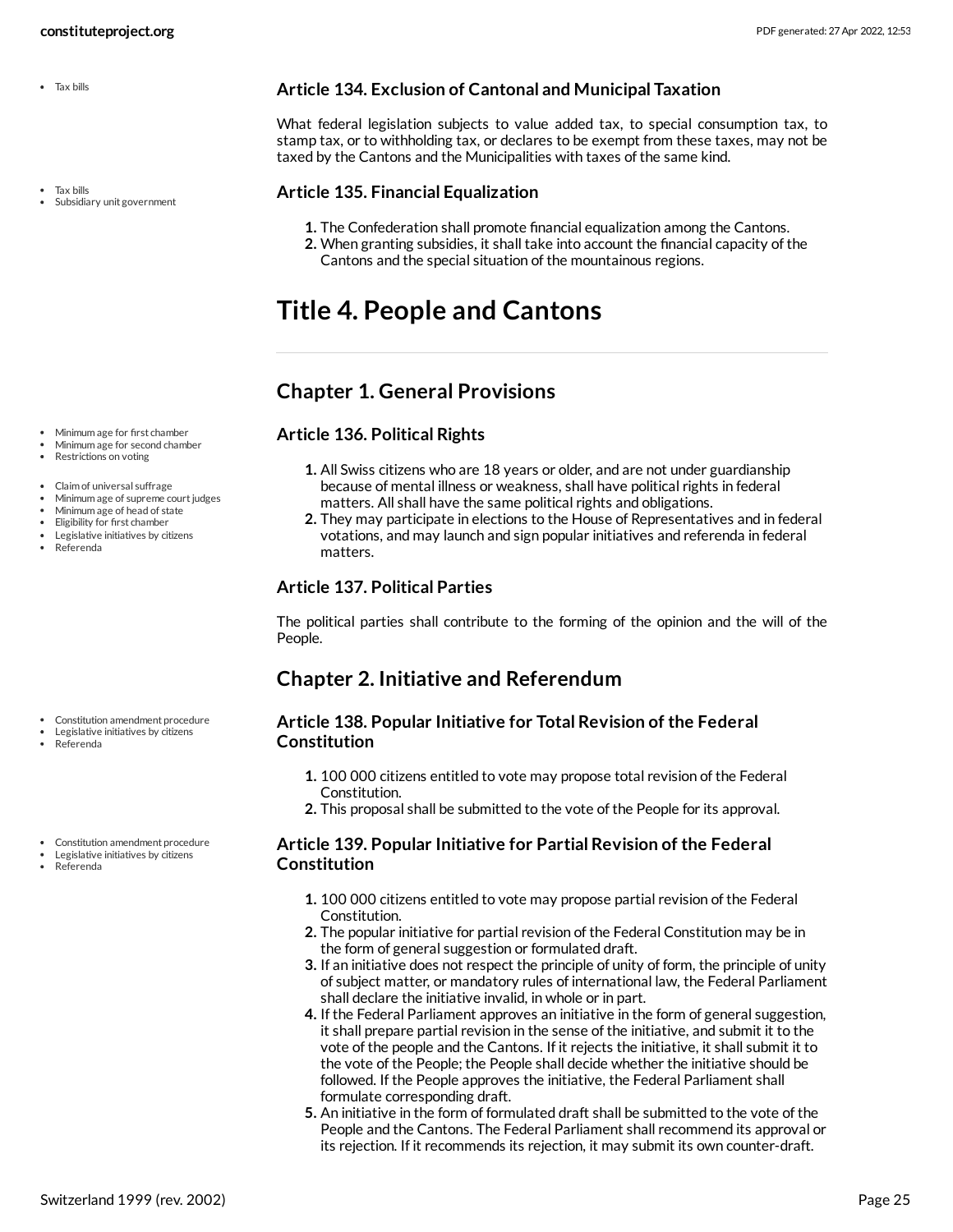### Article 134. Exclusion of Cantonal and Municipal Taxation

What federal legislation subjects to value added tax, to special consumption tax, to stamp tax, or to withholding tax, or declares to be exempt from these taxes, may not be taxed by the Cantons and the Municipalities with taxes of the same kind.

### Article 135. Financial Equalization

1. The Confederation shall promote financial equalization among the Cantons.
2. When granting subsidies, it shall take into account the financial capacity of the Cantons and the special situation of the mountainous regions.

# Title 4. People and Cantons

## Chapter 1. General Provisions

### Article 136. Political Rights

1. All Swiss citizens who are 18 years or older, and are not under guardianship because of mental illness or weakness, shall have political rights in federal matters. All shall have the same political rights and obligations.
2. They may participate in elections to the House of Representatives and in federal votations, and may launch and sign popular initiatives and referenda in federal matters.

### Article 137. Political Parties

The political parties shall contribute to the forming of the opinion and the will of the People.

## Chapter 2. Initiative and Referendum

### Article 138. Popular Initiative for Total Revision of the Federal Constitution

1. 100 000 citizens entitled to vote may propose total revision of the Federal Constitution.
2. This proposal shall be submitted to the vote of the People for its approval.

### Article 139. Popular Initiative for Partial Revision of the Federal Constitution

1. 100 000 citizens entitled to vote may propose partial revision of the Federal Constitution.
2. The popular initiative for partial revision of the Federal Constitution may be in the form of general suggestion or formulated draft.
3. If an initiative does not respect the principle of unity of form, the principle of unity of subject matter, or mandatory rules of international law, the Federal Parliament shall declare the initiative invalid, in whole or in part.
4. If the Federal Parliament approves an initiative in the form of general suggestion, it shall prepare partial revision in the sense of the initiative, and submit it to the vote of the people and the Cantons. If it rejects the initiative, it shall submit it to the vote of the People; the People shall decide whether the initiative should be followed. If the People approves the initiative, the Federal Parliament shall formulate corresponding draft.
5. An initiative in the form of formulated draft shall be submitted to the vote of the People and the Cantons. The Federal Parliament shall recommend its approval or its rejection. If it recommends its rejection, it may submit its own counter-draft.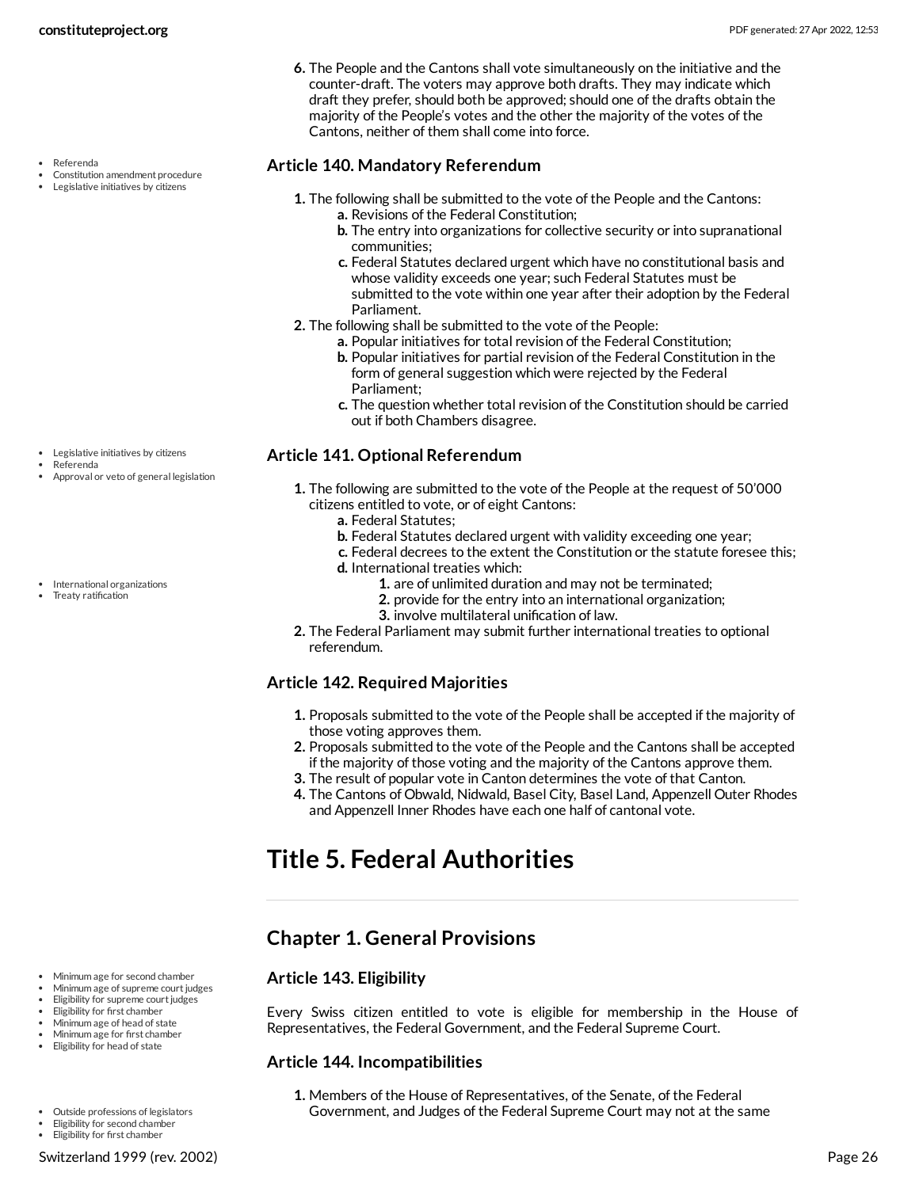6. The People and the Cantons shall vote simultaneously on the initiative and the counter-draft. The voters may approve both drafts. They may indicate which draft they prefer, should both be approved; should one of the drafts obtain the majority of the People's votes and the other the majority of the votes of the Cantons, neither of them shall come into force.

- Referenda
- Constitution amendment procedure
- Legislative initiatives by citizens

### Article 140. Mandatory Referendum

1. The following shall be submitted to the vote of the People and the Cantons:
   a. Revisions of the Federal Constitution;
   b. The entry into organizations for collective security or into supranational communities;
   c. Federal Statutes declared urgent which have no constitutional basis and whose validity exceeds one year; such Federal Statutes must be submitted to the vote within one year after their adoption by the Federal Parliament.
2. The following shall be submitted to the vote of the People:
   a. Popular initiatives for total revision of the Federal Constitution;
   b. Popular initiatives for partial revision of the Federal Constitution in the form of general suggestion which were rejected by the Federal Parliament;
   c. The question whether total revision of the Constitution should be carried out if both Chambers disagree.

- Legislative initiatives by citizens
- Referenda
- Approval or veto of general legislation

### Article 141. Optional Referendum

1. The following are submitted to the vote of the People at the request of 50'000 citizens entitled to vote, or of eight Cantons:
   a. Federal Statutes;
   b. Federal Statutes declared urgent with validity exceeding one year;
   c. Federal decrees to the extent the Constitution or the statute foresee this;
   d. International treaties which:
      1. are of unlimited duration and may not be terminated;
      2. provide for the entry into an international organization;
      3. involve multilateral unification of law.
2. The Federal Parliament may submit further international treaties to optional referendum.

- International organizations
- Treaty ratification

### Article 142. Required Majorities

1. Proposals submitted to the vote of the People shall be accepted if the majority of those voting approves them.
2. Proposals submitted to the vote of the People and the Cantons shall be accepted if the majority of those voting and the majority of the Cantons approve them.
3. The result of popular vote in Canton determines the vote of that Canton.
4. The Cantons of Obwald, Nidwald, Basel City, Basel Land, Appenzell Outer Rhodes and Appenzell Inner Rhodes have each one half of cantonal vote.

# Title 5. Federal Authorities

## Chapter 1. General Provisions

- Minimum age for second chamber
- Minimum age of supreme court judges
- Eligibility for supreme court judges
- Eligibility for first chamber
- Minimum age of head of state
- Minimum age for first chamber
- Eligibility for head of state

### Article 143. Eligibility

Every Swiss citizen entitled to vote is eligible for membership in the House of Representatives, the Federal Government, and the Federal Supreme Court.

### Article 144. Incompatibilities

- Outside professions of legislators
- Eligibility for second chamber
- Eligibility for first chamber

1. Members of the House of Representatives, of the Senate, of the Federal Government, and Judges of the Federal Supreme Court may not at the same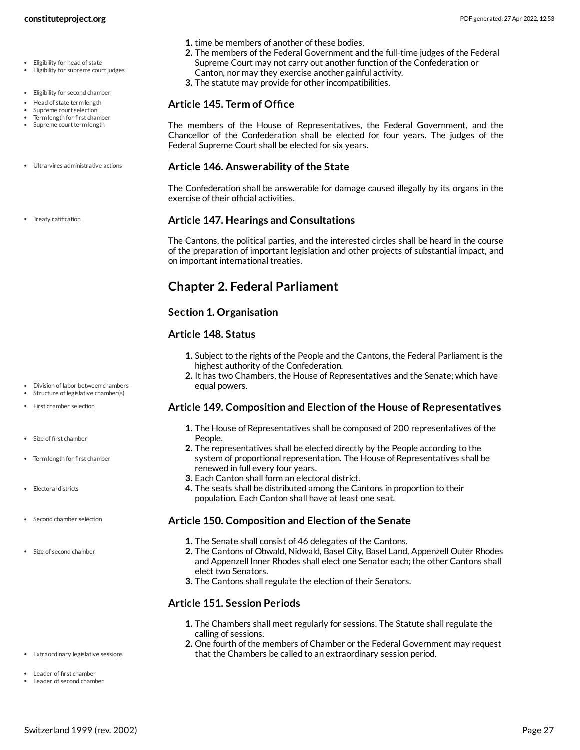1. time be members of another of these bodies.
2. The members of the Federal Government and the full-time judges of the Federal Supreme Court may not carry out another function of the Confederation or Canton, nor may they exercise another gainful activity.
3. The statute may provide for other incompatibilities.

### Article 145. Term of Office

The members of the House of Representatives, the Federal Government, and the Chancellor of the Confederation shall be elected for four years. The judges of the Federal Supreme Court shall be elected for six years.

### Article 146. Answerability of the State

The Confederation shall be answerable for damage caused illegally by its organs in the exercise of their official activities.

### Article 147. Hearings and Consultations

The Cantons, the political parties, and the interested circles shall be heard in the course of the preparation of important legislation and other projects of substantial impact, and on important international treaties.

## Chapter 2. Federal Parliament

### Section 1. Organisation

### Article 148. Status

1. Subject to the rights of the People and the Cantons, the Federal Parliament is the highest authority of the Confederation.
2. It has two Chambers, the House of Representatives and the Senate; which have equal powers.

### Article 149. Composition and Election of the House of Representatives

1. The House of Representatives shall be composed of 200 representatives of the People.
2. The representatives shall be elected directly by the People according to the system of proportional representation. The House of Representatives shall be renewed in full every four years.
3. Each Canton shall form an electoral district.
4. The seats shall be distributed among the Cantons in proportion to their population. Each Canton shall have at least one seat.

### Article 150. Composition and Election of the Senate

1. The Senate shall consist of 46 delegates of the Cantons.
2. The Cantons of Obwald, Nidwald, Basel City, Basel Land, Appenzell Outer Rhodes and Appenzell Inner Rhodes shall elect one Senator each; the other Cantons shall elect two Senators.
3. The Cantons shall regulate the election of their Senators.

### Article 151. Session Periods

1. The Chambers shall meet regularly for sessions. The Statute shall regulate the calling of sessions.
2. One fourth of the members of Chamber or the Federal Government may request that the Chambers be called to an extraordinary session period.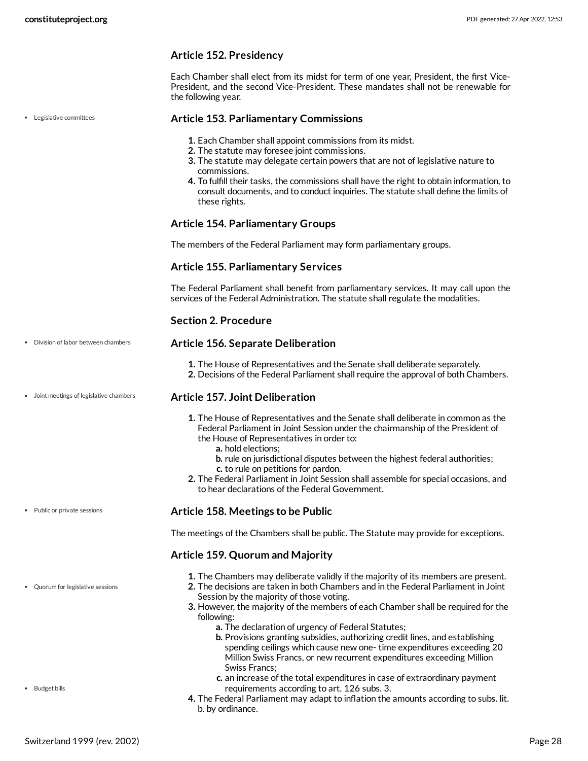### Article 152. Presidency

Each Chamber shall elect from its midst for term of one year, President, the first Vice-President, and the second Vice-President. These mandates shall not be renewable for the following year.

### Article 153. Parliamentary Commissions

- Legislative committees

1. Each Chamber shall appoint commissions from its midst.
2. The statute may foresee joint commissions.
3. The statute may delegate certain powers that are not of legislative nature to commissions.
4. To fulfill their tasks, the commissions shall have the right to obtain information, to consult documents, and to conduct inquiries. The statute shall define the limits of these rights.

### Article 154. Parliamentary Groups

The members of the Federal Parliament may form parliamentary groups.

### Article 155. Parliamentary Services

The Federal Parliament shall benefit from parliamentary services. It may call upon the services of the Federal Administration. The statute shall regulate the modalities.

### Section 2. Procedure

### Article 156. Separate Deliberation

- Division of labor between chambers

1. The House of Representatives and the Senate shall deliberate separately.
2. Decisions of the Federal Parliament shall require the approval of both Chambers.

### Article 157. Joint Deliberation

- Joint meetings of legislative chambers

1. The House of Representatives and the Senate shall deliberate in common as the Federal Parliament in Joint Session under the chairmanship of the President of the House of Representatives in order to:
   a. hold elections;
   b. rule on jurisdictional disputes between the highest federal authorities;
   c. to rule on petitions for pardon.
2. The Federal Parliament in Joint Session shall assemble for special occasions, and to hear declarations of the Federal Government.

### Article 158. Meetings to be Public

- Public or private sessions

The meetings of the Chambers shall be public. The Statute may provide for exceptions.

### Article 159. Quorum and Majority

- Quorum for legislative sessions
- Budget bills

1. The Chambers may deliberate validly if the majority of its members are present.
2. The decisions are taken in both Chambers and in the Federal Parliament in Joint Session by the majority of those voting.
3. However, the majority of the members of each Chamber shall be required for the following:
   a. The declaration of urgency of Federal Statutes;
   b. Provisions granting subsidies, authorizing credit lines, and establishing spending ceilings which cause new one- time expenditures exceeding 20 Million Swiss Francs, or new recurrent expenditures exceeding Million Swiss Francs;
   c. an increase of the total expenditures in case of extraordinary payment requirements according to art. 126 subs. 3.
4. The Federal Parliament may adapt to inflation the amounts according to subs. lit. b. by ordinance.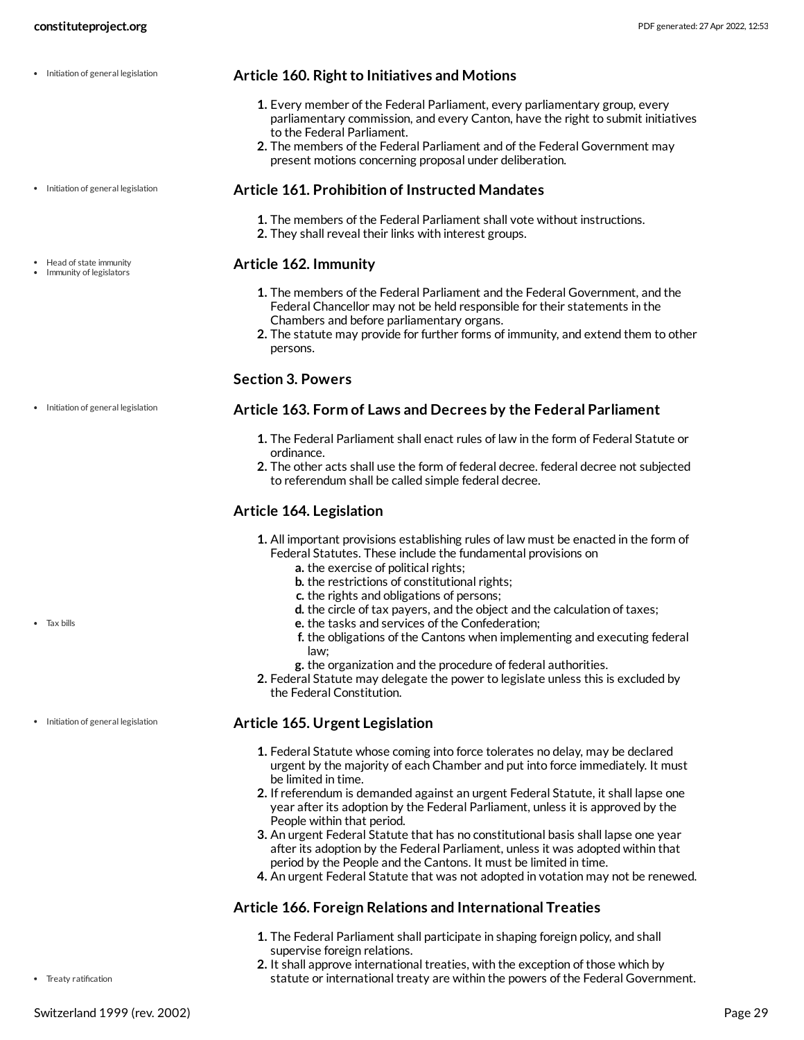- Initiation of general legislation

### Article 160. Right to Initiatives and Motions

1. Every member of the Federal Parliament, every parliamentary group, every parliamentary commission, and every Canton, have the right to submit initiatives to the Federal Parliament.
2. The members of the Federal Parliament and of the Federal Government may present motions concerning proposal under deliberation.

- Initiation of general legislation

### Article 161. Prohibition of Instructed Mandates

1. The members of the Federal Parliament shall vote without instructions.
2. They shall reveal their links with interest groups.

- Head of state immunity
- Immunity of legislators

### Article 162. Immunity

1. The members of the Federal Parliament and the Federal Government, and the Federal Chancellor may not be held responsible for their statements in the Chambers and before parliamentary organs.
2. The statute may provide for further forms of immunity, and extend them to other persons.

## Section 3. Powers

- Initiation of general legislation

### Article 163. Form of Laws and Decrees by the Federal Parliament

1. The Federal Parliament shall enact rules of law in the form of Federal Statute or ordinance.
2. The other acts shall use the form of federal decree. federal decree not subjected to referendum shall be called simple federal decree.

### Article 164. Legislation

1. All important provisions establishing rules of law must be enacted in the form of Federal Statutes. These include the fundamental provisions on
   a. the exercise of political rights;
   b. the restrictions of constitutional rights;
   c. the rights and obligations of persons;
   d. the circle of tax payers, and the object and the calculation of taxes;
   e. the tasks and services of the Confederation;
   f. the obligations of the Cantons when implementing and executing federal law;
   g. the organization and the procedure of federal authorities.
2. Federal Statute may delegate the power to legislate unless this is excluded by the Federal Constitution.

- Tax bills

- Initiation of general legislation

### Article 165. Urgent Legislation

1. Federal Statute whose coming into force tolerates no delay, may be declared urgent by the majority of each Chamber and put into force immediately. It must be limited in time.
2. If referendum is demanded against an urgent Federal Statute, it shall lapse one year after its adoption by the Federal Parliament, unless it is approved by the People within that period.
3. An urgent Federal Statute that has no constitutional basis shall lapse one year after its adoption by the Federal Parliament, unless it was adopted within that period by the People and the Cantons. It must be limited in time.
4. An urgent Federal Statute that was not adopted in votation may not be renewed.

### Article 166. Foreign Relations and International Treaties

1. The Federal Parliament shall participate in shaping foreign policy, and shall supervise foreign relations.
2. It shall approve international treaties, with the exception of those which by statute or international treaty are within the powers of the Federal Government.

- Treaty ratification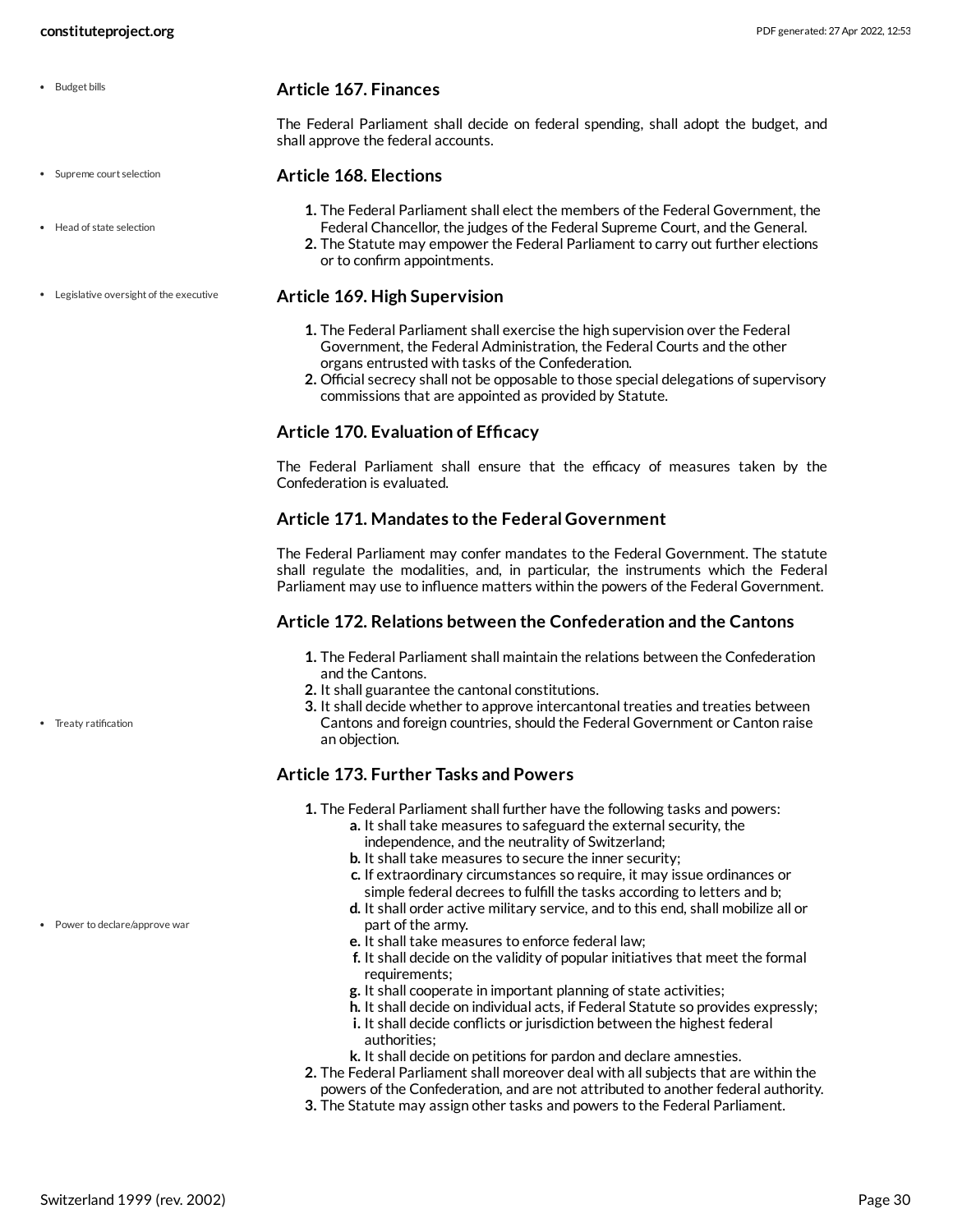- Budget bills

### Article 167. Finances

The Federal Parliament shall decide on federal spending, shall adopt the budget, and shall approve the federal accounts.

- Supreme court selection
- Head of state selection

### Article 168. Elections

1. The Federal Parliament shall elect the members of the Federal Government, the Federal Chancellor, the judges of the Federal Supreme Court, and the General.
2. The Statute may empower the Federal Parliament to carry out further elections or to confirm appointments.

- Legislative oversight of the executive

### Article 169. High Supervision

1. The Federal Parliament shall exercise the high supervision over the Federal Government, the Federal Administration, the Federal Courts and the other organs entrusted with tasks of the Confederation.
2. Official secrecy shall not be opposable to those special delegations of supervisory commissions that are appointed as provided by Statute.

### Article 170. Evaluation of Efficacy

The Federal Parliament shall ensure that the efficacy of measures taken by the Confederation is evaluated.

### Article 171. Mandates to the Federal Government

The Federal Parliament may confer mandates to the Federal Government. The statute shall regulate the modalities, and, in particular, the instruments which the Federal Parliament may use to influence matters within the powers of the Federal Government.

### Article 172. Relations between the Confederation and the Cantons

1. The Federal Parliament shall maintain the relations between the Confederation and the Cantons.
2. It shall guarantee the cantonal constitutions.
3. It shall decide whether to approve intercantonal treaties and treaties between Cantons and foreign countries, should the Federal Government or Canton raise an objection.

- Treaty ratification

### Article 173. Further Tasks and Powers

1. The Federal Parliament shall further have the following tasks and powers:
   - **a.** It shall take measures to safeguard the external security, the independence, and the neutrality of Switzerland;
   - **b.** It shall take measures to secure the inner security;
   - **c.** If extraordinary circumstances so require, it may issue ordinances or simple federal decrees to fulfill the tasks according to letters and b;
   - **d.** It shall order active military service, and to this end, shall mobilize all or part of the army.
   - **e.** It shall take measures to enforce federal law;
   - **f.** It shall decide on the validity of popular initiatives that meet the formal requirements;
   - **g.** It shall cooperate in important planning of state activities;
   - **h.** It shall decide on individual acts, if Federal Statute so provides expressly;
   - **i.** It shall decide conflicts or jurisdiction between the highest federal authorities;
   - **k.** It shall decide on petitions for pardon and declare amnesties.
2. The Federal Parliament shall moreover deal with all subjects that are within the powers of the Confederation, and are not attributed to another federal authority.
3. The Statute may assign other tasks and powers to the Federal Parliament.

- Power to declare/approve war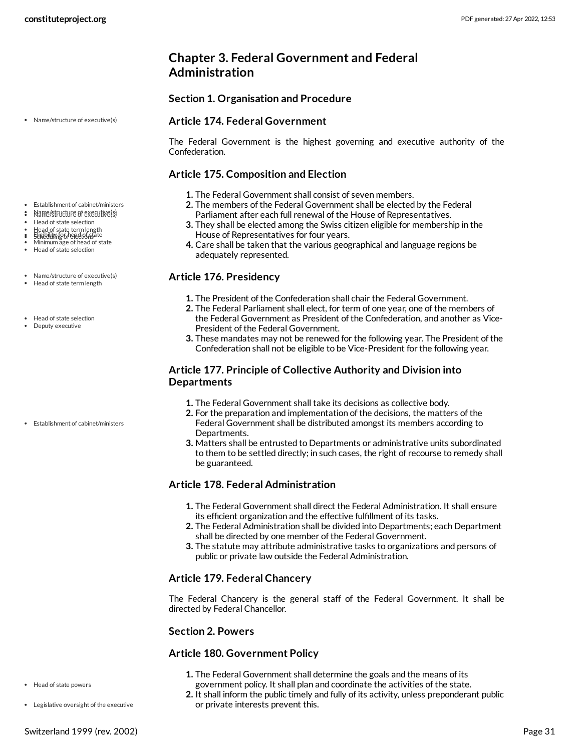## Chapter 3. Federal Government and Federal Administration

### Section 1. Organisation and Procedure

#### Article 174. Federal Government

The Federal Government is the highest governing and executive authority of the Confederation.

#### Article 175. Composition and Election

1. The Federal Government shall consist of seven members.
2. The members of the Federal Government shall be elected by the Federal Parliament after each full renewal of the House of Representatives.
3. They shall be elected among the Swiss citizen eligible for membership in the House of Representatives for four years.
4. Care shall be taken that the various geographical and language regions be adequately represented.

#### Article 176. Presidency

1. The President of the Confederation shall chair the Federal Government.
2. The Federal Parliament shall elect, for term of one year, one of the members of the Federal Government as President of the Confederation, and another as Vice-President of the Federal Government.
3. These mandates may not be renewed for the following year. The President of the Confederation shall not be eligible to be Vice-President for the following year.

#### Article 177. Principle of Collective Authority and Division into Departments

1. The Federal Government shall take its decisions as collective body.
2. For the preparation and implementation of the decisions, the matters of the Federal Government shall be distributed amongst its members according to Departments.
3. Matters shall be entrusted to Departments or administrative units subordinated to them to be settled directly; in such cases, the right of recourse to remedy shall be guaranteed.

#### Article 178. Federal Administration

1. The Federal Government shall direct the Federal Administration. It shall ensure its efficient organization and the effective fulfillment of its tasks.
2. The Federal Administration shall be divided into Departments; each Department shall be directed by one member of the Federal Government.
3. The statute may attribute administrative tasks to organizations and persons of public or private law outside the Federal Administration.

#### Article 179. Federal Chancery

The Federal Chancery is the general staff of the Federal Government. It shall be directed by Federal Chancellor.

### Section 2. Powers

#### Article 180. Government Policy

1. The Federal Government shall determine the goals and the means of its government policy. It shall plan and coordinate the activities of the state.
2. It shall inform the public timely and fully of its activity, unless preponderant public or private interests prevent this.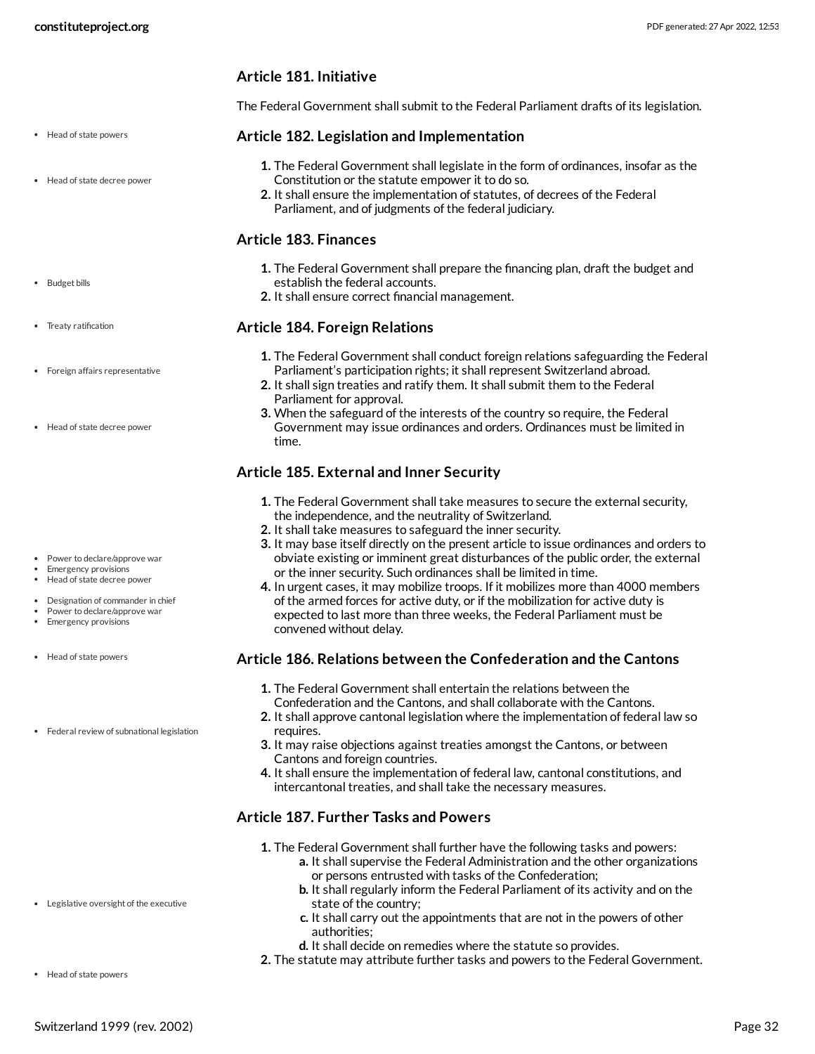### Article 181. Initiative

The Federal Government shall submit to the Federal Parliament drafts of its legislation.

### Article 182. Legislation and Implementation

1. The Federal Government shall legislate in the form of ordinances, insofar as the Constitution or the statute empower it to do so.
2. It shall ensure the implementation of statutes, of decrees of the Federal Parliament, and of judgments of the federal judiciary.

### Article 183. Finances

1. The Federal Government shall prepare the financing plan, draft the budget and establish the federal accounts.
2. It shall ensure correct financial management.

### Article 184. Foreign Relations

1. The Federal Government shall conduct foreign relations safeguarding the Federal Parliament's participation rights; it shall represent Switzerland abroad.
2. It shall sign treaties and ratify them. It shall submit them to the Federal Parliament for approval.
3. When the safeguard of the interests of the country so require, the Federal Government may issue ordinances and orders. Ordinances must be limited in time.

### Article 185. External and Inner Security

1. The Federal Government shall take measures to secure the external security, the independence, and the neutrality of Switzerland.
2. It shall take measures to safeguard the inner security.
3. It may base itself directly on the present article to issue ordinances and orders to obviate existing or imminent great disturbances of the public order, the external or the inner security. Such ordinances shall be limited in time.
4. In urgent cases, it may mobilize troops. If it mobilizes more than 4000 members of the armed forces for active duty, or if the mobilization for active duty is expected to last more than three weeks, the Federal Parliament must be convened without delay.

### Article 186. Relations between the Confederation and the Cantons

1. The Federal Government shall entertain the relations between the Confederation and the Cantons, and shall collaborate with the Cantons.
2. It shall approve cantonal legislation where the implementation of federal law so requires.
3. It may raise objections against treaties amongst the Cantons, or between Cantons and foreign countries.
4. It shall ensure the implementation of federal law, cantonal constitutions, and intercantonal treaties, and shall take the necessary measures.

### Article 187. Further Tasks and Powers

1. The Federal Government shall further have the following tasks and powers:
    a. It shall supervise the Federal Administration and the other organizations or persons entrusted with tasks of the Confederation;
    b. It shall regularly inform the Federal Parliament of its activity and on the state of the country;
    c. It shall carry out the appointments that are not in the powers of other authorities;
    d. It shall decide on remedies where the statute so provides.
2. The statute may attribute further tasks and powers to the Federal Government.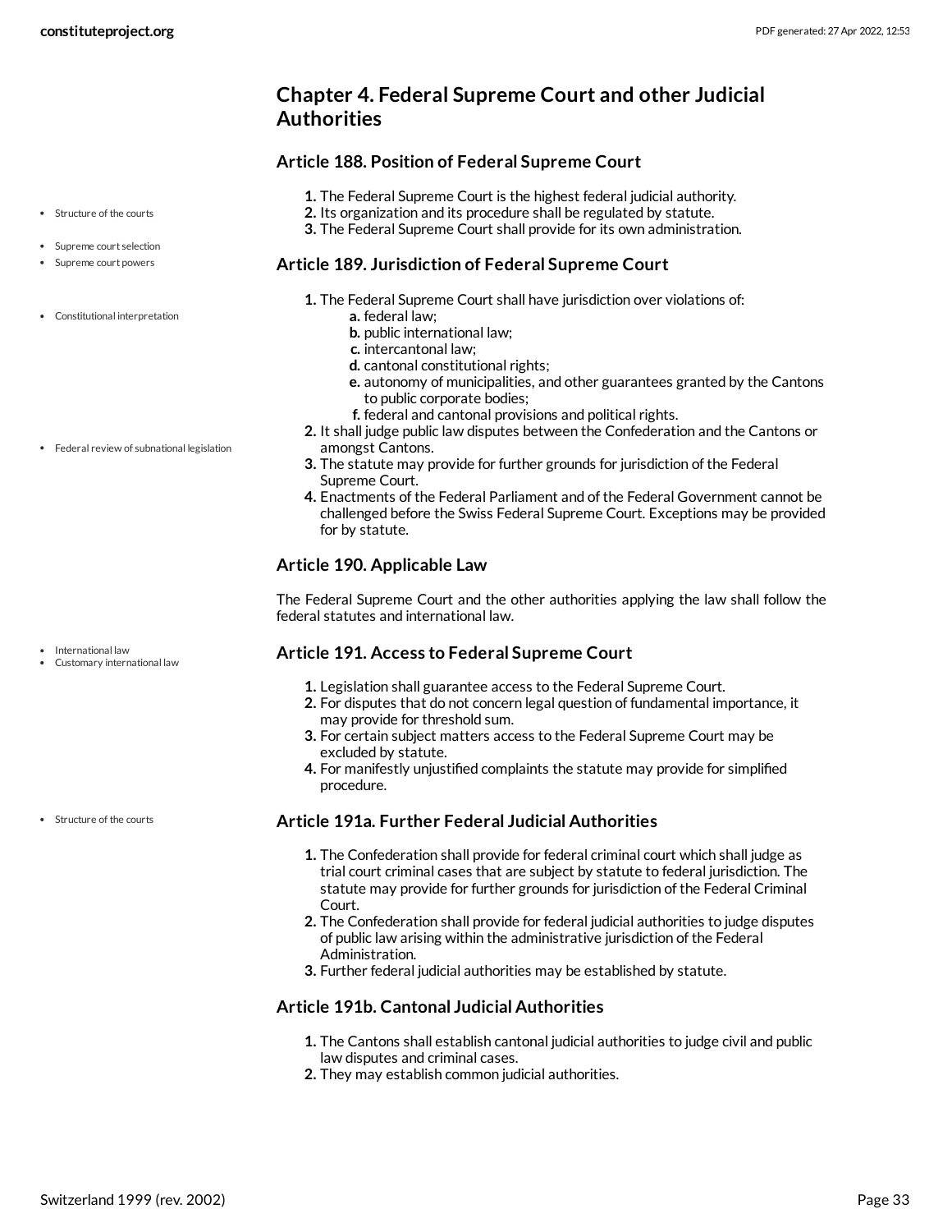## Chapter 4. Federal Supreme Court and other Judicial Authorities

### Article 188. Position of Federal Supreme Court

1. The Federal Supreme Court is the highest federal judicial authority.
2. Its organization and its procedure shall be regulated by statute.
3. The Federal Supreme Court shall provide for its own administration.

### Article 189. Jurisdiction of Federal Supreme Court

1. The Federal Supreme Court shall have jurisdiction over violations of:
   - a. federal law;
   - b. public international law;
   - c. intercantonal law;
   - d. cantonal constitutional rights;
   - e. autonomy of municipalities, and other guarantees granted by the Cantons to public corporate bodies;
   - f. federal and cantonal provisions and political rights.
2. It shall judge public law disputes between the Confederation and the Cantons or amongst Cantons.
3. The statute may provide for further grounds for jurisdiction of the Federal Supreme Court.
4. Enactments of the Federal Parliament and of the Federal Government cannot be challenged before the Swiss Federal Supreme Court. Exceptions may be provided for by statute.

### Article 190. Applicable Law

The Federal Supreme Court and the other authorities applying the law shall follow the federal statutes and international law.

### Article 191. Access to Federal Supreme Court

1. Legislation shall guarantee access to the Federal Supreme Court.
2. For disputes that do not concern legal question of fundamental importance, it may provide for threshold sum.
3. For certain subject matters access to the Federal Supreme Court may be excluded by statute.
4. For manifestly unjustified complaints the statute may provide for simplified procedure.

### Article 191a. Further Federal Judicial Authorities

1. The Confederation shall provide for federal criminal court which shall judge as trial court criminal cases that are subject by statute to federal jurisdiction. The statute may provide for further grounds for jurisdiction of the Federal Criminal Court.
2. The Confederation shall provide for federal judicial authorities to judge disputes of public law arising within the administrative jurisdiction of the Federal Administration.
3. Further federal judicial authorities may be established by statute.

### Article 191b. Cantonal Judicial Authorities

1. The Cantons shall establish cantonal judicial authorities to judge civil and public law disputes and criminal cases.
2. They may establish common judicial authorities.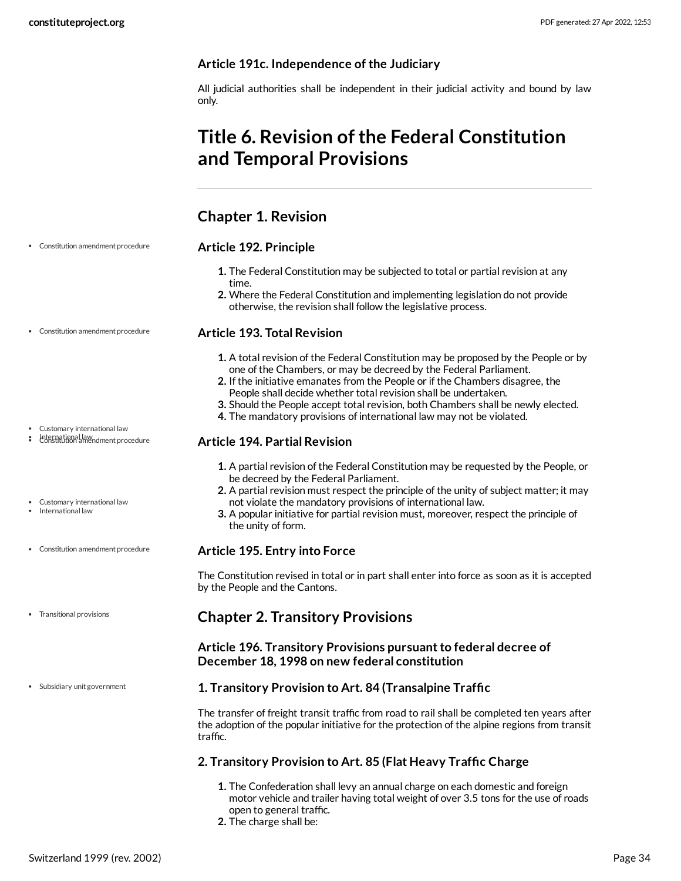### Article 191c. Independence of the Judiciary

All judicial authorities shall be independent in their judicial activity and bound by law only.

# Title 6. Revision of the Federal Constitution and Temporal Provisions

## Chapter 1. Revision

- Constitution amendment procedure

### Article 192. Principle

1. The Federal Constitution may be subjected to total or partial revision at any time.
2. Where the Federal Constitution and implementing legislation do not provide otherwise, the revision shall follow the legislative process.

- Constitution amendment procedure

### Article 193. Total Revision

1. A total revision of the Federal Constitution may be proposed by the People or by one of the Chambers, or may be decreed by the Federal Parliament.
2. If the initiative emanates from the People or if the Chambers disagree, the People shall decide whether total revision shall be undertaken.
3. Should the People accept total revision, both Chambers shall be newly elected.
4. The mandatory provisions of international law may not be violated.

- Customary international law
- International law
- Constitution amendment procedure

### Article 194. Partial Revision

1. A partial revision of the Federal Constitution may be requested by the People, or be decreed by the Federal Parliament.
2. A partial revision must respect the principle of the unity of subject matter; it may not violate the mandatory provisions of international law.
3. A popular initiative for partial revision must, moreover, respect the principle of the unity of form.

- Customary international law
- International law

- Constitution amendment procedure

### Article 195. Entry into Force

The Constitution revised in total or in part shall enter into force as soon as it is accepted by the People and the Cantons.

- Transitional provisions

## Chapter 2. Transitory Provisions

### Article 196. Transitory Provisions pursuant to federal decree of December 18, 1998 on new federal constitution

- Subsidiary unit government

### 1. Transitory Provision to Art. 84 (Transalpine Traffic

The transfer of freight transit traffic from road to rail shall be completed ten years after the adoption of the popular initiative for the protection of the alpine regions from transit traffic.

### 2. Transitory Provision to Art. 85 (Flat Heavy Traffic Charge

1. The Confederation shall levy an annual charge on each domestic and foreign motor vehicle and trailer having total weight of over 3.5 tons for the use of roads open to general traffic.
2. The charge shall be: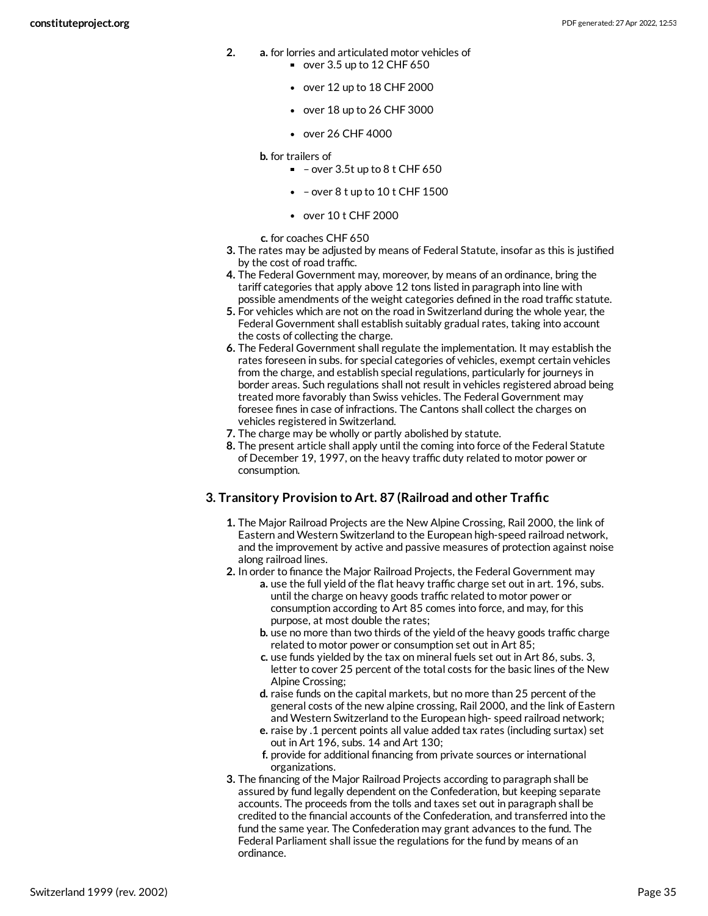2. a. for lorries and articulated motor vehicles of
    - over 3.5 up to 12 CHF 650
    - over 12 up to 18 CHF 2000
    - over 18 up to 26 CHF 3000
    - over 26 CHF 4000

   b. for trailers of
    - – over 3.5t up to 8 t CHF 650
    - – over 8 t up to 10 t CHF 1500
    - over 10 t CHF 2000

   c. for coaches CHF 650
3. The rates may be adjusted by means of Federal Statute, insofar as this is justified by the cost of road traffic.
4. The Federal Government may, moreover, by means of an ordinance, bring the tariff categories that apply above 12 tons listed in paragraph into line with possible amendments of the weight categories defined in the road traffic statute.
5. For vehicles which are not on the road in Switzerland during the whole year, the Federal Government shall establish suitably gradual rates, taking into account the costs of collecting the charge.
6. The Federal Government shall regulate the implementation. It may establish the rates foreseen in subs. for special categories of vehicles, exempt certain vehicles from the charge, and establish special regulations, particularly for journeys in border areas. Such regulations shall not result in vehicles registered abroad being treated more favorably than Swiss vehicles. The Federal Government may foresee fines in case of infractions. The Cantons shall collect the charges on vehicles registered in Switzerland.
7. The charge may be wholly or partly abolished by statute.
8. The present article shall apply until the coming into force of the Federal Statute of December 19, 1997, on the heavy traffic duty related to motor power or consumption.

### 3. Transitory Provision to Art. 87 (Railroad and other Traffic

1. The Major Railroad Projects are the New Alpine Crossing, Rail 2000, the link of Eastern and Western Switzerland to the European high-speed railroad network, and the improvement by active and passive measures of protection against noise along railroad lines.
2. In order to finance the Major Railroad Projects, the Federal Government may
   a. use the full yield of the flat heavy traffic charge set out in art. 196, subs. until the charge on heavy goods traffic related to motor power or consumption according to Art 85 comes into force, and may, for this purpose, at most double the rates;
   b. use no more than two thirds of the yield of the heavy goods traffic charge related to motor power or consumption set out in Art 85;
   c. use funds yielded by the tax on mineral fuels set out in Art 86, subs. 3, letter to cover 25 percent of the total costs for the basic lines of the New Alpine Crossing;
   d. raise funds on the capital markets, but no more than 25 percent of the general costs of the new alpine crossing, Rail 2000, and the link of Eastern and Western Switzerland to the European high- speed railroad network;
   e. raise by .1 percent points all value added tax rates (including surtax) set out in Art 196, subs. 14 and Art 130;
   f. provide for additional financing from private sources or international organizations.
3. The financing of the Major Railroad Projects according to paragraph shall be assured by fund legally dependent on the Confederation, but keeping separate accounts. The proceeds from the tolls and taxes set out in paragraph shall be credited to the financial accounts of the Confederation, and transferred into the fund the same year. The Confederation may grant advances to the fund. The Federal Parliament shall issue the regulations for the fund by means of an ordinance.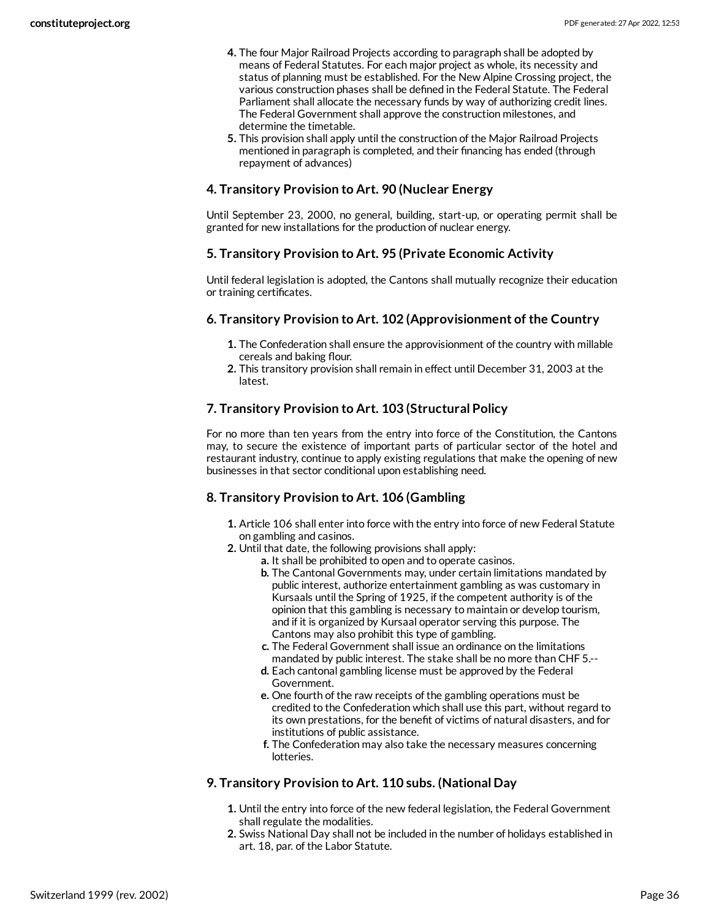4. The four Major Railroad Projects according to paragraph shall be adopted by means of Federal Statutes. For each major project as whole, its necessity and status of planning must be established. For the New Alpine Crossing project, the various construction phases shall be defined in the Federal Statute. The Federal Parliament shall allocate the necessary funds by way of authorizing credit lines. The Federal Government shall approve the construction milestones, and determine the timetable.
5. This provision shall apply until the construction of the Major Railroad Projects mentioned in paragraph is completed, and their financing has ended (through repayment of advances)

### 4. Transitory Provision to Art. 90 (Nuclear Energy

Until September 23, 2000, no general, building, start-up, or operating permit shall be granted for new installations for the production of nuclear energy.

### 5. Transitory Provision to Art. 95 (Private Economic Activity

Until federal legislation is adopted, the Cantons shall mutually recognize their education or training certificates.

### 6. Transitory Provision to Art. 102 (Approvisionment of the Country

1. The Confederation shall ensure the approvisionment of the country with millable cereals and baking flour.
2. This transitory provision shall remain in effect until December 31, 2003 at the latest.

### 7. Transitory Provision to Art. 103 (Structural Policy

For no more than ten years from the entry into force of the Constitution, the Cantons may, to secure the existence of important parts of particular sector of the hotel and restaurant industry, continue to apply existing regulations that make the opening of new businesses in that sector conditional upon establishing need.

### 8. Transitory Provision to Art. 106 (Gambling

1. Article 106 shall enter into force with the entry into force of new Federal Statute on gambling and casinos.
2. Until that date, the following provisions shall apply:
   a. It shall be prohibited to open and to operate casinos.
   b. The Cantonal Governments may, under certain limitations mandated by public interest, authorize entertainment gambling as was customary in Kursaals until the Spring of 1925, if the competent authority is of the opinion that this gambling is necessary to maintain or develop tourism, and if it is organized by Kursaal operator serving this purpose. The Cantons may also prohibit this type of gambling.
   c. The Federal Government shall issue an ordinance on the limitations mandated by public interest. The stake shall be no more than CHF 5.--
   d. Each cantonal gambling license must be approved by the Federal Government.
   e. One fourth of the raw receipts of the gambling operations must be credited to the Confederation which shall use this part, without regard to its own prestations, for the benefit of victims of natural disasters, and for institutions of public assistance.
   f. The Confederation may also take the necessary measures concerning lotteries.

### 9. Transitory Provision to Art. 110 subs. (National Day

1. Until the entry into force of the new federal legislation, the Federal Government shall regulate the modalities.
2. Swiss National Day shall not be included in the number of holidays established in art. 18, par. of the Labor Statute.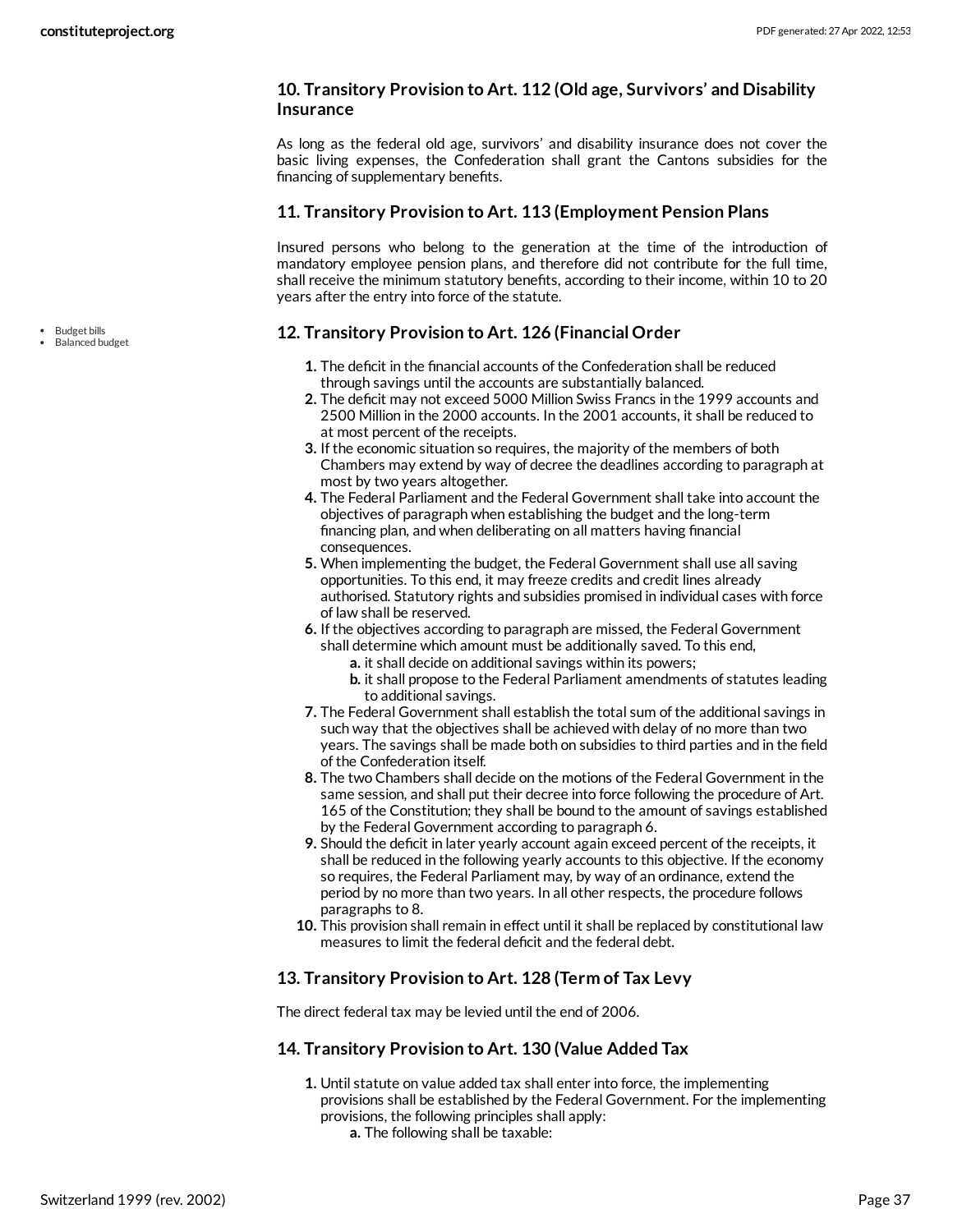### 10. Transitory Provision to Art. 112 (Old age, Survivors' and Disability Insurance

As long as the federal old age, survivors' and disability insurance does not cover the basic living expenses, the Confederation shall grant the Cantons subsidies for the financing of supplementary benefits.

### 11. Transitory Provision to Art. 113 (Employment Pension Plans

Insured persons who belong to the generation at the time of the introduction of mandatory employee pension plans, and therefore did not contribute for the full time, shall receive the minimum statutory benefits, according to their income, within 10 to 20 years after the entry into force of the statute.

- Budget bills
- Balanced budget

### 12. Transitory Provision to Art. 126 (Financial Order

1. The deficit in the financial accounts of the Confederation shall be reduced through savings until the accounts are substantially balanced.
2. The deficit may not exceed 5000 Million Swiss Francs in the 1999 accounts and 2500 Million in the 2000 accounts. In the 2001 accounts, it shall be reduced to at most percent of the receipts.
3. If the economic situation so requires, the majority of the members of both Chambers may extend by way of decree the deadlines according to paragraph at most by two years altogether.
4. The Federal Parliament and the Federal Government shall take into account the objectives of paragraph when establishing the budget and the long-term financing plan, and when deliberating on all matters having financial consequences.
5. When implementing the budget, the Federal Government shall use all saving opportunities. To this end, it may freeze credits and credit lines already authorised. Statutory rights and subsidies promised in individual cases with force of law shall be reserved.
6. If the objectives according to paragraph are missed, the Federal Government shall determine which amount must be additionally saved. To this end,
   a. it shall decide on additional savings within its powers;
   b. it shall propose to the Federal Parliament amendments of statutes leading to additional savings.
7. The Federal Government shall establish the total sum of the additional savings in such way that the objectives shall be achieved with delay of no more than two years. The savings shall be made both on subsidies to third parties and in the field of the Confederation itself.
8. The two Chambers shall decide on the motions of the Federal Government in the same session, and shall put their decree into force following the procedure of Art. 165 of the Constitution; they shall be bound to the amount of savings established by the Federal Government according to paragraph 6.
9. Should the deficit in later yearly account again exceed percent of the receipts, it shall be reduced in the following yearly accounts to this objective. If the economy so requires, the Federal Parliament may, by way of an ordinance, extend the period by no more than two years. In all other respects, the procedure follows paragraphs to 8.
10. This provision shall remain in effect until it shall be replaced by constitutional law measures to limit the federal deficit and the federal debt.

### 13. Transitory Provision to Art. 128 (Term of Tax Levy

The direct federal tax may be levied until the end of 2006.

### 14. Transitory Provision to Art. 130 (Value Added Tax

1. Until statute on value added tax shall enter into force, the implementing provisions shall be established by the Federal Government. For the implementing provisions, the following principles shall apply:
   a. The following shall be taxable: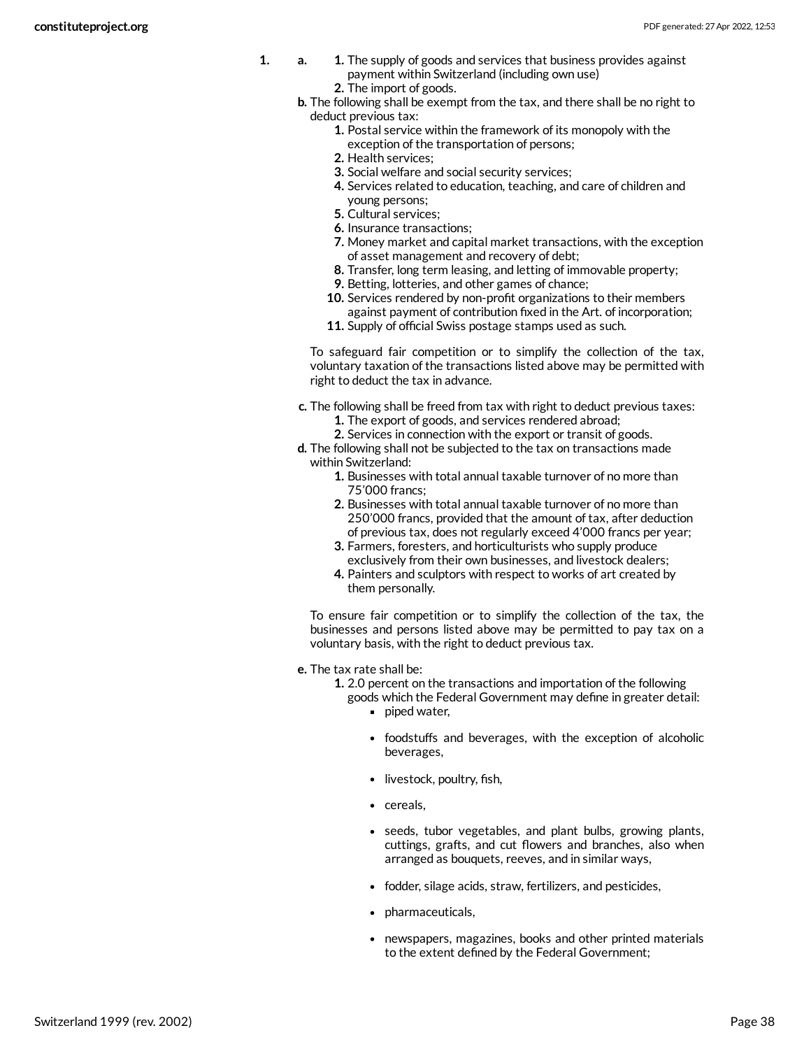1. a.
    1. The supply of goods and services that business provides against payment within Switzerland (including own use)
    2. The import of goods.

   b. The following shall be exempt from the tax, and there shall be no right to deduct previous tax:
    1. Postal service within the framework of its monopoly with the exception of the transportation of persons;
    2. Health services;
    3. Social welfare and social security services;
    4. Services related to education, teaching, and care of children and young persons;
    5. Cultural services;
    6. Insurance transactions;
    7. Money market and capital market transactions, with the exception of asset management and recovery of debt;
    8. Transfer, long term leasing, and letting of immovable property;
    9. Betting, lotteries, and other games of chance;
    10. Services rendered by non-profit organizations to their members against payment of contribution fixed in the Art. of incorporation;
    11. Supply of official Swiss postage stamps used as such.

   To safeguard fair competition or to simplify the collection of the tax, voluntary taxation of the transactions listed above may be permitted with right to deduct the tax in advance.

   c. The following shall be freed from tax with right to deduct previous taxes:
    1. The export of goods, and services rendered abroad;
    2. Services in connection with the export or transit of goods.

   d. The following shall not be subjected to the tax on transactions made within Switzerland:
    1. Businesses with total annual taxable turnover of no more than 75’000 francs;
    2. Businesses with total annual taxable turnover of no more than 250’000 francs, provided that the amount of tax, after deduction of previous tax, does not regularly exceed 4’000 francs per year;
    3. Farmers, foresters, and horticulturists who supply produce exclusively from their own businesses, and livestock dealers;
    4. Painters and sculptors with respect to works of art created by them personally.

   To ensure fair competition or to simplify the collection of the tax, the businesses and persons listed above may be permitted to pay tax on a voluntary basis, with the right to deduct previous tax.

   e. The tax rate shall be:
    1. 2.0 percent on the transactions and importation of the following goods which the Federal Government may define in greater detail:
        - piped water,
        - foodstuffs and beverages, with the exception of alcoholic beverages,
        - livestock, poultry, fish,
        - cereals,
        - seeds, tubor vegetables, and plant bulbs, growing plants, cuttings, grafts, and cut flowers and branches, also when arranged as bouquets, reeves, and in similar ways,
        - fodder, silage acids, straw, fertilizers, and pesticides,
        - pharmaceuticals,
        - newspapers, magazines, books and other printed materials to the extent defined by the Federal Government;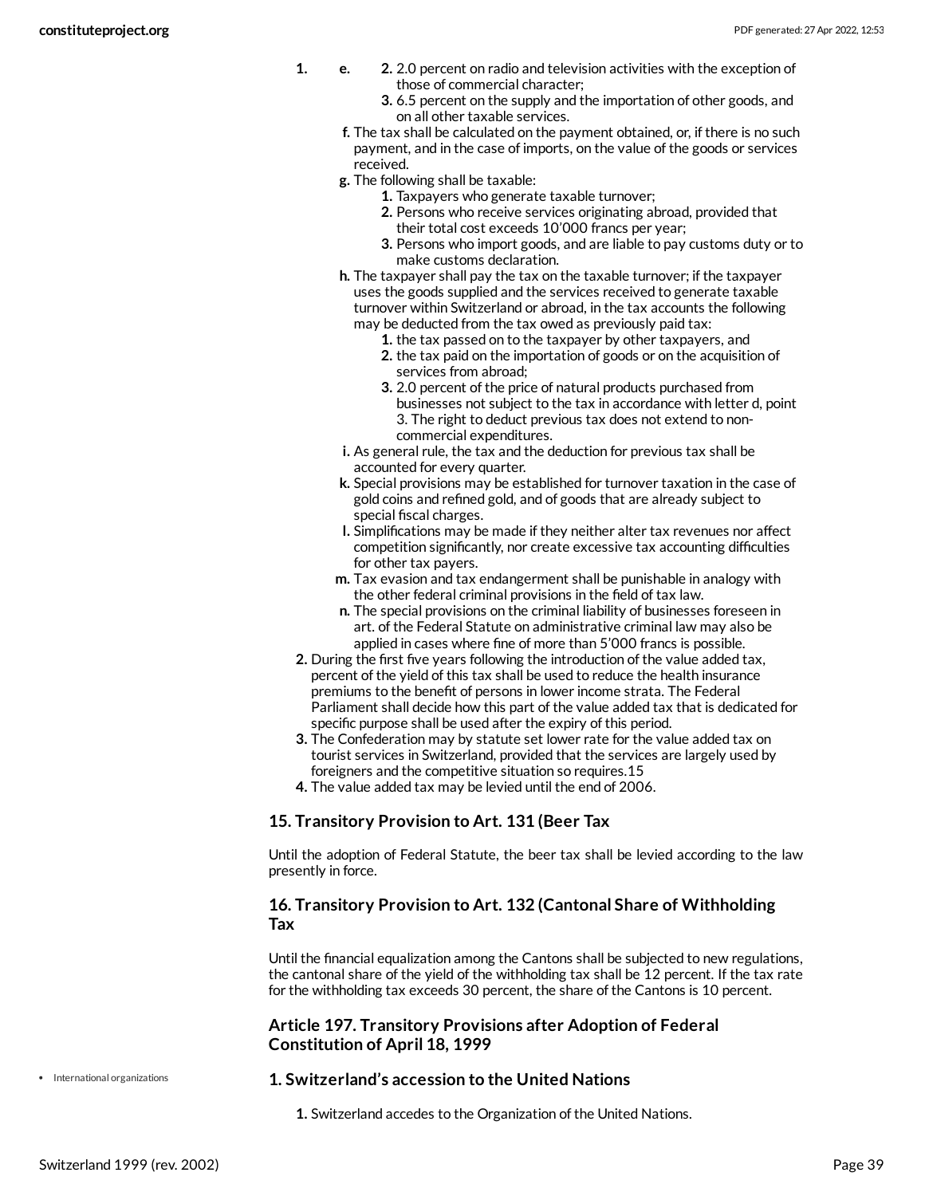1. e. 2. 2.0 percent on radio and television activities with the exception of those of commercial character;
      3. 6.5 percent on the supply and the importation of other goods, and on all other taxable services.
   f. The tax shall be calculated on the payment obtained, or, if there is no such payment, and in the case of imports, on the value of the goods or services received.
   g. The following shall be taxable:
      1. Taxpayers who generate taxable turnover;
      2. Persons who receive services originating abroad, provided that their total cost exceeds 10'000 francs per year;
      3. Persons who import goods, and are liable to pay customs duty or to make customs declaration.
   h. The taxpayer shall pay the tax on the taxable turnover; if the taxpayer uses the goods supplied and the services received to generate taxable turnover within Switzerland or abroad, in the tax accounts the following may be deducted from the tax owed as previously paid tax:
      1. the tax passed on to the taxpayer by other taxpayers, and
      2. the tax paid on the importation of goods or on the acquisition of services from abroad;
      3. 2.0 percent of the price of natural products purchased from businesses not subject to the tax in accordance with letter d, point 3. The right to deduct previous tax does not extend to non-commercial expenditures.
   i. As general rule, the tax and the deduction for previous tax shall be accounted for every quarter.
   k. Special provisions may be established for turnover taxation in the case of gold coins and refined gold, and of goods that are already subject to special fiscal charges.
   l. Simplifications may be made if they neither alter tax revenues nor affect competition significantly, nor create excessive tax accounting difficulties for other tax payers.
   m. Tax evasion and tax endangerment shall be punishable in analogy with the other federal criminal provisions in the field of tax law.
   n. The special provisions on the criminal liability of businesses foreseen in art. of the Federal Statute on administrative criminal law may also be applied in cases where fine of more than 5'000 francs is possible.
2. During the first five years following the introduction of the value added tax, percent of the yield of this tax shall be used to reduce the health insurance premiums to the benefit of persons in lower income strata. The Federal Parliament shall decide how this part of the value added tax that is dedicated for specific purpose shall be used after the expiry of this period.
3. The Confederation may by statute set lower rate for the value added tax on tourist services in Switzerland, provided that the services are largely used by foreigners and the competitive situation so requires.15
4. The value added tax may be levied until the end of 2006.

### 15. Transitory Provision to Art. 131 (Beer Tax

Until the adoption of Federal Statute, the beer tax shall be levied according to the law presently in force.

### 16. Transitory Provision to Art. 132 (Cantonal Share of Withholding Tax

Until the financial equalization among the Cantons shall be subjected to new regulations, the cantonal share of the yield of the withholding tax shall be 12 percent. If the tax rate for the withholding tax exceeds 30 percent, the share of the Cantons is 10 percent.

### Article 197. Transitory Provisions after Adoption of Federal Constitution of April 18, 1999

- International organizations

#### 1. Switzerland's accession to the United Nations

1. Switzerland accedes to the Organization of the United Nations.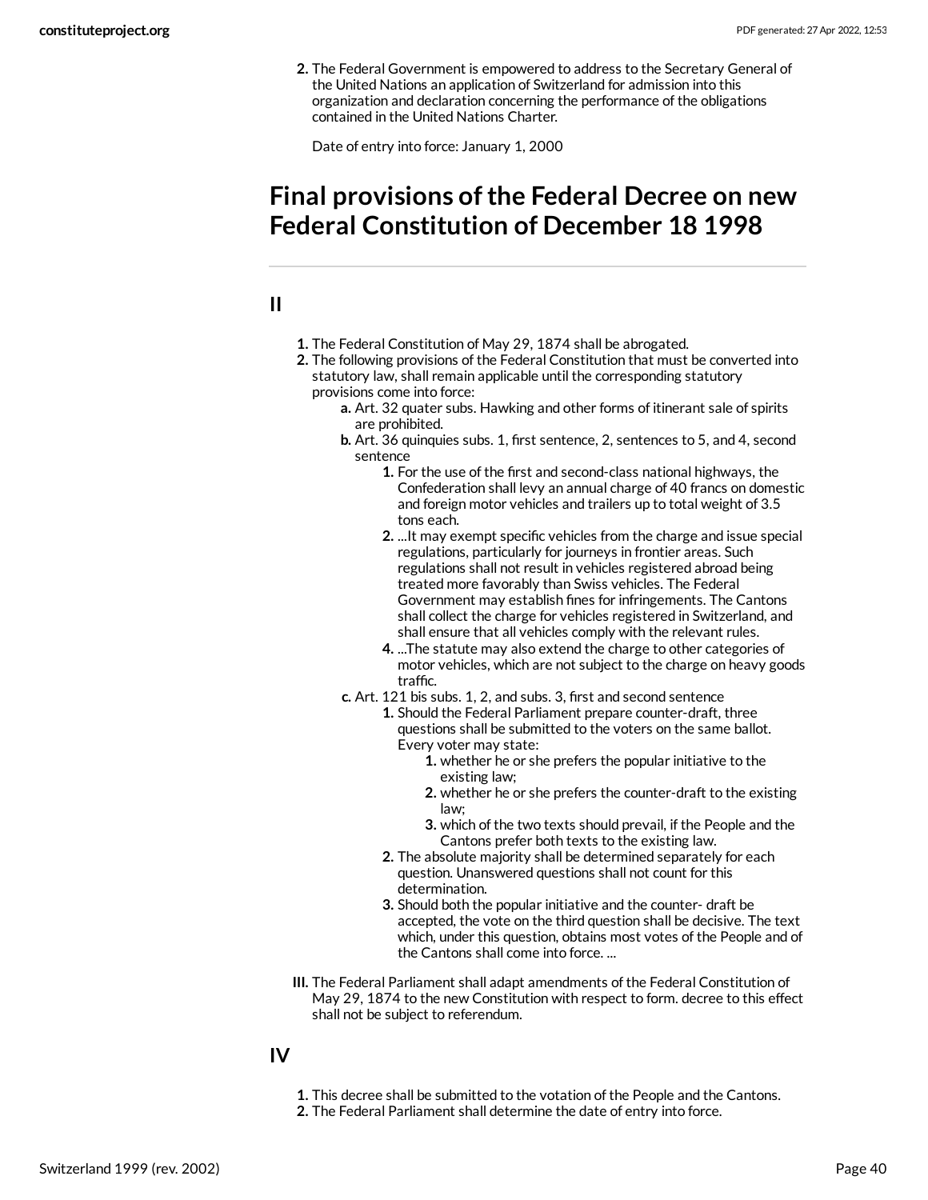2. The Federal Government is empowered to address to the Secretary General of the United Nations an application of Switzerland for admission into this organization and declaration concerning the performance of the obligations contained in the United Nations Charter.

Date of entry into force: January 1, 2000

# Final provisions of the Federal Decree on new Federal Constitution of December 18 1998

## II

1. The Federal Constitution of May 29, 1874 shall be abrogated.
2. The following provisions of the Federal Constitution that must be converted into statutory law, shall remain applicable until the corresponding statutory provisions come into force:
   - **a.** Art. 32 quater subs. Hawking and other forms of itinerant sale of spirits are prohibited.
   - **b.** Art. 36 quinquies subs. 1, first sentence, 2, sentences to 5, and 4, second sentence
     1. For the use of the first and second-class national highways, the Confederation shall levy an annual charge of 40 francs on domestic and foreign motor vehicles and trailers up to total weight of 3.5 tons each.
     2. ...It may exempt specific vehicles from the charge and issue special regulations, particularly for journeys in frontier areas. Such regulations shall not result in vehicles registered abroad being treated more favorably than Swiss vehicles. The Federal Government may establish fines for infringements. The Cantons shall collect the charge for vehicles registered in Switzerland, and shall ensure that all vehicles comply with the relevant rules.
     4. ...The statute may also extend the charge to other categories of motor vehicles, which are not subject to the charge on heavy goods traffic.
   - **c.** Art. 121 bis subs. 1, 2, and subs. 3, first and second sentence
     1. Should the Federal Parliament prepare counter-draft, three questions shall be submitted to the voters on the same ballot. Every voter may state:
        1. whether he or she prefers the popular initiative to the existing law;
        2. whether he or she prefers the counter-draft to the existing law;
        3. which of the two texts should prevail, if the People and the Cantons prefer both texts to the existing law.
     2. The absolute majority shall be determined separately for each question. Unanswered questions shall not count for this determination.
     3. Should both the popular initiative and the counter- draft be accepted, the vote on the third question shall be decisive. The text which, under this question, obtains most votes of the People and of the Cantons shall come into force. ...

III. The Federal Parliament shall adapt amendments of the Federal Constitution of May 29, 1874 to the new Constitution with respect to form. decree to this effect shall not be subject to referendum.

## IV

1. This decree shall be submitted to the votation of the People and the Cantons.
2. The Federal Parliament shall determine the date of entry into force.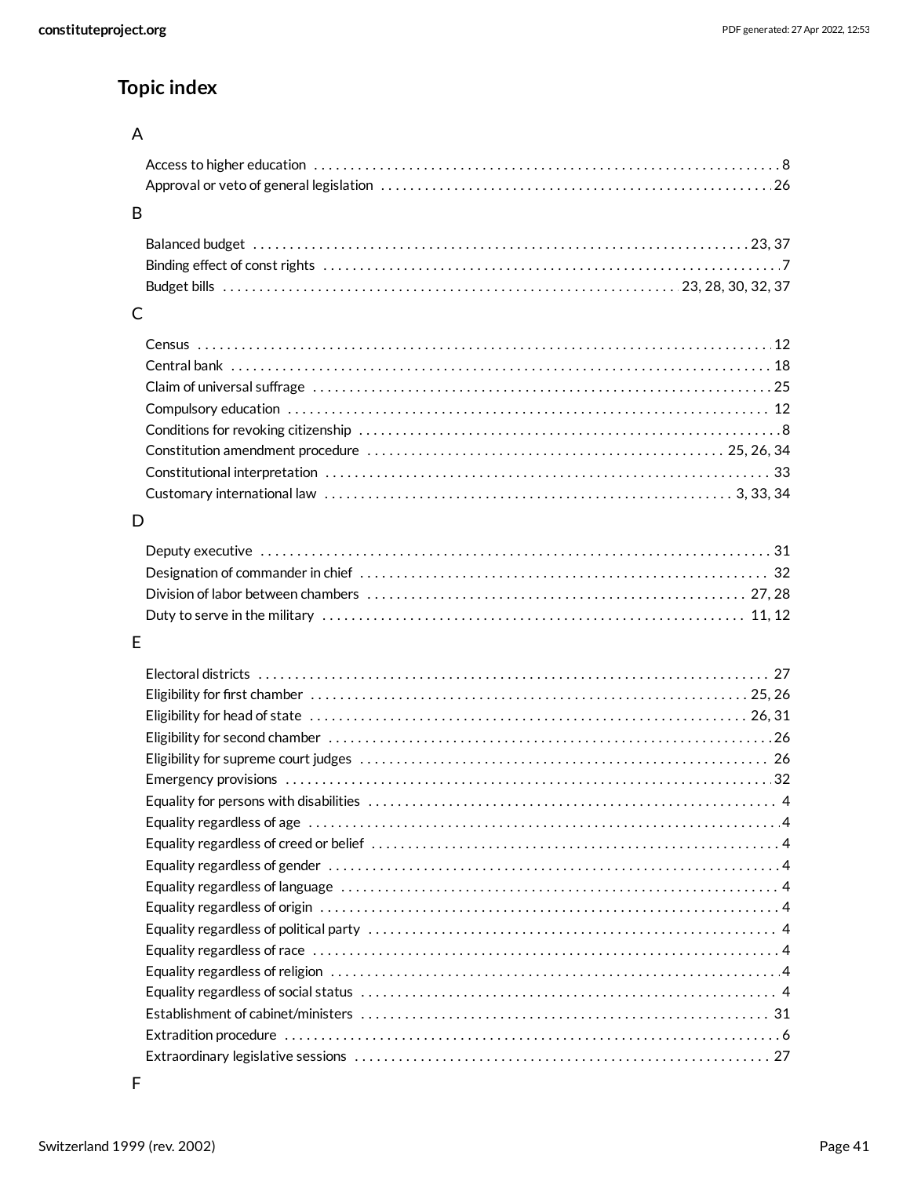## Topic index

### A

- Access to higher education . . . 8
- Approval or veto of general legislation . . . 26

### B

- Balanced budget . . . 23, 37
- Binding effect of const rights . . . 7
- Budget bills . . . 23, 28, 30, 32, 37

### C

- Census . . . 12
- Central bank . . . 18
- Claim of universal suffrage . . . 25
- Compulsory education . . . 12
- Conditions for revoking citizenship . . . 8
- Constitution amendment procedure . . . 25, 26, 34
- Constitutional interpretation . . . 33
- Customary international law . . . 3, 33, 34

### D

- Deputy executive . . . 31
- Designation of commander in chief . . . 32
- Division of labor between chambers . . . 27, 28
- Duty to serve in the military . . . 11, 12

### E

- Electoral districts . . . 27
- Eligibility for first chamber . . . 25, 26
- Eligibility for head of state . . . 26, 31
- Eligibility for second chamber . . . 26
- Eligibility for supreme court judges . . . 26
- Emergency provisions . . . 32
- Equality for persons with disabilities . . . 4
- Equality regardless of age . . . 4
- Equality regardless of creed or belief . . . 4
- Equality regardless of gender . . . 4
- Equality regardless of language . . . 4
- Equality regardless of origin . . . 4
- Equality regardless of political party . . . 4
- Equality regardless of race . . . 4
- Equality regardless of religion . . . 4
- Equality regardless of social status . . . 4
- Establishment of cabinet/ministers . . . 31
- Extradition procedure . . . 6
- Extraordinary legislative sessions . . . 27

### F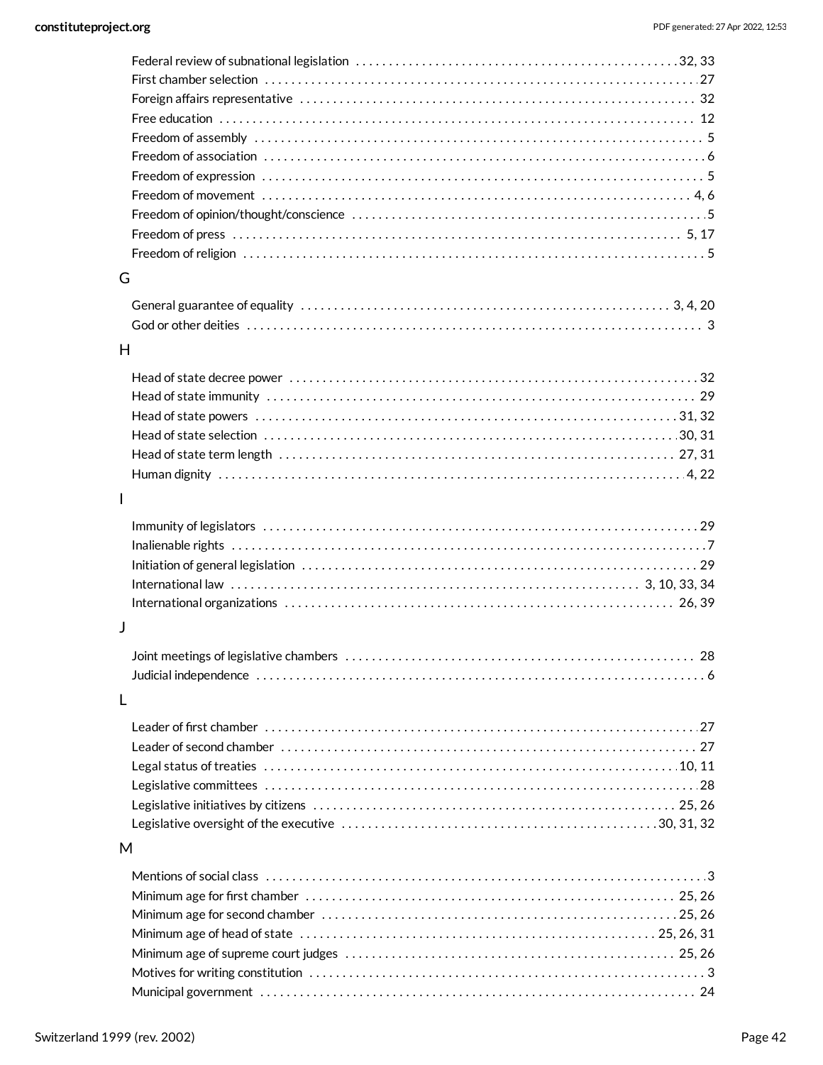Federal review of subnational legislation . . . . . . . . . . 32, 33
First chamber selection . . . . . . . . . . 27
Foreign affairs representative . . . . . . . . . . 32
Free education . . . . . . . . . . 12
Freedom of assembly . . . . . . . . . . 5
Freedom of association . . . . . . . . . . 6
Freedom of expression . . . . . . . . . . 5
Freedom of movement . . . . . . . . . . 4, 6
Freedom of opinion/thought/conscience . . . . . . . . . . 5
Freedom of press . . . . . . . . . . 5, 17
Freedom of religion . . . . . . . . . . 5

G

General guarantee of equality . . . . . . . . . . 3, 4, 20
God or other deities . . . . . . . . . . 3

H

Head of state decree power . . . . . . . . . . 32
Head of state immunity . . . . . . . . . . 29
Head of state powers . . . . . . . . . . 31, 32
Head of state selection . . . . . . . . . . 30, 31
Head of state term length . . . . . . . . . . 27, 31
Human dignity . . . . . . . . . . 4, 22

I

Immunity of legislators . . . . . . . . . . 29
Inalienable rights . . . . . . . . . . 7
Initiation of general legislation . . . . . . . . . . 29
International law . . . . . . . . . . 3, 10, 33, 34
International organizations . . . . . . . . . . 26, 39

J

Joint meetings of legislative chambers . . . . . . . . . . 28
Judicial independence . . . . . . . . . . 6

L

Leader of first chamber . . . . . . . . . . 27
Leader of second chamber . . . . . . . . . . 27
Legal status of treaties . . . . . . . . . . 10, 11
Legislative committees . . . . . . . . . . 28
Legislative initiatives by citizens . . . . . . . . . . 25, 26
Legislative oversight of the executive . . . . . . . . . . 30, 31, 32

M

Mentions of social class . . . . . . . . . . 3
Minimum age for first chamber . . . . . . . . . . 25, 26
Minimum age for second chamber . . . . . . . . . . 25, 26
Minimum age of head of state . . . . . . . . . . 25, 26, 31
Minimum age of supreme court judges . . . . . . . . . . 25, 26
Motives for writing constitution . . . . . . . . . . 3
Municipal government . . . . . . . . . . 24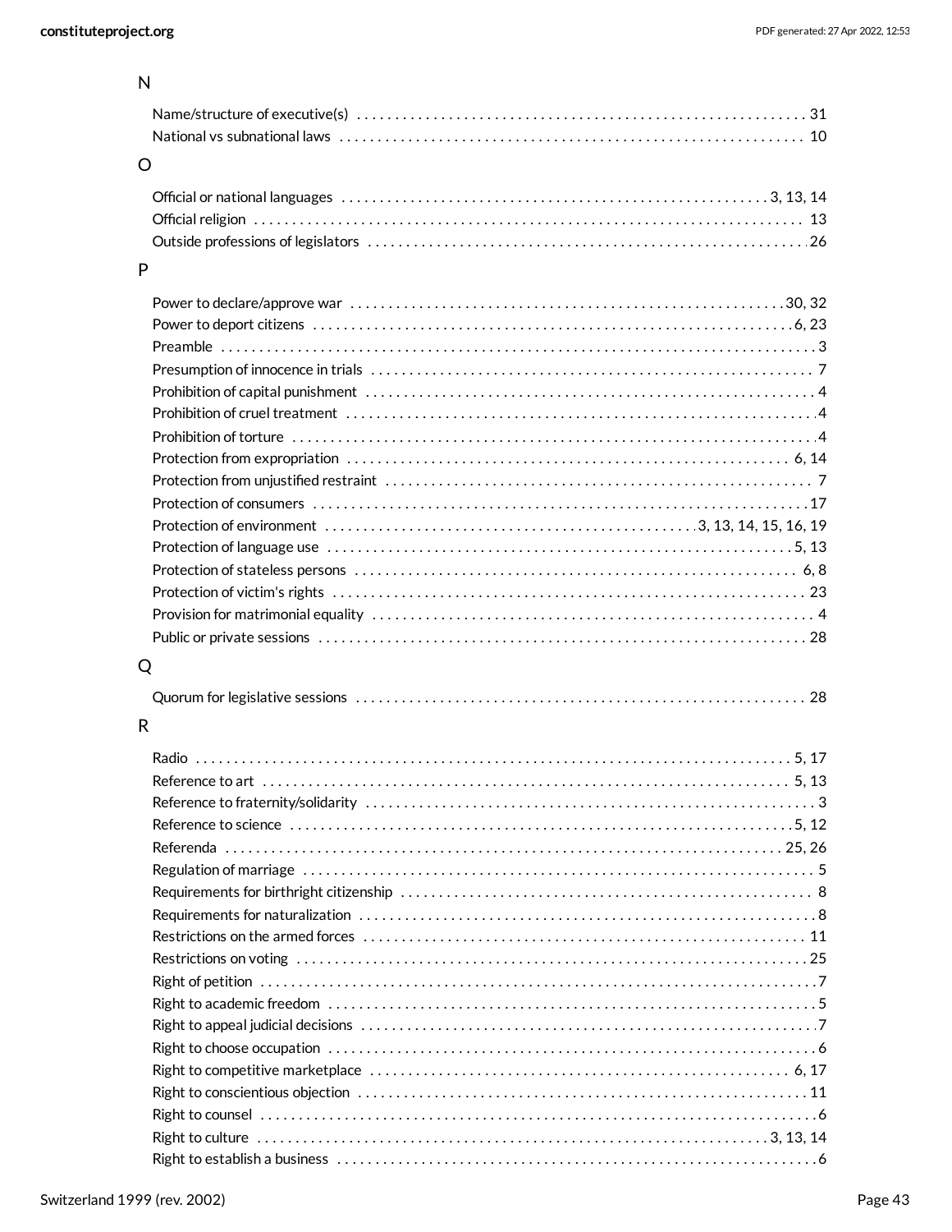## N

- Name/structure of executive(s) . . . . . . . . . . 31
- National vs subnational laws . . . . . . . . . . 10

## O

- Official or national languages . . . . . . . . . . 3, 13, 14
- Official religion . . . . . . . . . . 13
- Outside professions of legislators . . . . . . . . . . 26

## P

- Power to declare/approve war . . . . . . . . . . 30, 32
- Power to deport citizens . . . . . . . . . . 6, 23
- Preamble . . . . . . . . . . 3
- Presumption of innocence in trials . . . . . . . . . . 7
- Prohibition of capital punishment . . . . . . . . . . 4
- Prohibition of cruel treatment . . . . . . . . . . 4
- Prohibition of torture . . . . . . . . . . 4
- Protection from expropriation . . . . . . . . . . 6, 14
- Protection from unjustified restraint . . . . . . . . . . 7
- Protection of consumers . . . . . . . . . . 17
- Protection of environment . . . . . . . . . . 3, 13, 14, 15, 16, 19
- Protection of language use . . . . . . . . . . 5, 13
- Protection of stateless persons . . . . . . . . . . 6, 8
- Protection of victim's rights . . . . . . . . . . 23
- Provision for matrimonial equality . . . . . . . . . . 4
- Public or private sessions . . . . . . . . . . 28

## Q

- Quorum for legislative sessions . . . . . . . . . . 28

## R

- Radio . . . . . . . . . . 5, 17
- Reference to art . . . . . . . . . . 5, 13
- Reference to fraternity/solidarity . . . . . . . . . . 3
- Reference to science . . . . . . . . . . 5, 12
- Referenda . . . . . . . . . . 25, 26
- Regulation of marriage . . . . . . . . . . 5
- Requirements for birthright citizenship . . . . . . . . . . 8
- Requirements for naturalization . . . . . . . . . . 8
- Restrictions on the armed forces . . . . . . . . . . 11
- Restrictions on voting . . . . . . . . . . 25
- Right of petition . . . . . . . . . . 7
- Right to academic freedom . . . . . . . . . . 5
- Right to appeal judicial decisions . . . . . . . . . . 7
- Right to choose occupation . . . . . . . . . . 6
- Right to competitive marketplace . . . . . . . . . . 6, 17
- Right to conscientious objection . . . . . . . . . . 11
- Right to counsel . . . . . . . . . . 6
- Right to culture . . . . . . . . . . 3, 13, 14
- Right to establish a business . . . . . . . . . . 6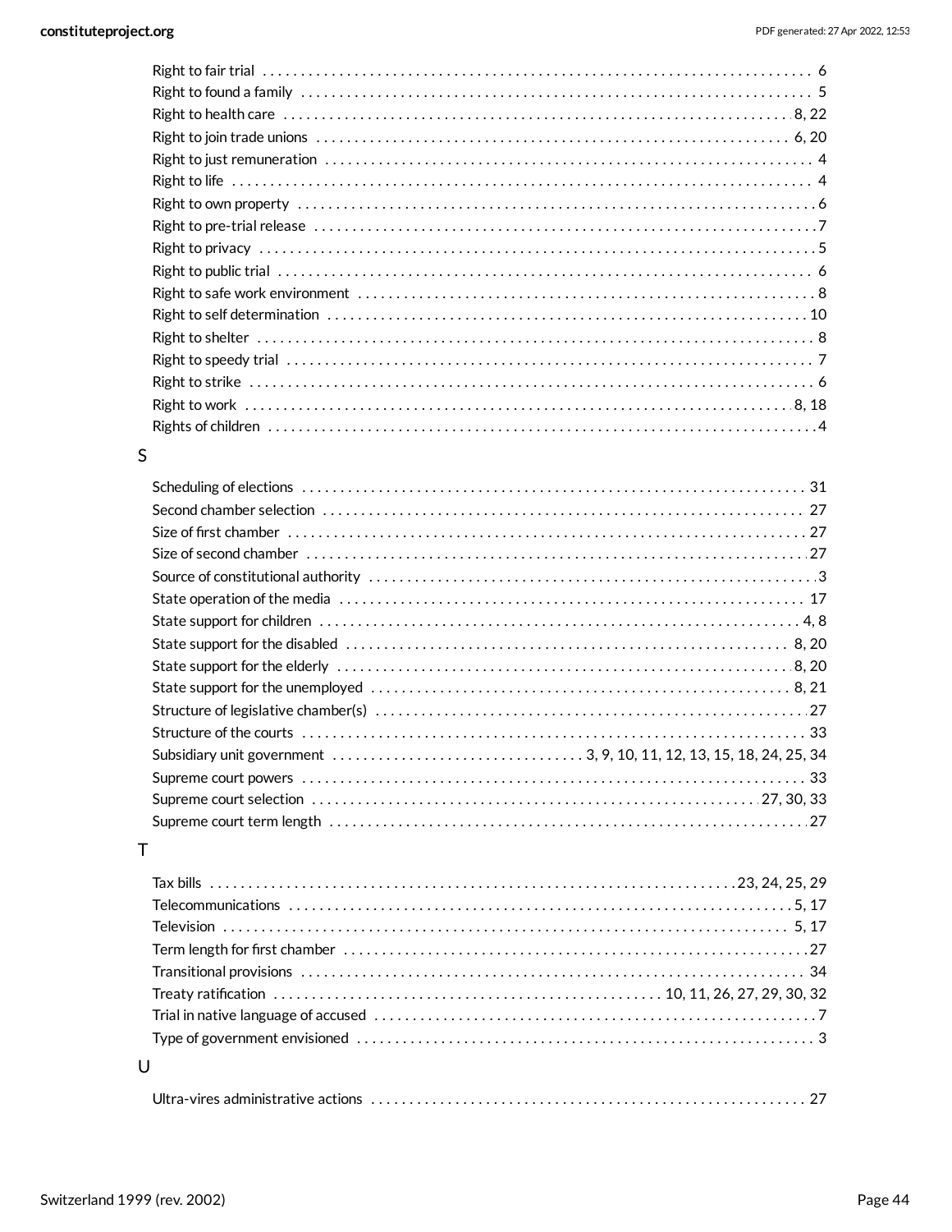Right to fair trial . . . . . . . . . . . . . . . . . . . . . . . . . . . . . . . . . . . . . . . . . . . . . . . . . . . . . . . . . . . . . . . . . . . . . . . . 6
Right to found a family . . . . . . . . . . . . . . . . . . . . . . . . . . . . . . . . . . . . . . . . . . . . . . . . . . . . . . . . . . . . . . . . . . . . 5
Right to health care . . . . . . . . . . . . . . . . . . . . . . . . . . . . . . . . . . . . . . . . . . . . . . . . . . . . . . . . . . . . . . . . . . . . 8, 22
Right to join trade unions . . . . . . . . . . . . . . . . . . . . . . . . . . . . . . . . . . . . . . . . . . . . . . . . . . . . . . . . . . . . . . . 6, 20
Right to just remuneration . . . . . . . . . . . . . . . . . . . . . . . . . . . . . . . . . . . . . . . . . . . . . . . . . . . . . . . . . . . . . . . . 4
Right to life . . . . . . . . . . . . . . . . . . . . . . . . . . . . . . . . . . . . . . . . . . . . . . . . . . . . . . . . . . . . . . . . . . . . . . . . . . . . 4
Right to own property . . . . . . . . . . . . . . . . . . . . . . . . . . . . . . . . . . . . . . . . . . . . . . . . . . . . . . . . . . . . . . . . . . . 6
Right to pre-trial release . . . . . . . . . . . . . . . . . . . . . . . . . . . . . . . . . . . . . . . . . . . . . . . . . . . . . . . . . . . . . . . . . 7
Right to privacy . . . . . . . . . . . . . . . . . . . . . . . . . . . . . . . . . . . . . . . . . . . . . . . . . . . . . . . . . . . . . . . . . . . . . . . . 5
Right to public trial . . . . . . . . . . . . . . . . . . . . . . . . . . . . . . . . . . . . . . . . . . . . . . . . . . . . . . . . . . . . . . . . . . . . . 6
Right to safe work environment . . . . . . . . . . . . . . . . . . . . . . . . . . . . . . . . . . . . . . . . . . . . . . . . . . . . . . . . . . . 8
Right to self determination . . . . . . . . . . . . . . . . . . . . . . . . . . . . . . . . . . . . . . . . . . . . . . . . . . . . . . . . . . . . . . 10
Right to shelter . . . . . . . . . . . . . . . . . . . . . . . . . . . . . . . . . . . . . . . . . . . . . . . . . . . . . . . . . . . . . . . . . . . . . . . . 8
Right to speedy trial . . . . . . . . . . . . . . . . . . . . . . . . . . . . . . . . . . . . . . . . . . . . . . . . . . . . . . . . . . . . . . . . . . . . 7
Right to strike . . . . . . . . . . . . . . . . . . . . . . . . . . . . . . . . . . . . . . . . . . . . . . . . . . . . . . . . . . . . . . . . . . . . . . . . . 6
Right to work . . . . . . . . . . . . . . . . . . . . . . . . . . . . . . . . . . . . . . . . . . . . . . . . . . . . . . . . . . . . . . . . . . . . . . . 8, 18
Rights of children . . . . . . . . . . . . . . . . . . . . . . . . . . . . . . . . . . . . . . . . . . . . . . . . . . . . . . . . . . . . . . . . . . . . . . 4

## S

Scheduling of elections . . . . . . . . . . . . . . . . . . . . . . . . . . . . . . . . . . . . . . . . . . . . . . . . . . . . . . . . . . . . . . . . . 31
Second chamber selection . . . . . . . . . . . . . . . . . . . . . . . . . . . . . . . . . . . . . . . . . . . . . . . . . . . . . . . . . . . . . . 27
Size of first chamber . . . . . . . . . . . . . . . . . . . . . . . . . . . . . . . . . . . . . . . . . . . . . . . . . . . . . . . . . . . . . . . . . . . 27
Size of second chamber . . . . . . . . . . . . . . . . . . . . . . . . . . . . . . . . . . . . . . . . . . . . . . . . . . . . . . . . . . . . . . . . 27
Source of constitutional authority . . . . . . . . . . . . . . . . . . . . . . . . . . . . . . . . . . . . . . . . . . . . . . . . . . . . . . . . . 3
State operation of the media . . . . . . . . . . . . . . . . . . . . . . . . . . . . . . . . . . . . . . . . . . . . . . . . . . . . . . . . . . . . 17
State support for children . . . . . . . . . . . . . . . . . . . . . . . . . . . . . . . . . . . . . . . . . . . . . . . . . . . . . . . . . . . . . . 4, 8
State support for the disabled . . . . . . . . . . . . . . . . . . . . . . . . . . . . . . . . . . . . . . . . . . . . . . . . . . . . . . . . . . 8, 20
State support for the elderly . . . . . . . . . . . . . . . . . . . . . . . . . . . . . . . . . . . . . . . . . . . . . . . . . . . . . . . . . . . 8, 20
State support for the unemployed . . . . . . . . . . . . . . . . . . . . . . . . . . . . . . . . . . . . . . . . . . . . . . . . . . . . . . . 8, 21
Structure of legislative chamber(s) . . . . . . . . . . . . . . . . . . . . . . . . . . . . . . . . . . . . . . . . . . . . . . . . . . . . . . . 27
Structure of the courts . . . . . . . . . . . . . . . . . . . . . . . . . . . . . . . . . . . . . . . . . . . . . . . . . . . . . . . . . . . . . . . . . 33
Subsidiary unit government . . . . . . . . . . . . . . . . . . . . . . . . . 3, 9, 10, 11, 12, 13, 15, 18, 24, 25, 34
Supreme court powers . . . . . . . . . . . . . . . . . . . . . . . . . . . . . . . . . . . . . . . . . . . . . . . . . . . . . . . . . . . . . . . . 33
Supreme court selection . . . . . . . . . . . . . . . . . . . . . . . . . . . . . . . . . . . . . . . . . . . . . . . . . . . . . . . . . 27, 30, 33
Supreme court term length . . . . . . . . . . . . . . . . . . . . . . . . . . . . . . . . . . . . . . . . . . . . . . . . . . . . . . . . . . . . . 27

## T

Tax bills . . . . . . . . . . . . . . . . . . . . . . . . . . . . . . . . . . . . . . . . . . . . . . . . . . . . . . . . . . . . . . . . . . . . 23, 24, 25, 29
Telecommunications . . . . . . . . . . . . . . . . . . . . . . . . . . . . . . . . . . . . . . . . . . . . . . . . . . . . . . . . . . . . . . . . . 5, 17
Television . . . . . . . . . . . . . . . . . . . . . . . . . . . . . . . . . . . . . . . . . . . . . . . . . . . . . . . . . . . . . . . . . . . . . . . . . . 5, 17
Term length for first chamber . . . . . . . . . . . . . . . . . . . . . . . . . . . . . . . . . . . . . . . . . . . . . . . . . . . . . . . . . . . 27
Transitional provisions . . . . . . . . . . . . . . . . . . . . . . . . . . . . . . . . . . . . . . . . . . . . . . . . . . . . . . . . . . . . . . . . 34
Treaty ratification . . . . . . . . . . . . . . . . . . . . . . . . . . . . . . . . . . . . . . . . . . . . . . . . 10, 11, 26, 27, 29, 30, 32
Trial in native language of accused . . . . . . . . . . . . . . . . . . . . . . . . . . . . . . . . . . . . . . . . . . . . . . . . . . . . . . 7
Type of government envisioned . . . . . . . . . . . . . . . . . . . . . . . . . . . . . . . . . . . . . . . . . . . . . . . . . . . . . . . . . 3

## U

Ultra-vires administrative actions . . . . . . . . . . . . . . . . . . . . . . . . . . . . . . . . . . . . . . . . . . . . . . . . . . . . . . . 27